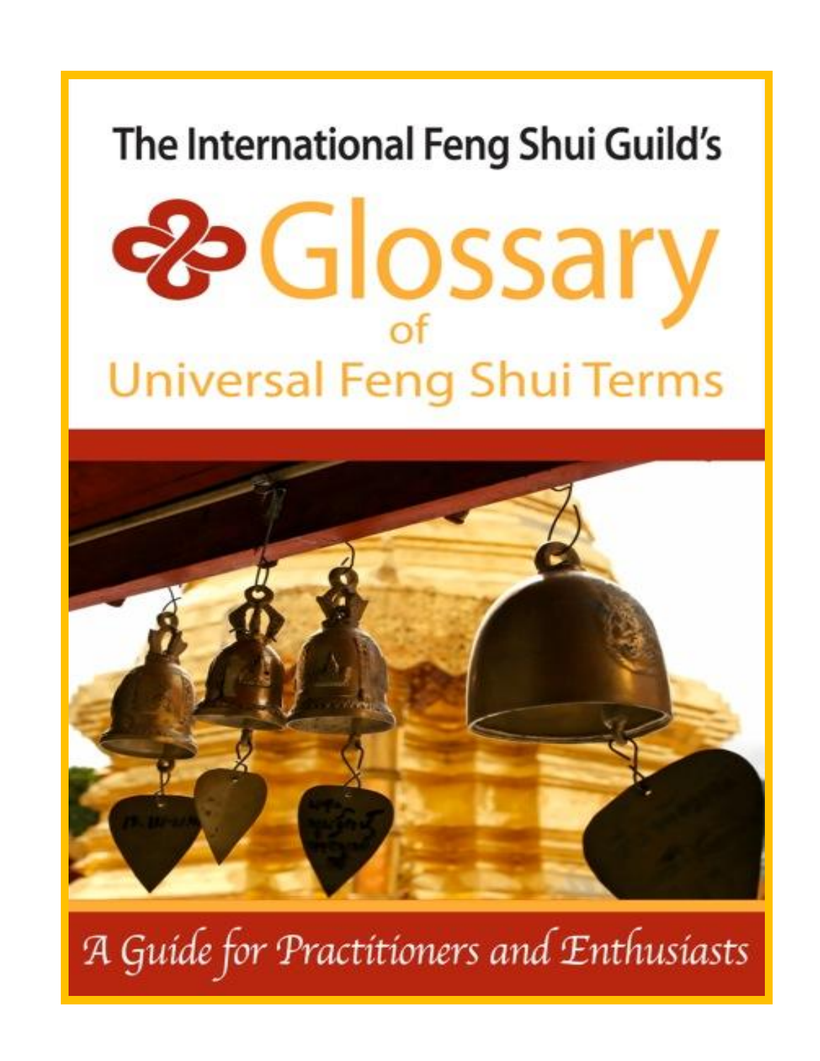The International Feng Shui Guild's

# Glossary of Universal Feng Shui Terms

*A Guide for Practitioners and Enthusiasts*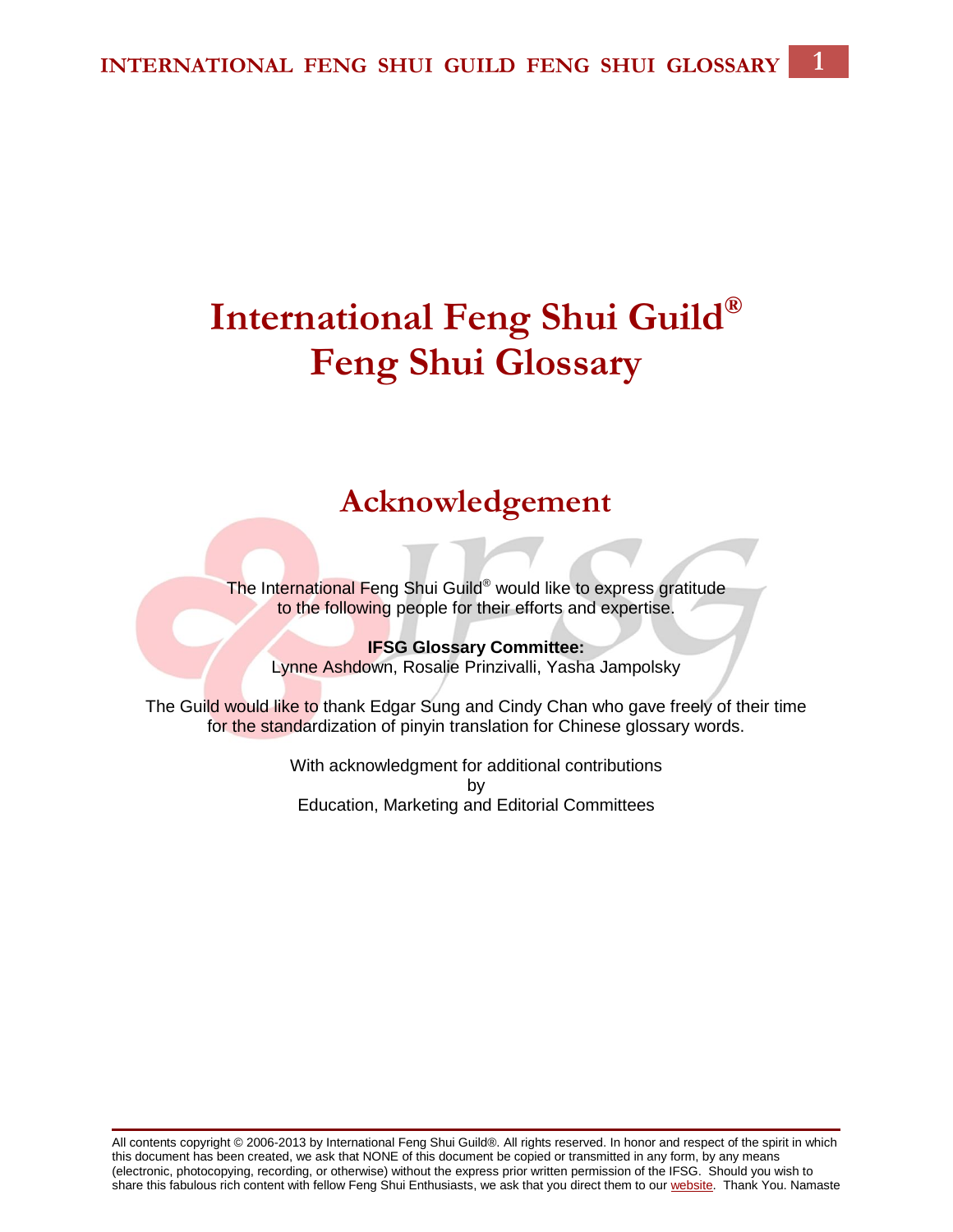# International Feng Shui Guild®
# Feng Shui Glossary

## Acknowledgement

The International Feng Shui Guild® would like to express gratitude to the following people for their efforts and expertise.

**IFSG Glossary Committee:**
Lynne Ashdown, Rosalie Prinzivalli, Yasha Jampolsky

The Guild would like to thank Edgar Sung and Cindy Chan who gave freely of their time for the standardization of pinyin translation for Chinese glossary words.

With acknowledgment for additional contributions
by
Education, Marketing and Editorial Committees

All contents copyright © 2006-2013 by International Feng Shui Guild®. All rights reserved. In honor and respect of the spirit in which this document has been created, we ask that NONE of this document be copied or transmitted in any form, by any means (electronic, photocopying, recording, or otherwise) without the express prior written permission of the IFSG. Should you wish to share this fabulous rich content with fellow Feng Shui Enthusiasts, we ask that you direct them to our website. Thank You. Namaste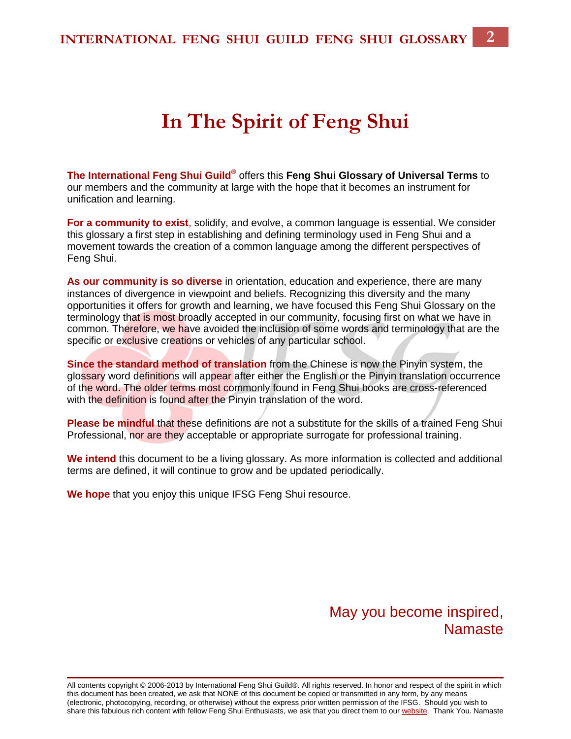# In The Spirit of Feng Shui

**The International Feng Shui Guild®** offers this **Feng Shui Glossary of Universal Terms** to our members and the community at large with the hope that it becomes an instrument for unification and learning.

**For a community to exist**, solidify, and evolve, a common language is essential. We consider this glossary a first step in establishing and defining terminology used in Feng Shui and a movement towards the creation of a common language among the different perspectives of Feng Shui.

**As our community is so diverse** in orientation, education and experience, there are many instances of divergence in viewpoint and beliefs. Recognizing this diversity and the many opportunities it offers for growth and learning, we have focused this Feng Shui Glossary on the terminology that is most broadly accepted in our community, focusing first on what we have in common. Therefore, we have avoided the inclusion of some words and terminology that are the specific or exclusive creations or vehicles of any particular school.

**Since the standard method of translation** from the Chinese is now the Pinyin system, the glossary word definitions will appear after either the English or the Pinyin translation occurrence of the word. The older terms most commonly found in Feng Shui books are cross-referenced with the definition is found after the Pinyin translation of the word.

**Please be mindful** that these definitions are not a substitute for the skills of a trained Feng Shui Professional, nor are they acceptable or appropriate surrogate for professional training.

**We intend** this document to be a living glossary. As more information is collected and additional terms are defined, it will continue to grow and be updated periodically.

**We hope** that you enjoy this unique IFSG Feng Shui resource.

May you become inspired,
Namaste

All contents copyright © 2006-2013 by International Feng Shui Guild®. All rights reserved. In honor and respect of the spirit in which this document has been created, we ask that NONE of this document be copied or transmitted in any form, by any means (electronic, photocopying, recording, or otherwise) without the express prior written permission of the IFSG. Should you wish to share this fabulous rich content with fellow Feng Shui Enthusiasts, we ask that you direct them to our website. Thank You. Namaste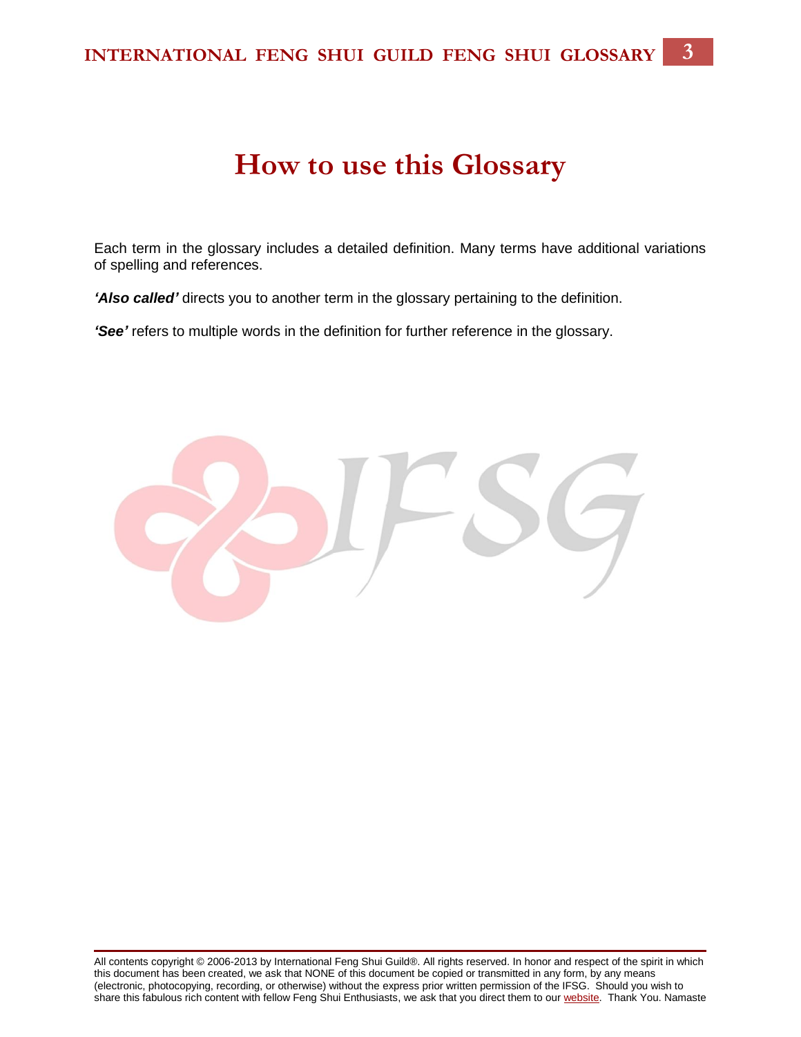# How to use this Glossary

Each term in the glossary includes a detailed definition. Many terms have additional variations of spelling and references.

***'Also called'*** directs you to another term in the glossary pertaining to the definition.

***'See'*** refers to multiple words in the definition for further reference in the glossary.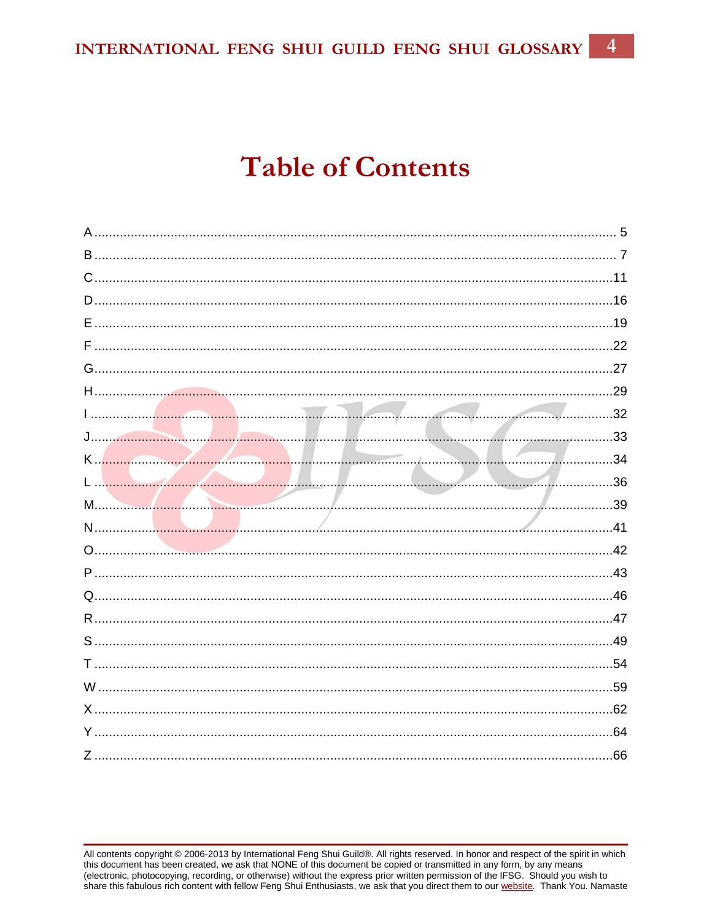# Table of Contents

A ........................................................................................................................................ 5
B ........................................................................................................................................ 7
C ......................................................................................................................................11
D ......................................................................................................................................16
E ......................................................................................................................................19
F ......................................................................................................................................22
G ......................................................................................................................................27
H ......................................................................................................................................29
I .......................................................................................................................................32
J .......................................................................................................................................33
K ......................................................................................................................................34
L ......................................................................................................................................36
M ......................................................................................................................................39
N ......................................................................................................................................41
O ......................................................................................................................................42
P ......................................................................................................................................43
Q ......................................................................................................................................46
R ......................................................................................................................................47
S ......................................................................................................................................49
T ......................................................................................................................................54
W ......................................................................................................................................59
X ......................................................................................................................................62
Y ......................................................................................................................................64
Z ......................................................................................................................................66

All contents copyright © 2006-2013 by International Feng Shui Guild®. All rights reserved. In honor and respect of the spirit in which this document has been created, we ask that NONE of this document be copied or transmitted in any form, by any means (electronic, photocopying, recording, or otherwise) without the express prior written permission of the IFSG. Should you wish to share this fabulous rich content with fellow Feng Shui Enthusiasts, we ask that you direct them to our website. Thank You. Namaste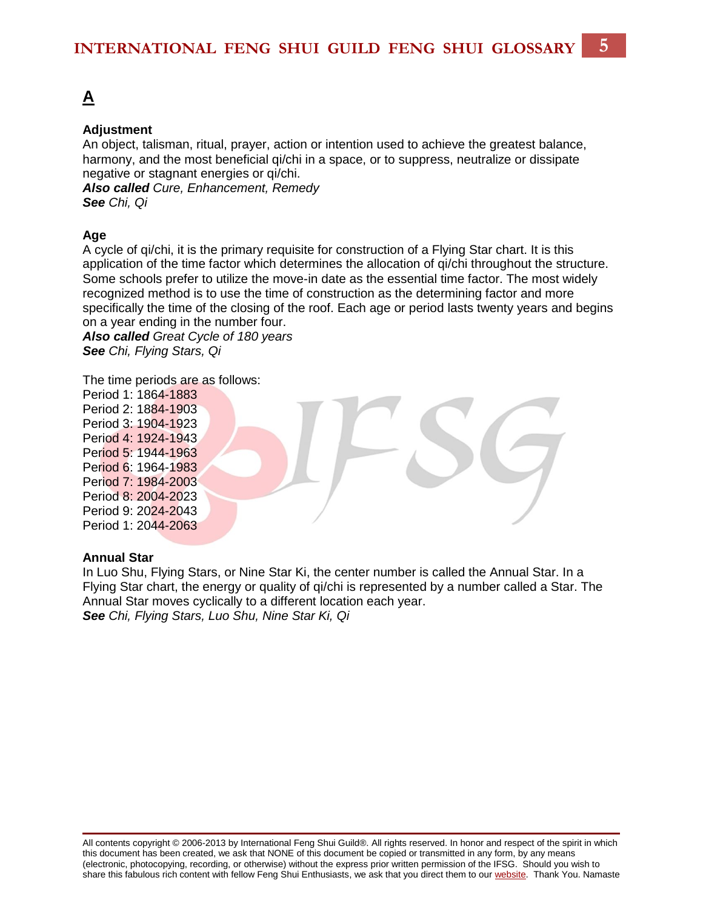# A

### Adjustment

An object, talisman, ritual, prayer, action or intention used to achieve the greatest balance, harmony, and the most beneficial qi/chi in a space, or to suppress, neutralize or dissipate negative or stagnant energies or qi/chi.
***Also called*** *Cure, Enhancement, Remedy*
***See*** *Chi, Qi*

### Age

A cycle of qi/chi, it is the primary requisite for construction of a Flying Star chart. It is this application of the time factor which determines the allocation of qi/chi throughout the structure. Some schools prefer to utilize the move-in date as the essential time factor. The most widely recognized method is to use the time of construction as the determining factor and more specifically the time of the closing of the roof. Each age or period lasts twenty years and begins on a year ending in the number four.
***Also called*** *Great Cycle of 180 years*
***See*** *Chi, Flying Stars, Qi*

The time periods are as follows:
Period 1: 1864-1883
Period 2: 1884-1903
Period 3: 1904-1923
Period 4: 1924-1943
Period 5: 1944-1963
Period 6: 1964-1983
Period 7: 1984-2003
Period 8: 2004-2023
Period 9: 2024-2043
Period 1: 2044-2063

### Annual Star

In Luo Shu, Flying Stars, or Nine Star Ki, the center number is called the Annual Star. In a Flying Star chart, the energy or quality of qi/chi is represented by a number called a Star. The Annual Star moves cyclically to a different location each year.
***See*** *Chi, Flying Stars, Luo Shu, Nine Star Ki, Qi*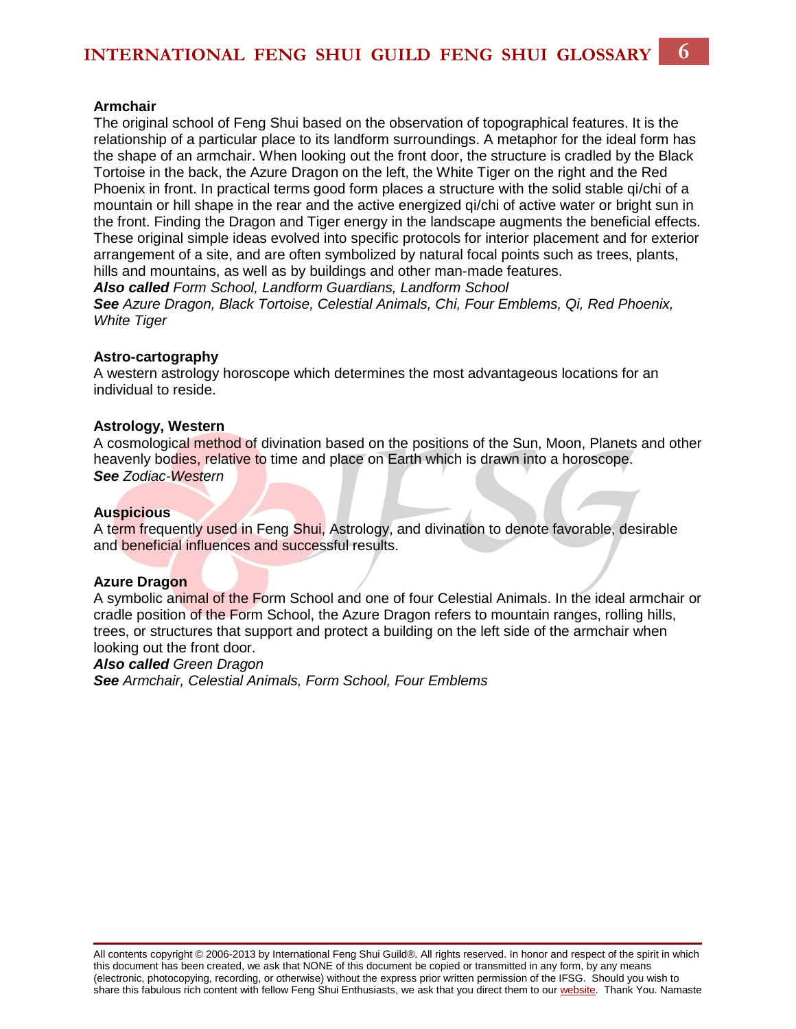### Armchair

The original school of Feng Shui based on the observation of topographical features. It is the relationship of a particular place to its landform surroundings. A metaphor for the ideal form has the shape of an armchair. When looking out the front door, the structure is cradled by the Black Tortoise in the back, the Azure Dragon on the left, the White Tiger on the right and the Red Phoenix in front. In practical terms good form places a structure with the solid stable qi/chi of a mountain or hill shape in the rear and the active energized qi/chi of active water or bright sun in the front. Finding the Dragon and Tiger energy in the landscape augments the beneficial effects. These original simple ideas evolved into specific protocols for interior placement and for exterior arrangement of a site, and are often symbolized by natural focal points such as trees, plants, hills and mountains, as well as by buildings and other man-made features.

***Also called*** *Form School, Landform Guardians, Landform School*

***See*** *Azure Dragon, Black Tortoise, Celestial Animals, Chi, Four Emblems, Qi, Red Phoenix, White Tiger*

### Astro-cartography

A western astrology horoscope which determines the most advantageous locations for an individual to reside.

### Astrology, Western

A cosmological method of divination based on the positions of the Sun, Moon, Planets and other heavenly bodies, relative to time and place on Earth which is drawn into a horoscope.

***See*** *Zodiac-Western*

### Auspicious

A term frequently used in Feng Shui, Astrology, and divination to denote favorable, desirable and beneficial influences and successful results.

### Azure Dragon

A symbolic animal of the Form School and one of four Celestial Animals. In the ideal armchair or cradle position of the Form School, the Azure Dragon refers to mountain ranges, rolling hills, trees, or structures that support and protect a building on the left side of the armchair when looking out the front door.

***Also called*** *Green Dragon*

***See*** *Armchair, Celestial Animals, Form School, Four Emblems*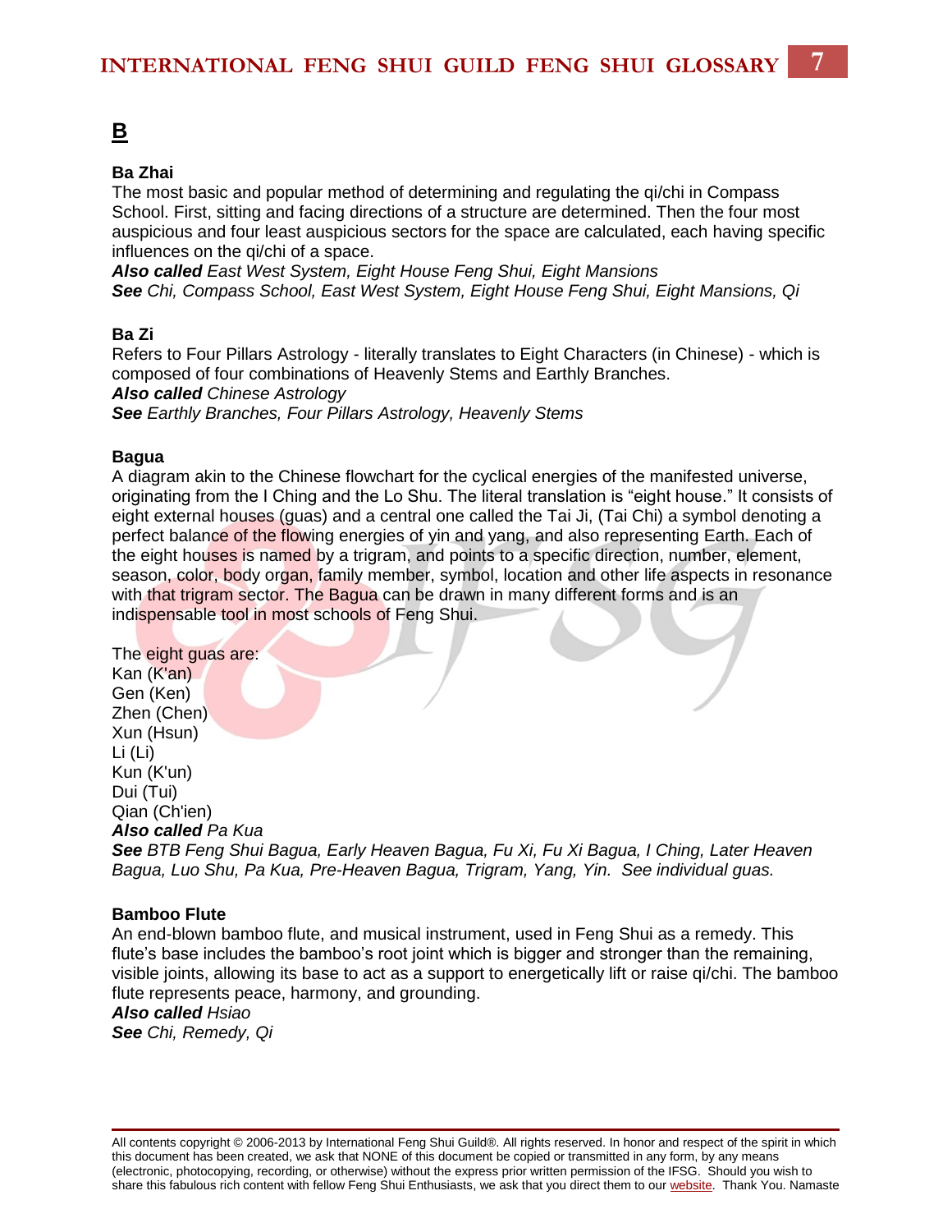# B

**Ba Zhai**
The most basic and popular method of determining and regulating the qi/chi in Compass School. First, sitting and facing directions of a structure are determined. Then the four most auspicious and four least auspicious sectors for the space are calculated, each having specific influences on the qi/chi of a space.
***Also called*** *East West System, Eight House Feng Shui, Eight Mansions*
***See*** *Chi, Compass School, East West System, Eight House Feng Shui, Eight Mansions, Qi*

**Ba Zi**
Refers to Four Pillars Astrology - literally translates to Eight Characters (in Chinese) - which is composed of four combinations of Heavenly Stems and Earthly Branches.
***Also called*** *Chinese Astrology*
***See*** *Earthly Branches, Four Pillars Astrology, Heavenly Stems*

**Bagua**
A diagram akin to the Chinese flowchart for the cyclical energies of the manifested universe, originating from the I Ching and the Lo Shu. The literal translation is "eight house." It consists of eight external houses (guas) and a central one called the Tai Ji, (Tai Chi) a symbol denoting a perfect balance of the flowing energies of yin and yang, and also representing Earth. Each of the eight houses is named by a trigram, and points to a specific direction, number, element, season, color, body organ, family member, symbol, location and other life aspects in resonance with that trigram sector. The Bagua can be drawn in many different forms and is an indispensable tool in most schools of Feng Shui.

The eight guas are:
Kan (K'an)
Gen (Ken)
Zhen (Chen)
Xun (Hsun)
Li (Li)
Kun (K'un)
Dui (Tui)
Qian (Ch'ien)
***Also called*** *Pa Kua*
***See*** *BTB Feng Shui Bagua, Early Heaven Bagua, Fu Xi, Fu Xi Bagua, I Ching, Later Heaven Bagua, Luo Shu, Pa Kua, Pre-Heaven Bagua, Trigram, Yang, Yin. See individual guas.*

**Bamboo Flute**
An end-blown bamboo flute, and musical instrument, used in Feng Shui as a remedy. This flute's base includes the bamboo's root joint which is bigger and stronger than the remaining, visible joints, allowing its base to act as a support to energetically lift or raise qi/chi. The bamboo flute represents peace, harmony, and grounding.
***Also called*** *Hsiao*
***See*** *Chi, Remedy, Qi*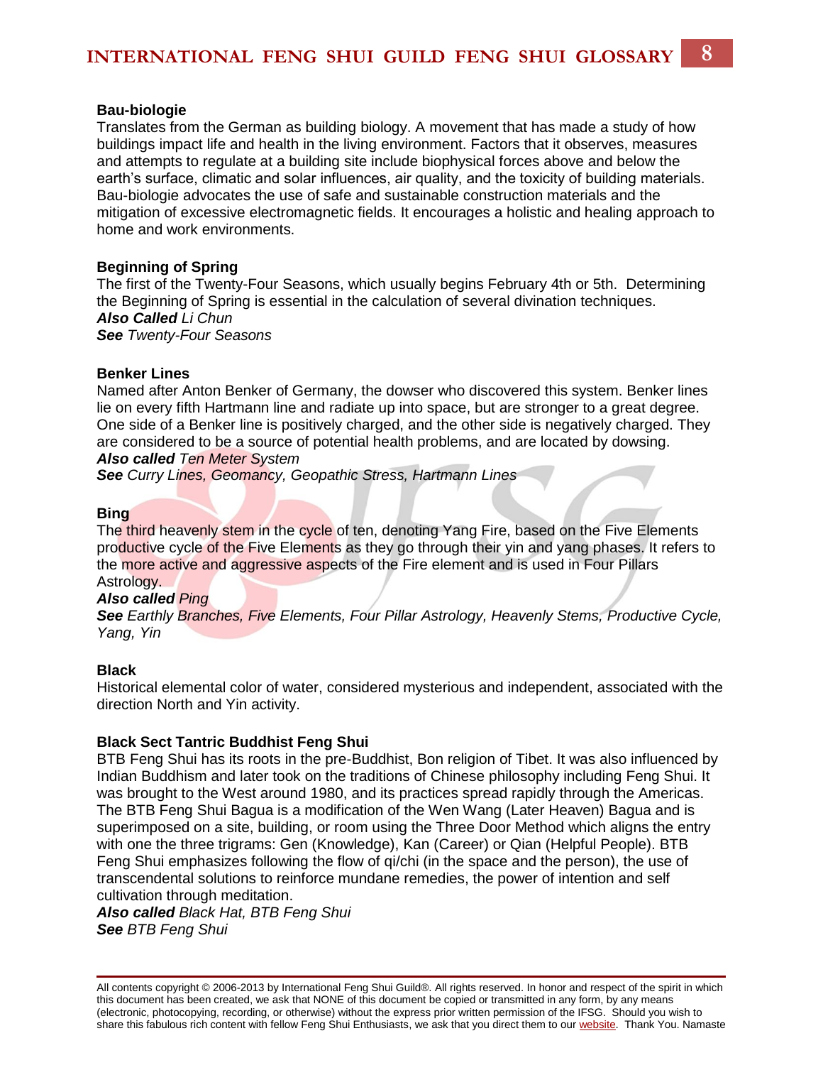**Bau-biologie**

Translates from the German as building biology. A movement that has made a study of how buildings impact life and health in the living environment. Factors that it observes, measures and attempts to regulate at a building site include biophysical forces above and below the earth's surface, climatic and solar influences, air quality, and the toxicity of building materials. Bau-biologie advocates the use of safe and sustainable construction materials and the mitigation of excessive electromagnetic fields. It encourages a holistic and healing approach to home and work environments.

**Beginning of Spring**

The first of the Twenty-Four Seasons, which usually begins February 4th or 5th. Determining the Beginning of Spring is essential in the calculation of several divination techniques.

***Also Called*** *Li Chun*

***See*** *Twenty-Four Seasons*

**Benker Lines**

Named after Anton Benker of Germany, the dowser who discovered this system. Benker lines lie on every fifth Hartmann line and radiate up into space, but are stronger to a great degree. One side of a Benker line is positively charged, and the other side is negatively charged. They are considered to be a source of potential health problems, and are located by dowsing.

***Also called*** *Ten Meter System*

***See*** *Curry Lines, Geomancy, Geopathic Stress, Hartmann Lines*

**Bing**

The third heavenly stem in the cycle of ten, denoting Yang Fire, based on the Five Elements productive cycle of the Five Elements as they go through their yin and yang phases. It refers to the more active and aggressive aspects of the Fire element and is used in Four Pillars Astrology.

***Also called*** *Ping*

***See*** *Earthly Branches, Five Elements, Four Pillar Astrology, Heavenly Stems, Productive Cycle, Yang, Yin*

**Black**

Historical elemental color of water, considered mysterious and independent, associated with the direction North and Yin activity.

**Black Sect Tantric Buddhist Feng Shui**

BTB Feng Shui has its roots in the pre-Buddhist, Bon religion of Tibet. It was also influenced by Indian Buddhism and later took on the traditions of Chinese philosophy including Feng Shui. It was brought to the West around 1980, and its practices spread rapidly through the Americas. The BTB Feng Shui Bagua is a modification of the Wen Wang (Later Heaven) Bagua and is superimposed on a site, building, or room using the Three Door Method which aligns the entry with one the three trigrams: Gen (Knowledge), Kan (Career) or Qian (Helpful People). BTB Feng Shui emphasizes following the flow of qi/chi (in the space and the person), the use of transcendental solutions to reinforce mundane remedies, the power of intention and self cultivation through meditation.

***Also called*** *Black Hat, BTB Feng Shui*

***See*** *BTB Feng Shui*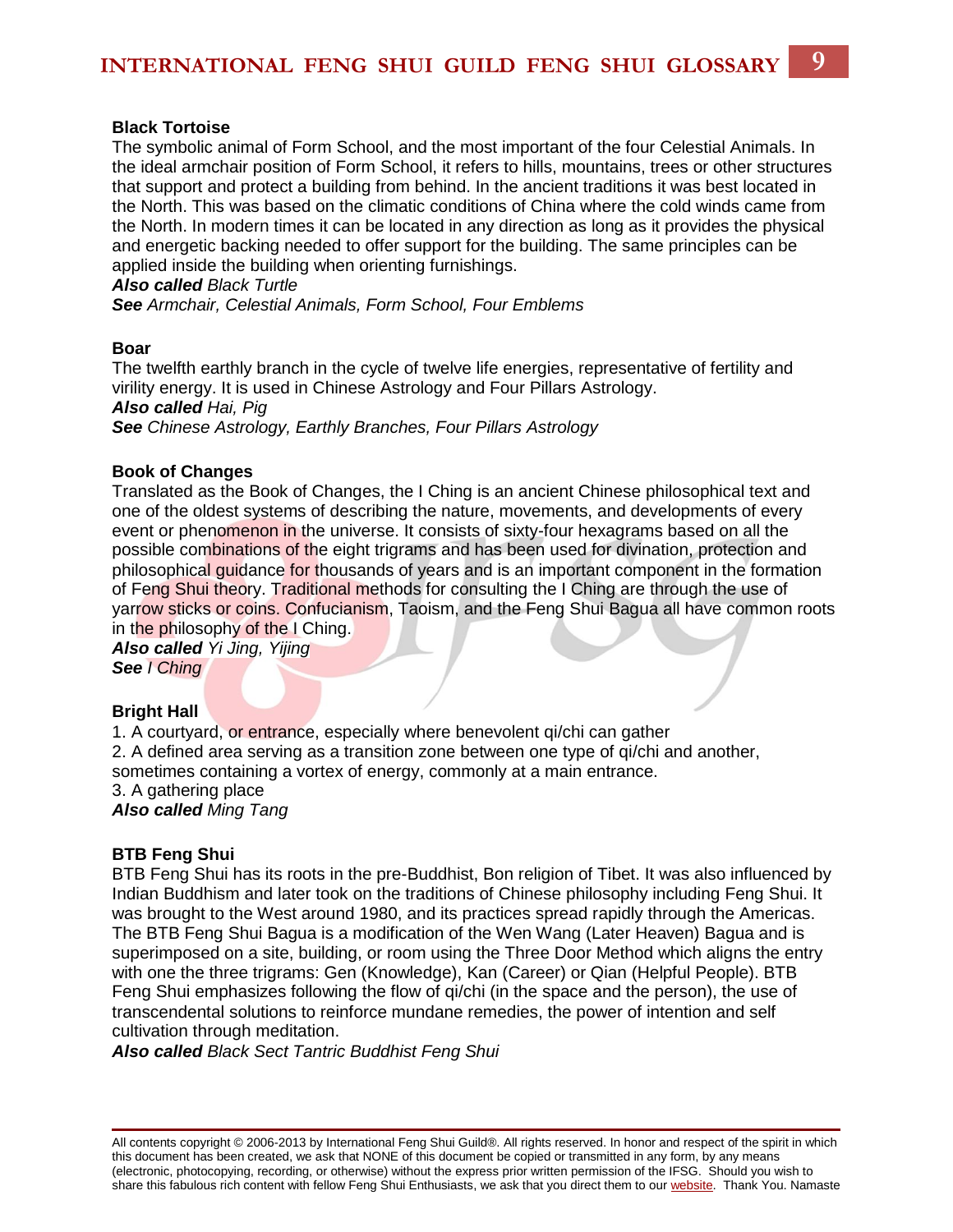### Black Tortoise

The symbolic animal of Form School, and the most important of the four Celestial Animals. In the ideal armchair position of Form School, it refers to hills, mountains, trees or other structures that support and protect a building from behind. In the ancient traditions it was best located in the North. This was based on the climatic conditions of China where the cold winds came from the North. In modern times it can be located in any direction as long as it provides the physical and energetic backing needed to offer support for the building. The same principles can be applied inside the building when orienting furnishings.

***Also called*** *Black Turtle*

***See*** *Armchair, Celestial Animals, Form School, Four Emblems*

### Boar

The twelfth earthly branch in the cycle of twelve life energies, representative of fertility and virility energy. It is used in Chinese Astrology and Four Pillars Astrology.

***Also called*** *Hai, Pig*

***See*** *Chinese Astrology, Earthly Branches, Four Pillars Astrology*

### Book of Changes

Translated as the Book of Changes, the I Ching is an ancient Chinese philosophical text and one of the oldest systems of describing the nature, movements, and developments of every event or phenomenon in the universe. It consists of sixty-four hexagrams based on all the possible combinations of the eight trigrams and has been used for divination, protection and philosophical guidance for thousands of years and is an important component in the formation of Feng Shui theory. Traditional methods for consulting the I Ching are through the use of yarrow sticks or coins. Confucianism, Taoism, and the Feng Shui Bagua all have common roots in the philosophy of the I Ching.

***Also called*** *Yi Jing, Yijing*

***See*** *I Ching*

### Bright Hall

1. A courtyard, or entrance, especially where benevolent qi/chi can gather
2. A defined area serving as a transition zone between one type of qi/chi and another, sometimes containing a vortex of energy, commonly at a main entrance.
3. A gathering place

***Also called*** *Ming Tang*

### BTB Feng Shui

BTB Feng Shui has its roots in the pre-Buddhist, Bon religion of Tibet. It was also influenced by Indian Buddhism and later took on the traditions of Chinese philosophy including Feng Shui. It was brought to the West around 1980, and its practices spread rapidly through the Americas. The BTB Feng Shui Bagua is a modification of the Wen Wang (Later Heaven) Bagua and is superimposed on a site, building, or room using the Three Door Method which aligns the entry with one the three trigrams: Gen (Knowledge), Kan (Career) or Qian (Helpful People). BTB Feng Shui emphasizes following the flow of qi/chi (in the space and the person), the use of transcendental solutions to reinforce mundane remedies, the power of intention and self cultivation through meditation.

***Also called*** *Black Sect Tantric Buddhist Feng Shui*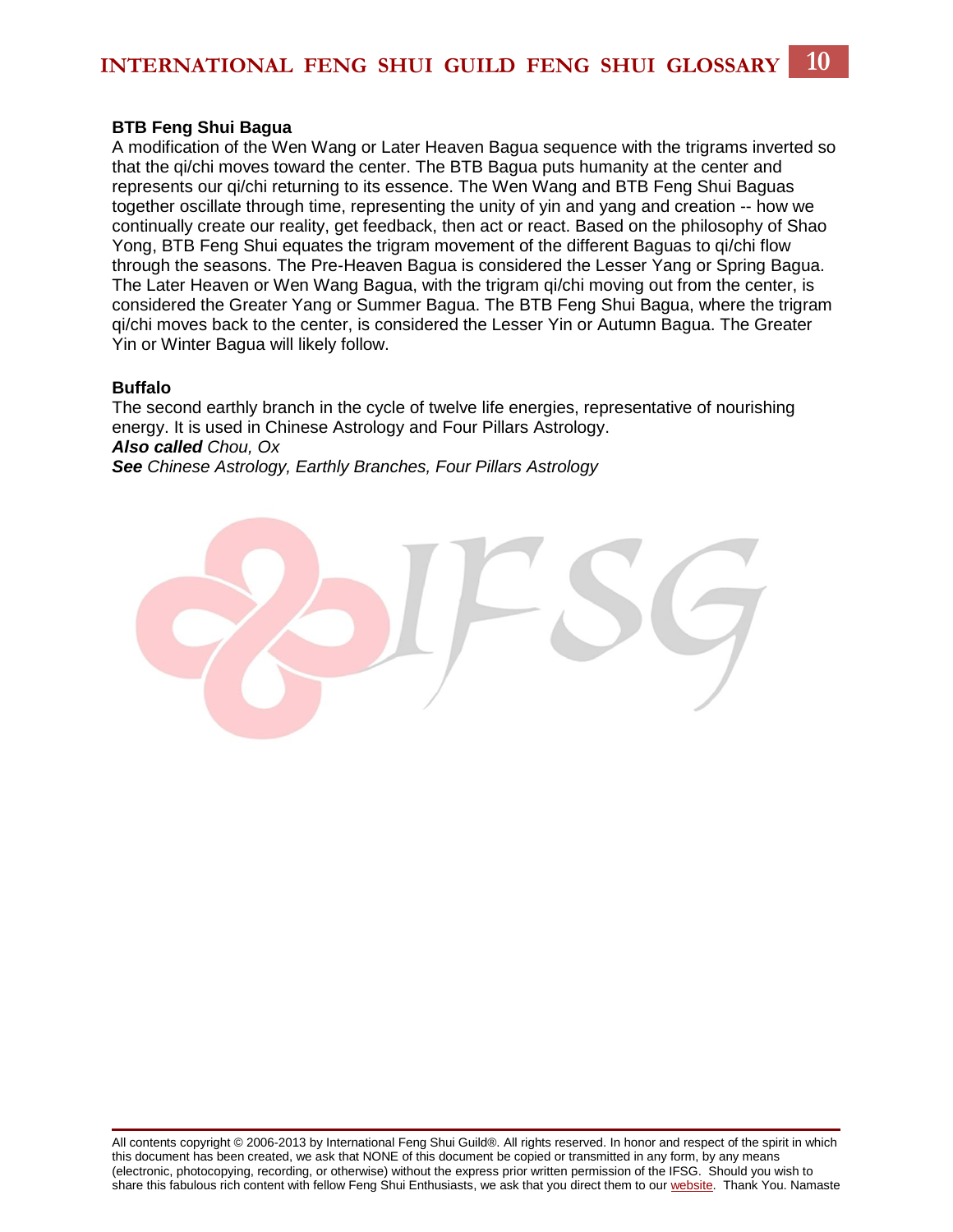**BTB Feng Shui Bagua**
A modification of the Wen Wang or Later Heaven Bagua sequence with the trigrams inverted so that the qi/chi moves toward the center. The BTB Bagua puts humanity at the center and represents our qi/chi returning to its essence. The Wen Wang and BTB Feng Shui Baguas together oscillate through time, representing the unity of yin and yang and creation -- how we continually create our reality, get feedback, then act or react. Based on the philosophy of Shao Yong, BTB Feng Shui equates the trigram movement of the different Baguas to qi/chi flow through the seasons. The Pre-Heaven Bagua is considered the Lesser Yang or Spring Bagua. The Later Heaven or Wen Wang Bagua, with the trigram qi/chi moving out from the center, is considered the Greater Yang or Summer Bagua. The BTB Feng Shui Bagua, where the trigram qi/chi moves back to the center, is considered the Lesser Yin or Autumn Bagua. The Greater Yin or Winter Bagua will likely follow.

**Buffalo**
The second earthly branch in the cycle of twelve life energies, representative of nourishing energy. It is used in Chinese Astrology and Four Pillars Astrology.
***Also called*** *Chou, Ox*
***See*** *Chinese Astrology, Earthly Branches, Four Pillars Astrology*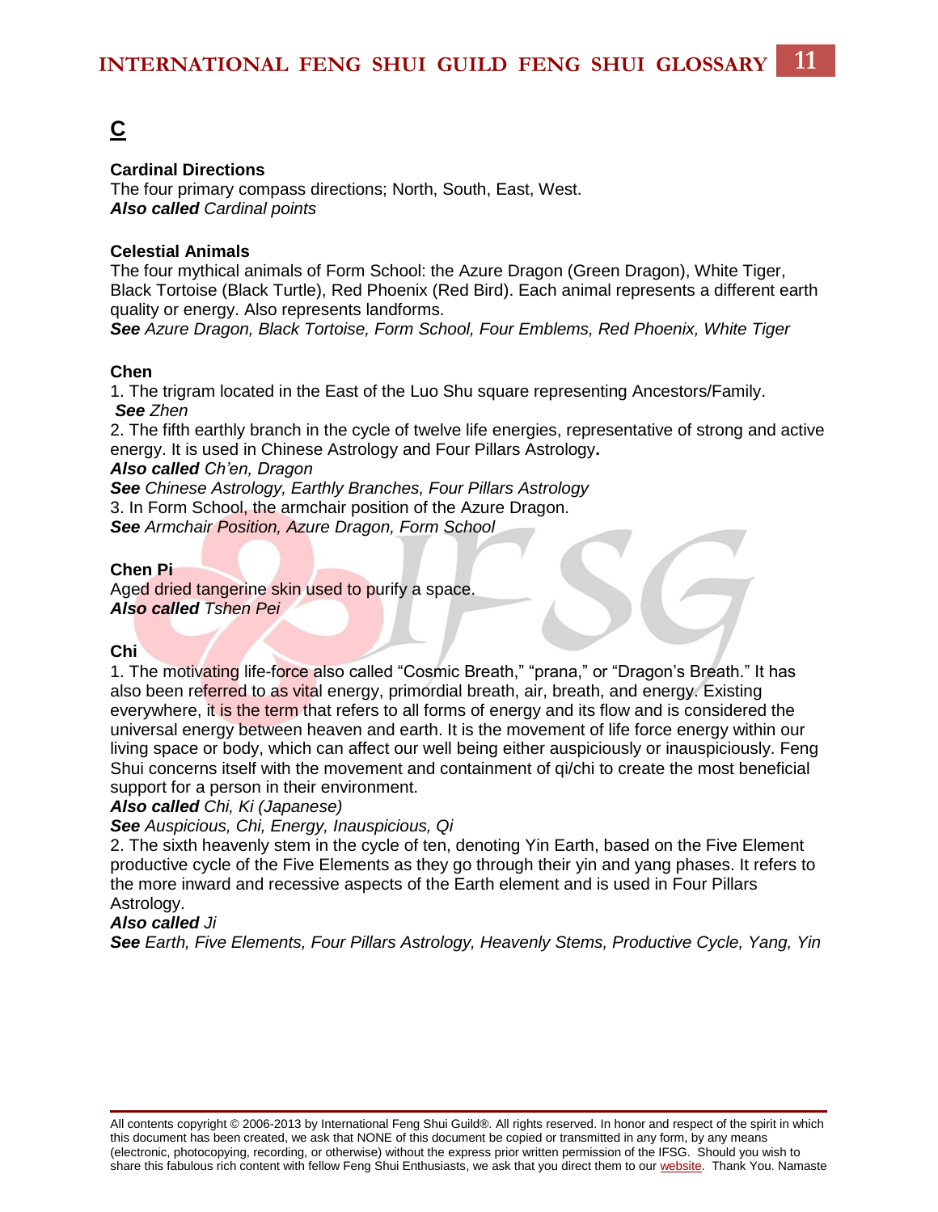## C

**Cardinal Directions**
The four primary compass directions; North, South, East, West.
***Also called*** *Cardinal points*

**Celestial Animals**
The four mythical animals of Form School: the Azure Dragon (Green Dragon), White Tiger, Black Tortoise (Black Turtle), Red Phoenix (Red Bird). Each animal represents a different earth quality or energy. Also represents landforms.
***See*** *Azure Dragon, Black Tortoise, Form School, Four Emblems, Red Phoenix, White Tiger*

**Chen**
1. The trigram located in the East of the Luo Shu square representing Ancestors/Family.
***See*** *Zhen*
2. The fifth earthly branch in the cycle of twelve life energies, representative of strong and active energy. It is used in Chinese Astrology and Four Pillars Astrology**.**
***Also called*** *Ch'en, Dragon*
***See*** *Chinese Astrology, Earthly Branches, Four Pillars Astrology*
3. In Form School, the armchair position of the Azure Dragon.
***See*** *Armchair Position, Azure Dragon, Form School*

**Chen Pi**
Aged dried tangerine skin used to purify a space.
***Also called*** *Tshen Pei*

**Chi**
1. The motivating life-force also called "Cosmic Breath," "prana," or "Dragon's Breath." It has also been referred to as vital energy, primordial breath, air, breath, and energy. Existing everywhere, it is the term that refers to all forms of energy and its flow and is considered the universal energy between heaven and earth. It is the movement of life force energy within our living space or body, which can affect our well being either auspiciously or inauspiciously. Feng Shui concerns itself with the movement and containment of qi/chi to create the most beneficial support for a person in their environment.
***Also called*** *Chi, Ki (Japanese)*
***See*** *Auspicious, Chi, Energy, Inauspicious, Qi*
2. The sixth heavenly stem in the cycle of ten, denoting Yin Earth, based on the Five Element productive cycle of the Five Elements as they go through their yin and yang phases. It refers to the more inward and recessive aspects of the Earth element and is used in Four Pillars Astrology.
***Also called*** *Ji*
***See*** *Earth, Five Elements, Four Pillars Astrology, Heavenly Stems, Productive Cycle, Yang, Yin*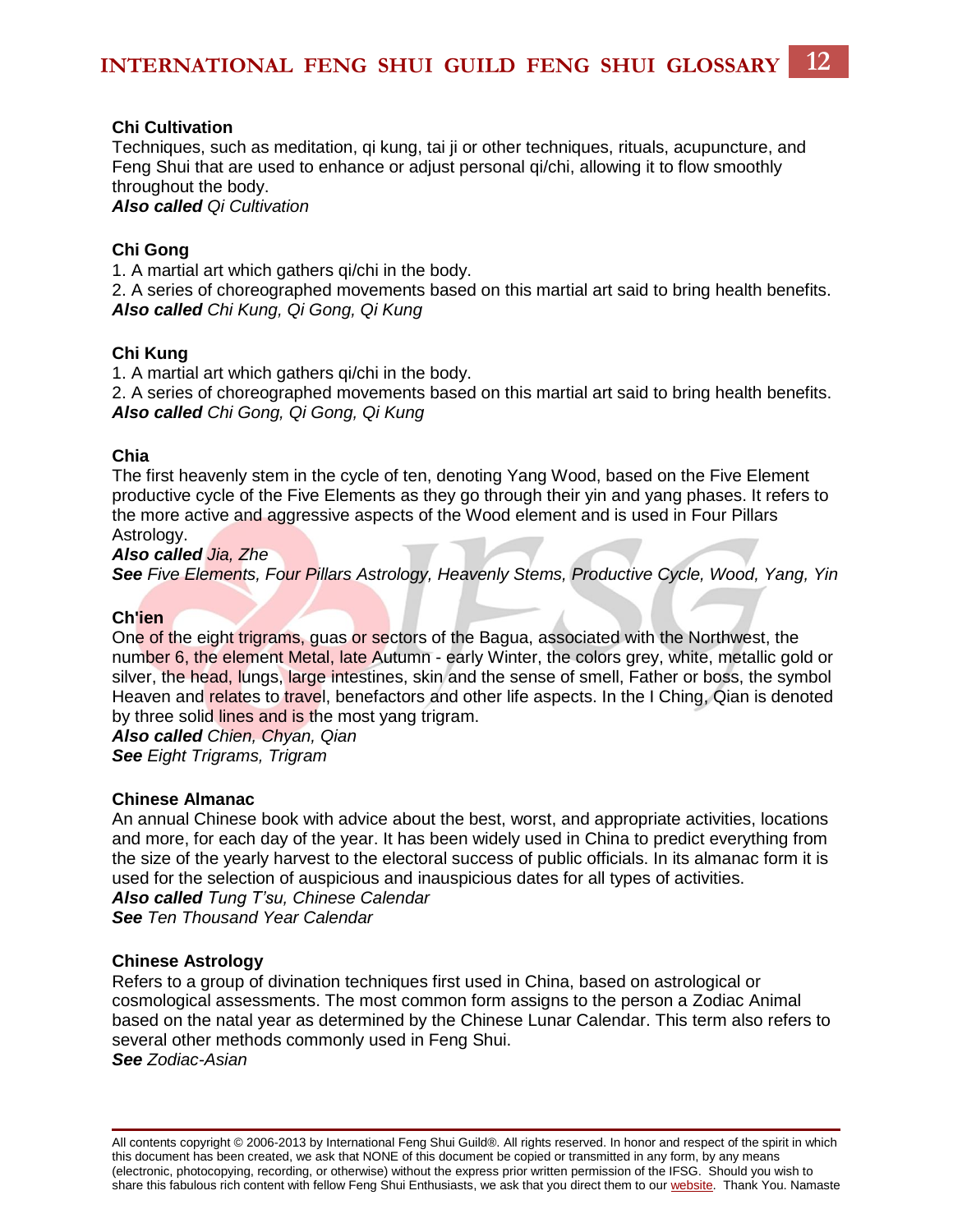### Chi Cultivation

Techniques, such as meditation, qi kung, tai ji or other techniques, rituals, acupuncture, and Feng Shui that are used to enhance or adjust personal qi/chi, allowing it to flow smoothly throughout the body.
***Also called*** *Qi Cultivation*

### Chi Gong

1. A martial art which gathers qi/chi in the body.
2. A series of choreographed movements based on this martial art said to bring health benefits.

***Also called*** *Chi Kung, Qi Gong, Qi Kung*

### Chi Kung

1. A martial art which gathers qi/chi in the body.
2. A series of choreographed movements based on this martial art said to bring health benefits.

***Also called*** *Chi Gong, Qi Gong, Qi Kung*

### Chia

The first heavenly stem in the cycle of ten, denoting Yang Wood, based on the Five Element productive cycle of the Five Elements as they go through their yin and yang phases. It refers to the more active and aggressive aspects of the Wood element and is used in Four Pillars Astrology.
***Also called*** *Jia, Zhe*
***See*** *Five Elements, Four Pillars Astrology, Heavenly Stems, Productive Cycle, Wood, Yang, Yin*

### Ch'ien

One of the eight trigrams, guas or sectors of the Bagua, associated with the Northwest, the number 6, the element Metal, late Autumn - early Winter, the colors grey, white, metallic gold or silver, the head, lungs, large intestines, skin and the sense of smell, Father or boss, the symbol Heaven and relates to travel, benefactors and other life aspects. In the I Ching, Qian is denoted by three solid lines and is the most yang trigram.
***Also called*** *Chien, Chyan, Qian*
***See*** *Eight Trigrams, Trigram*

### Chinese Almanac

An annual Chinese book with advice about the best, worst, and appropriate activities, locations and more, for each day of the year. It has been widely used in China to predict everything from the size of the yearly harvest to the electoral success of public officials. In its almanac form it is used for the selection of auspicious and inauspicious dates for all types of activities.
***Also called*** *Tung T'su, Chinese Calendar*
***See*** *Ten Thousand Year Calendar*

### Chinese Astrology

Refers to a group of divination techniques first used in China, based on astrological or cosmological assessments. The most common form assigns to the person a Zodiac Animal based on the natal year as determined by the Chinese Lunar Calendar. This term also refers to several other methods commonly used in Feng Shui.
***See*** *Zodiac-Asian*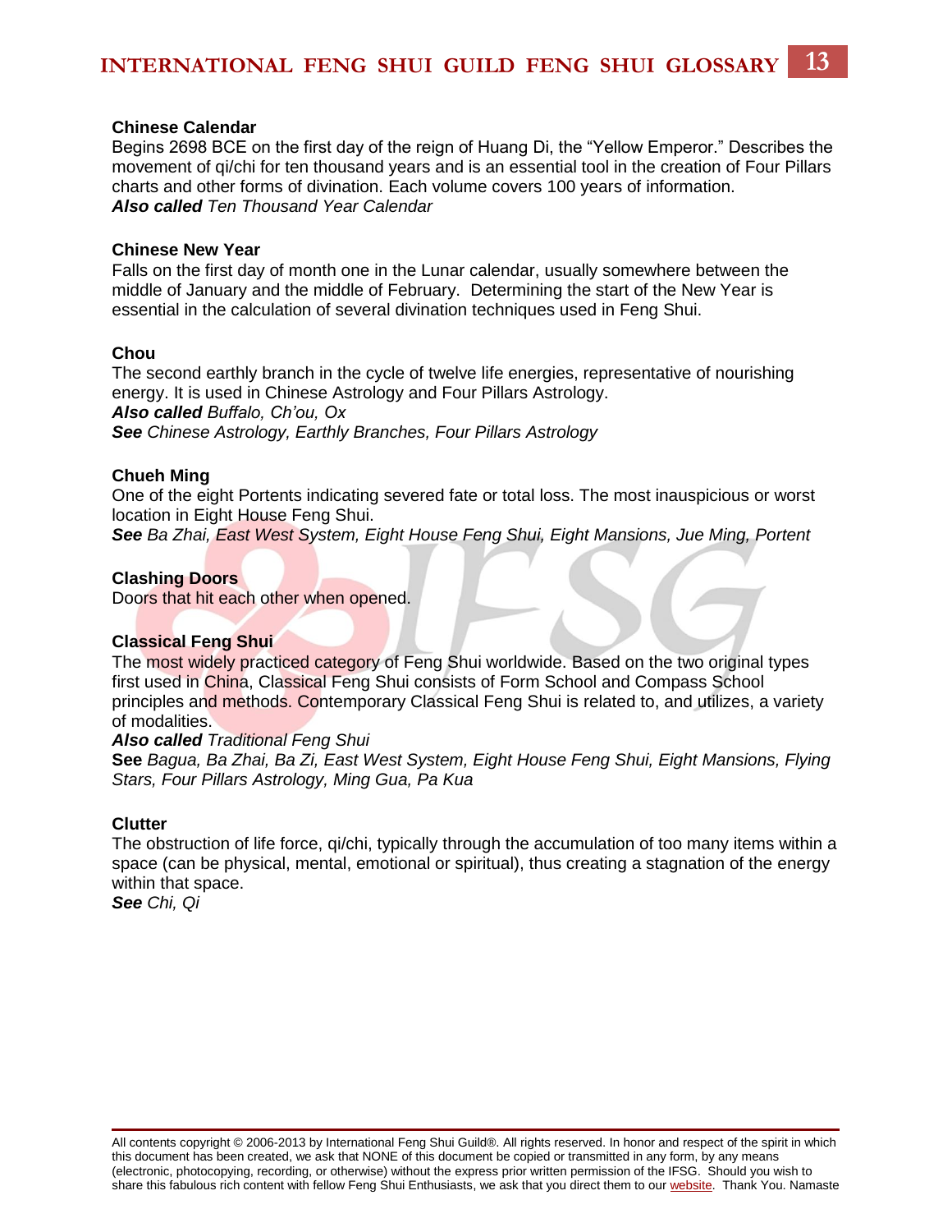**Chinese Calendar**

Begins 2698 BCE on the first day of the reign of Huang Di, the "Yellow Emperor." Describes the movement of qi/chi for ten thousand years and is an essential tool in the creation of Four Pillars charts and other forms of divination. Each volume covers 100 years of information.

***Also called*** *Ten Thousand Year Calendar*

**Chinese New Year**

Falls on the first day of month one in the Lunar calendar, usually somewhere between the middle of January and the middle of February. Determining the start of the New Year is essential in the calculation of several divination techniques used in Feng Shui.

**Chou**

The second earthly branch in the cycle of twelve life energies, representative of nourishing energy. It is used in Chinese Astrology and Four Pillars Astrology.

***Also called*** *Buffalo, Ch'ou, Ox*

***See*** *Chinese Astrology, Earthly Branches, Four Pillars Astrology*

**Chueh Ming**

One of the eight Portents indicating severed fate or total loss. The most inauspicious or worst location in Eight House Feng Shui.

***See*** *Ba Zhai, East West System, Eight House Feng Shui, Eight Mansions, Jue Ming, Portent*

**Clashing Doors**

Doors that hit each other when opened.

**Classical Feng Shui**

The most widely practiced category of Feng Shui worldwide. Based on the two original types first used in China, Classical Feng Shui consists of Form School and Compass School principles and methods. Contemporary Classical Feng Shui is related to, and utilizes, a variety of modalities.

***Also called*** *Traditional Feng Shui*

**See** *Bagua, Ba Zhai, Ba Zi, East West System, Eight House Feng Shui, Eight Mansions, Flying Stars, Four Pillars Astrology, Ming Gua, Pa Kua*

**Clutter**

The obstruction of life force, qi/chi, typically through the accumulation of too many items within a space (can be physical, mental, emotional or spiritual), thus creating a stagnation of the energy within that space.

***See*** *Chi, Qi*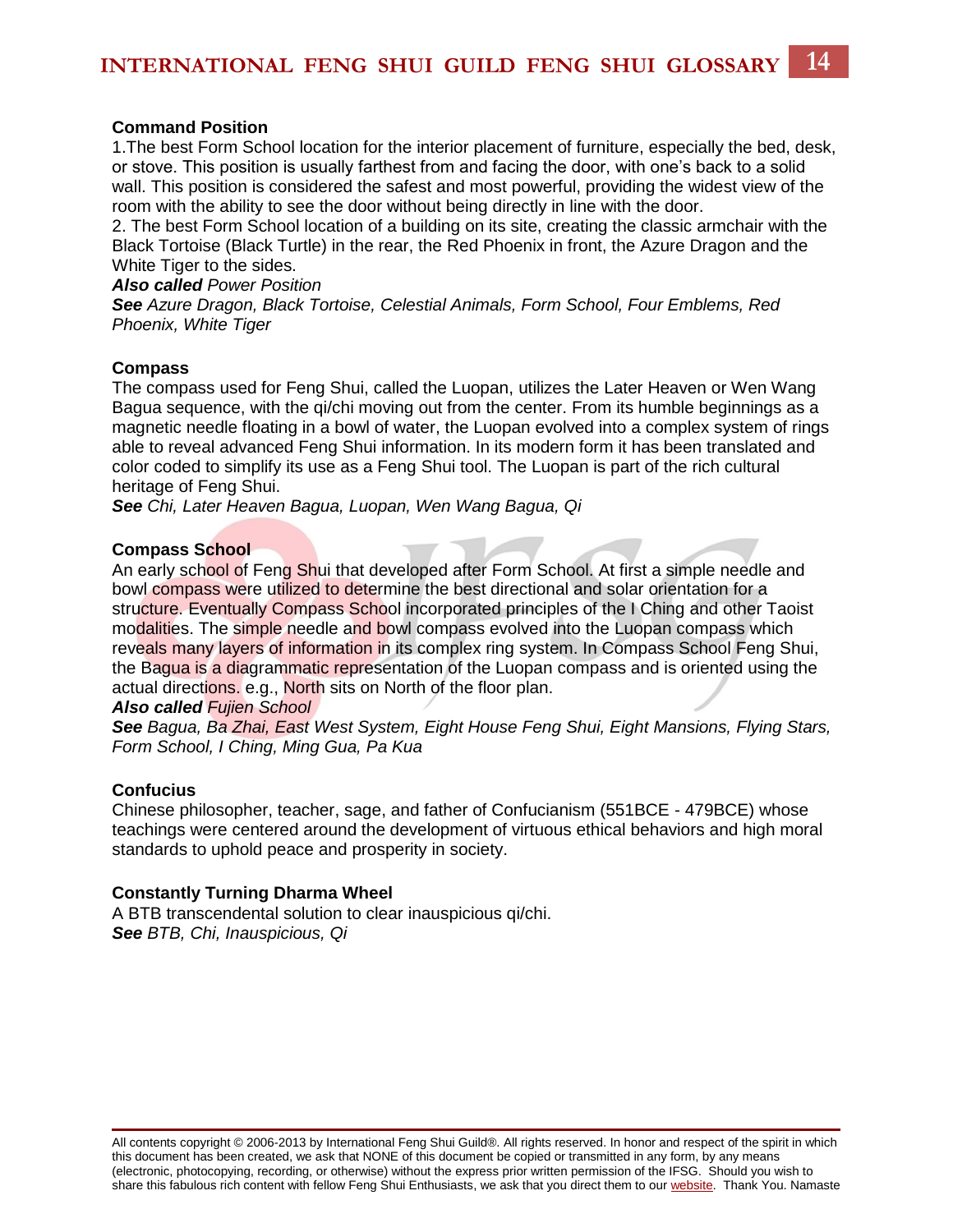**Command Position**

1.The best Form School location for the interior placement of furniture, especially the bed, desk, or stove. This position is usually farthest from and facing the door, with one's back to a solid wall. This position is considered the safest and most powerful, providing the widest view of the room with the ability to see the door without being directly in line with the door.

2. The best Form School location of a building on its site, creating the classic armchair with the Black Tortoise (Black Turtle) in the rear, the Red Phoenix in front, the Azure Dragon and the White Tiger to the sides.

***Also called*** *Power Position*

***See*** *Azure Dragon, Black Tortoise, Celestial Animals, Form School, Four Emblems, Red Phoenix, White Tiger*

**Compass**

The compass used for Feng Shui, called the Luopan, utilizes the Later Heaven or Wen Wang Bagua sequence, with the qi/chi moving out from the center. From its humble beginnings as a magnetic needle floating in a bowl of water, the Luopan evolved into a complex system of rings able to reveal advanced Feng Shui information. In its modern form it has been translated and color coded to simplify its use as a Feng Shui tool. The Luopan is part of the rich cultural heritage of Feng Shui.

***See*** *Chi, Later Heaven Bagua, Luopan, Wen Wang Bagua, Qi*

**Compass School**

An early school of Feng Shui that developed after Form School. At first a simple needle and bowl compass were utilized to determine the best directional and solar orientation for a structure. Eventually Compass School incorporated principles of the I Ching and other Taoist modalities. The simple needle and bowl compass evolved into the Luopan compass which reveals many layers of information in its complex ring system. In Compass School Feng Shui, the Bagua is a diagrammatic representation of the Luopan compass and is oriented using the actual directions. e.g., North sits on North of the floor plan.

***Also called*** *Fujien School*

***See*** *Bagua, Ba Zhai, East West System, Eight House Feng Shui, Eight Mansions, Flying Stars, Form School, I Ching, Ming Gua, Pa Kua*

**Confucius**

Chinese philosopher, teacher, sage, and father of Confucianism (551BCE - 479BCE) whose teachings were centered around the development of virtuous ethical behaviors and high moral standards to uphold peace and prosperity in society.

**Constantly Turning Dharma Wheel**

A BTB transcendental solution to clear inauspicious qi/chi.

***See*** *BTB, Chi, Inauspicious, Qi*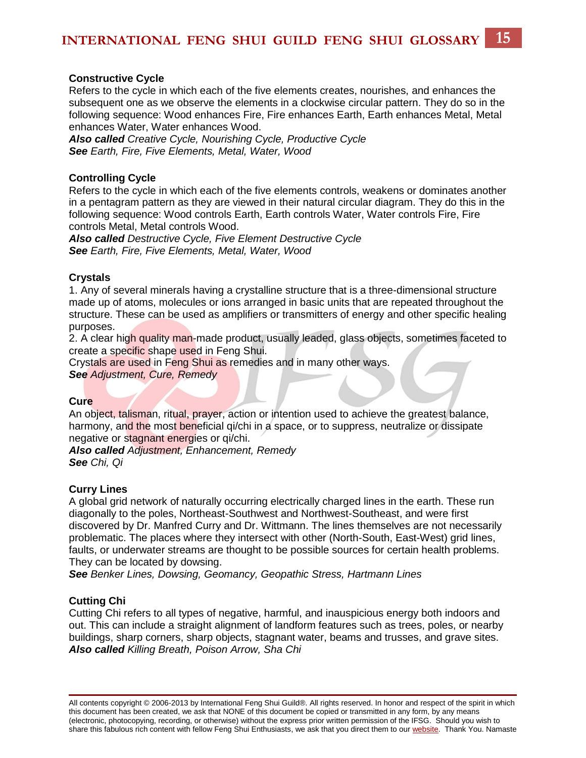### Constructive Cycle

Refers to the cycle in which each of the five elements creates, nourishes, and enhances the subsequent one as we observe the elements in a clockwise circular pattern. They do so in the following sequence: Wood enhances Fire, Fire enhances Earth, Earth enhances Metal, Metal enhances Water, Water enhances Wood.

***Also called*** *Creative Cycle, Nourishing Cycle, Productive Cycle*

***See*** *Earth, Fire, Five Elements, Metal, Water, Wood*

### Controlling Cycle

Refers to the cycle in which each of the five elements controls, weakens or dominates another in a pentagram pattern as they are viewed in their natural circular diagram. They do this in the following sequence: Wood controls Earth, Earth controls Water, Water controls Fire, Fire controls Metal, Metal controls Wood.

***Also called*** *Destructive Cycle, Five Element Destructive Cycle*

***See*** *Earth, Fire, Five Elements, Metal, Water, Wood*

### Crystals

1. Any of several minerals having a crystalline structure that is a three-dimensional structure made up of atoms, molecules or ions arranged in basic units that are repeated throughout the structure. These can be used as amplifiers or transmitters of energy and other specific healing purposes.
2. A clear high quality man-made product, usually leaded, glass objects, sometimes faceted to create a specific shape used in Feng Shui.

Crystals are used in Feng Shui as remedies and in many other ways.

***See*** *Adjustment, Cure, Remedy*

### Cure

An object, talisman, ritual, prayer, action or intention used to achieve the greatest balance, harmony, and the most beneficial qi/chi in a space, or to suppress, neutralize or dissipate negative or stagnant energies or qi/chi.

***Also called*** *Adjustment, Enhancement, Remedy*

***See*** *Chi, Qi*

### Curry Lines

A global grid network of naturally occurring electrically charged lines in the earth. These run diagonally to the poles, Northeast-Southwest and Northwest-Southeast, and were first discovered by Dr. Manfred Curry and Dr. Wittmann. The lines themselves are not necessarily problematic. The places where they intersect with other (North-South, East-West) grid lines, faults, or underwater streams are thought to be possible sources for certain health problems. They can be located by dowsing.

***See*** *Benker Lines, Dowsing, Geomancy, Geopathic Stress, Hartmann Lines*

### Cutting Chi

Cutting Chi refers to all types of negative, harmful, and inauspicious energy both indoors and out. This can include a straight alignment of landform features such as trees, poles, or nearby buildings, sharp corners, sharp objects, stagnant water, beams and trusses, and grave sites.

***Also called*** *Killing Breath, Poison Arrow, Sha Chi*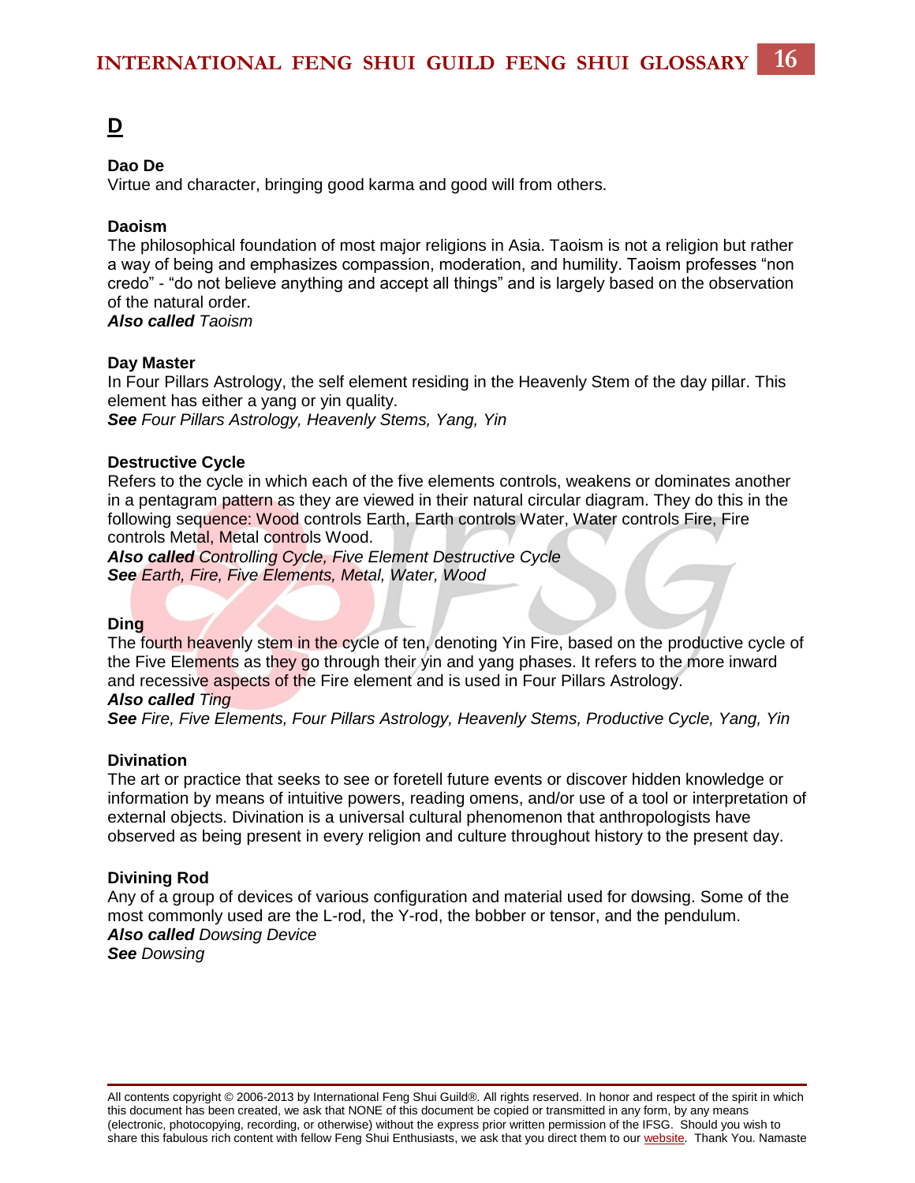# D

**Dao De**
Virtue and character, bringing good karma and good will from others.

**Daoism**
The philosophical foundation of most major religions in Asia. Taoism is not a religion but rather a way of being and emphasizes compassion, moderation, and humility. Taoism professes "non credo" - "do not believe anything and accept all things" and is largely based on the observation of the natural order.
***Also called*** *Taoism*

**Day Master**
In Four Pillars Astrology, the self element residing in the Heavenly Stem of the day pillar. This element has either a yang or yin quality.
***See*** *Four Pillars Astrology, Heavenly Stems, Yang, Yin*

**Destructive Cycle**
Refers to the cycle in which each of the five elements controls, weakens or dominates another in a pentagram pattern as they are viewed in their natural circular diagram. They do this in the following sequence: Wood controls Earth, Earth controls Water, Water controls Fire, Fire controls Metal, Metal controls Wood.
***Also called*** *Controlling Cycle, Five Element Destructive Cycle*
***See*** *Earth, Fire, Five Elements, Metal, Water, Wood*

**Ding**
The fourth heavenly stem in the cycle of ten, denoting Yin Fire, based on the productive cycle of the Five Elements as they go through their yin and yang phases. It refers to the more inward and recessive aspects of the Fire element and is used in Four Pillars Astrology.
***Also called*** *Ting*
***See*** *Fire, Five Elements, Four Pillars Astrology, Heavenly Stems, Productive Cycle, Yang, Yin*

**Divination**
The art or practice that seeks to see or foretell future events or discover hidden knowledge or information by means of intuitive powers, reading omens, and/or use of a tool or interpretation of external objects. Divination is a universal cultural phenomenon that anthropologists have observed as being present in every religion and culture throughout history to the present day.

**Divining Rod**
Any of a group of devices of various configuration and material used for dowsing. Some of the most commonly used are the L-rod, the Y-rod, the bobber or tensor, and the pendulum.
***Also called*** *Dowsing Device*
***See*** *Dowsing*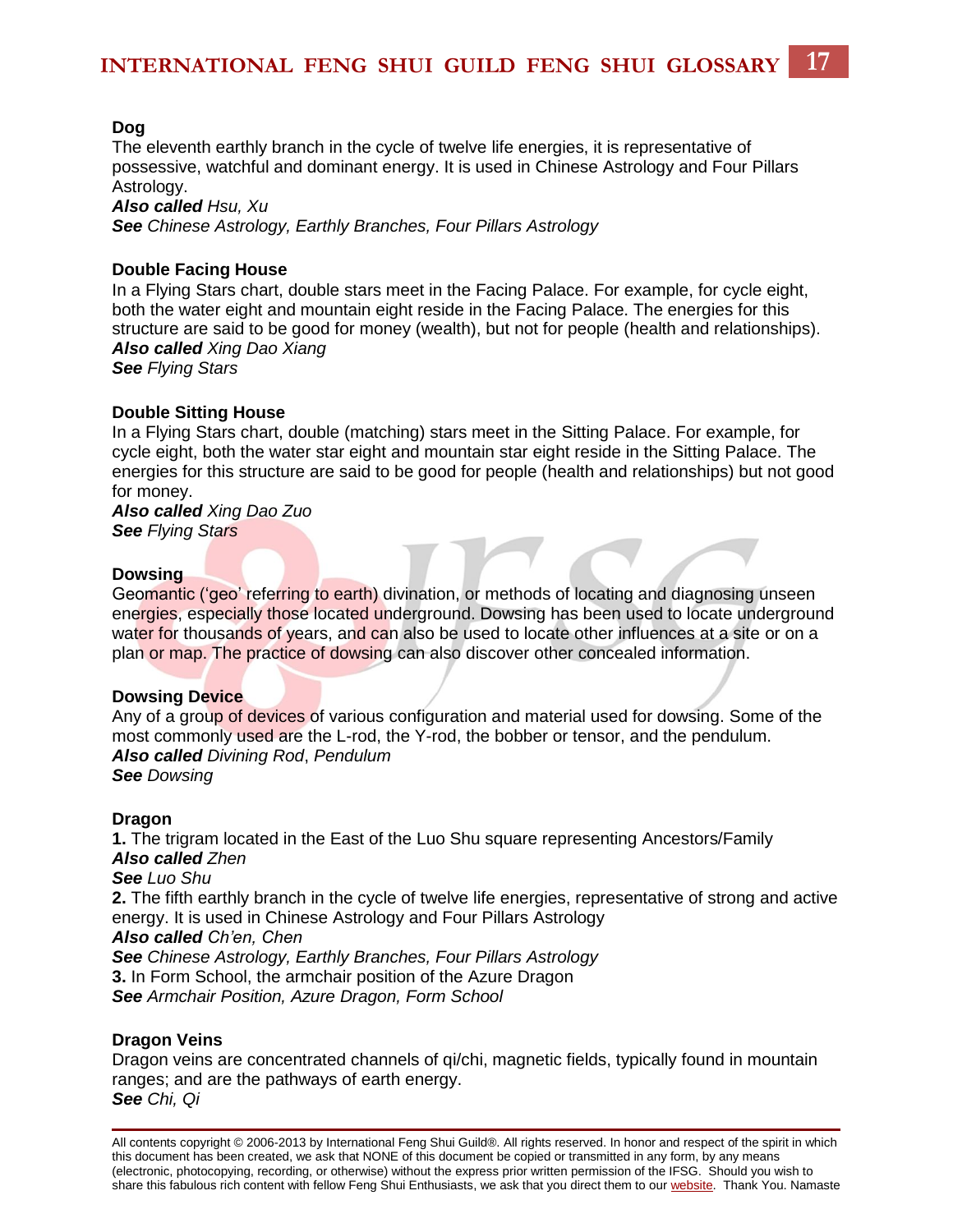### Dog

The eleventh earthly branch in the cycle of twelve life energies, it is representative of possessive, watchful and dominant energy. It is used in Chinese Astrology and Four Pillars Astrology.

***Also called*** *Hsu, Xu*

***See*** *Chinese Astrology, Earthly Branches, Four Pillars Astrology*

### Double Facing House

In a Flying Stars chart, double stars meet in the Facing Palace. For example, for cycle eight, both the water eight and mountain eight reside in the Facing Palace. The energies for this structure are said to be good for money (wealth), but not for people (health and relationships).

***Also called*** *Xing Dao Xiang*

***See*** *Flying Stars*

### Double Sitting House

In a Flying Stars chart, double (matching) stars meet in the Sitting Palace. For example, for cycle eight, both the water star eight and mountain star eight reside in the Sitting Palace. The energies for this structure are said to be good for people (health and relationships) but not good for money.

***Also called*** *Xing Dao Zuo*

***See*** *Flying Stars*

### Dowsing

Geomantic ('geo' referring to earth) divination, or methods of locating and diagnosing unseen energies, especially those located underground. Dowsing has been used to locate underground water for thousands of years, and can also be used to locate other influences at a site or on a plan or map. The practice of dowsing can also discover other concealed information.

### Dowsing Device

Any of a group of devices of various configuration and material used for dowsing. Some of the most commonly used are the L-rod, the Y-rod, the bobber or tensor, and the pendulum.

***Also called*** *Divining Rod*, *Pendulum*

***See*** *Dowsing*

### Dragon

**1.** The trigram located in the East of the Luo Shu square representing Ancestors/Family

***Also called*** *Zhen*

***See*** *Luo Shu*

**2.** The fifth earthly branch in the cycle of twelve life energies, representative of strong and active energy. It is used in Chinese Astrology and Four Pillars Astrology

***Also called*** *Ch'en, Chen*

***See*** *Chinese Astrology, Earthly Branches, Four Pillars Astrology*

**3.** In Form School, the armchair position of the Azure Dragon

***See*** *Armchair Position, Azure Dragon, Form School*

### Dragon Veins

Dragon veins are concentrated channels of qi/chi, magnetic fields, typically found in mountain ranges; and are the pathways of earth energy.

***See*** *Chi, Qi*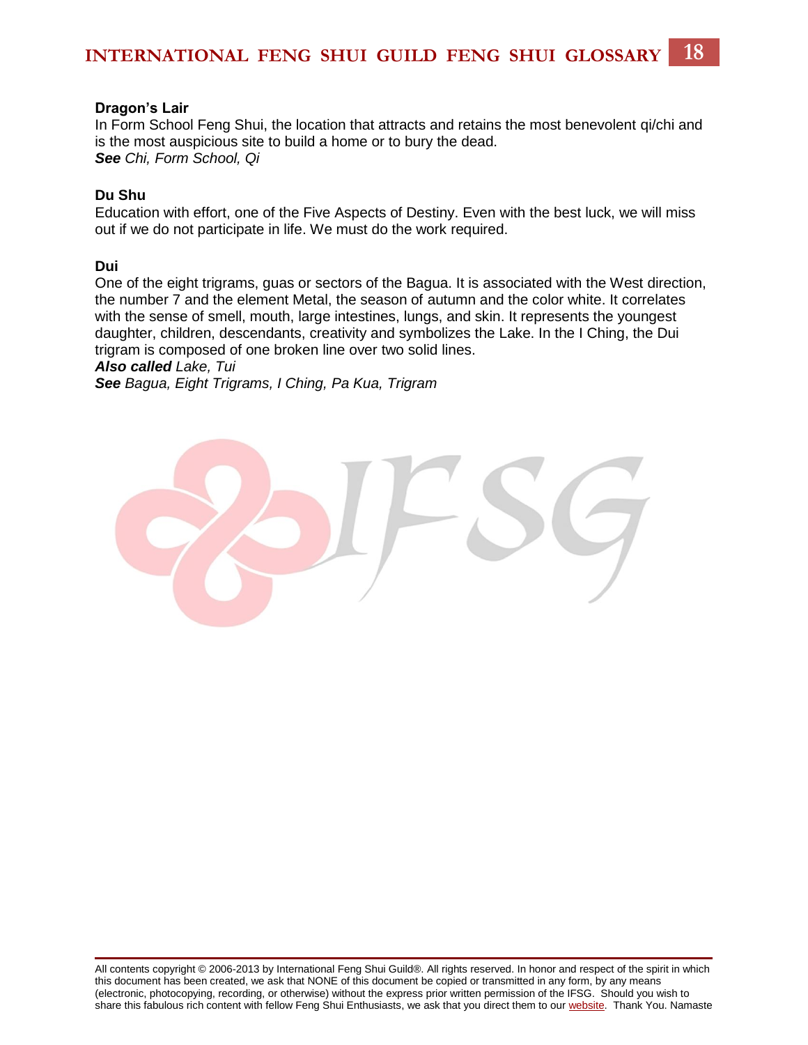**Dragon's Lair**
In Form School Feng Shui, the location that attracts and retains the most benevolent qi/chi and is the most auspicious site to build a home or to bury the dead.
***See*** *Chi, Form School, Qi*

**Du Shu**
Education with effort, one of the Five Aspects of Destiny. Even with the best luck, we will miss out if we do not participate in life. We must do the work required.

**Dui**
One of the eight trigrams, guas or sectors of the Bagua. It is associated with the West direction, the number 7 and the element Metal, the season of autumn and the color white. It correlates with the sense of smell, mouth, large intestines, lungs, and skin. It represents the youngest daughter, children, descendants, creativity and symbolizes the Lake. In the I Ching, the Dui trigram is composed of one broken line over two solid lines.
***Also called*** *Lake, Tui*
***See*** *Bagua, Eight Trigrams, I Ching, Pa Kua, Trigram*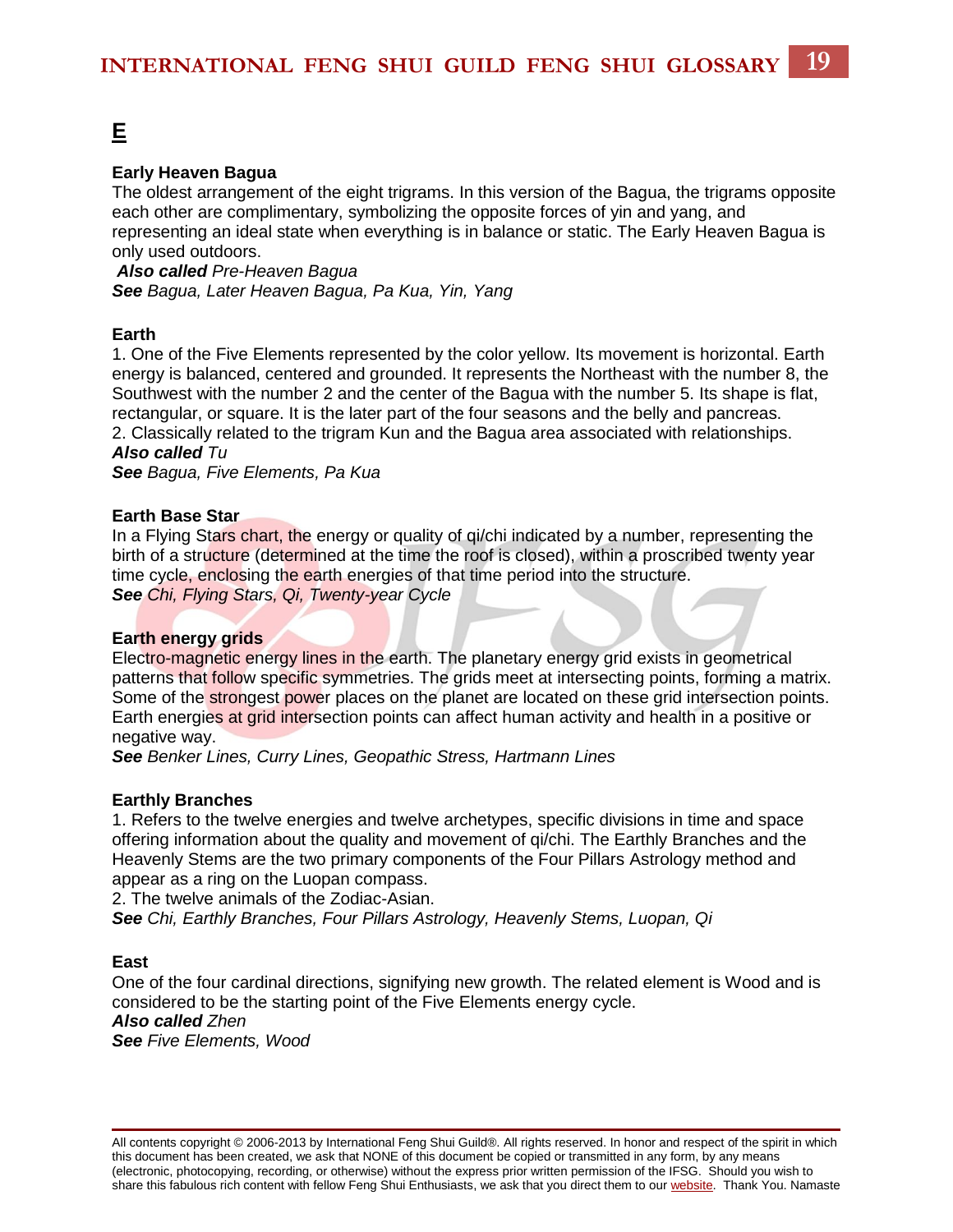# E

**Early Heaven Bagua**
The oldest arrangement of the eight trigrams. In this version of the Bagua, the trigrams opposite each other are complimentary, symbolizing the opposite forces of yin and yang, and representing an ideal state when everything is in balance or static. The Early Heaven Bagua is only used outdoors.
***Also called*** *Pre-Heaven Bagua*
***See*** *Bagua, Later Heaven Bagua, Pa Kua, Yin, Yang*

**Earth**
1. One of the Five Elements represented by the color yellow. Its movement is horizontal. Earth energy is balanced, centered and grounded. It represents the Northeast with the number 8, the Southwest with the number 2 and the center of the Bagua with the number 5. Its shape is flat, rectangular, or square. It is the later part of the four seasons and the belly and pancreas.
2. Classically related to the trigram Kun and the Bagua area associated with relationships.
***Also called*** *Tu*
***See*** *Bagua, Five Elements, Pa Kua*

**Earth Base Star**
In a Flying Stars chart, the energy or quality of qi/chi indicated by a number, representing the birth of a structure (determined at the time the roof is closed), within a proscribed twenty year time cycle, enclosing the earth energies of that time period into the structure.
***See*** *Chi, Flying Stars, Qi, Twenty-year Cycle*

**Earth energy grids**
Electro-magnetic energy lines in the earth. The planetary energy grid exists in geometrical patterns that follow specific symmetries. The grids meet at intersecting points, forming a matrix. Some of the strongest power places on the planet are located on these grid intersection points. Earth energies at grid intersection points can affect human activity and health in a positive or negative way.
***See*** *Benker Lines, Curry Lines, Geopathic Stress, Hartmann Lines*

**Earthly Branches**
1. Refers to the twelve energies and twelve archetypes, specific divisions in time and space offering information about the quality and movement of qi/chi. The Earthly Branches and the Heavenly Stems are the two primary components of the Four Pillars Astrology method and appear as a ring on the Luopan compass.
2. The twelve animals of the Zodiac-Asian.
***See*** *Chi, Earthly Branches, Four Pillars Astrology, Heavenly Stems, Luopan, Qi*

**East**
One of the four cardinal directions, signifying new growth. The related element is Wood and is considered to be the starting point of the Five Elements energy cycle.
***Also called*** *Zhen*
***See*** *Five Elements, Wood*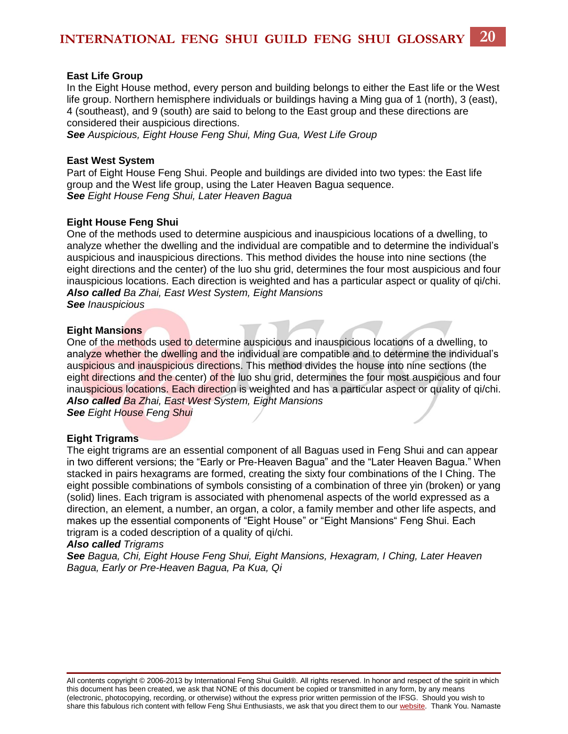**East Life Group**
In the Eight House method, every person and building belongs to either the East life or the West life group. Northern hemisphere individuals or buildings having a Ming gua of 1 (north), 3 (east), 4 (southeast), and 9 (south) are said to belong to the East group and these directions are considered their auspicious directions.
***See*** *Auspicious, Eight House Feng Shui, Ming Gua, West Life Group*

**East West System**
Part of Eight House Feng Shui. People and buildings are divided into two types: the East life group and the West life group, using the Later Heaven Bagua sequence.
***See*** *Eight House Feng Shui, Later Heaven Bagua*

**Eight House Feng Shui**
One of the methods used to determine auspicious and inauspicious locations of a dwelling, to analyze whether the dwelling and the individual are compatible and to determine the individual's auspicious and inauspicious directions. This method divides the house into nine sections (the eight directions and the center) of the luo shu grid, determines the four most auspicious and four inauspicious locations. Each direction is weighted and has a particular aspect or quality of qi/chi.
***Also called*** *Ba Zhai, East West System, Eight Mansions*
***See*** *Inauspicious*

**Eight Mansions**
One of the methods used to determine auspicious and inauspicious locations of a dwelling, to analyze whether the dwelling and the individual are compatible and to determine the individual's auspicious and inauspicious directions. This method divides the house into nine sections (the eight directions and the center) of the luo shu grid, determines the four most auspicious and four inauspicious locations. Each direction is weighted and has a particular aspect or quality of qi/chi.
***Also called*** *Ba Zhai, East West System, Eight Mansions*
***See*** *Eight House Feng Shui*

**Eight Trigrams**
The eight trigrams are an essential component of all Baguas used in Feng Shui and can appear in two different versions; the "Early or Pre-Heaven Bagua" and the "Later Heaven Bagua." When stacked in pairs hexagrams are formed, creating the sixty four combinations of the I Ching. The eight possible combinations of symbols consisting of a combination of three yin (broken) or yang (solid) lines. Each trigram is associated with phenomenal aspects of the world expressed as a direction, an element, a number, an organ, a color, a family member and other life aspects, and makes up the essential components of "Eight House" or "Eight Mansions" Feng Shui. Each trigram is a coded description of a quality of qi/chi.
***Also called*** *Trigrams*
***See*** *Bagua, Chi, Eight House Feng Shui, Eight Mansions, Hexagram, I Ching, Later Heaven Bagua, Early or Pre-Heaven Bagua, Pa Kua, Qi*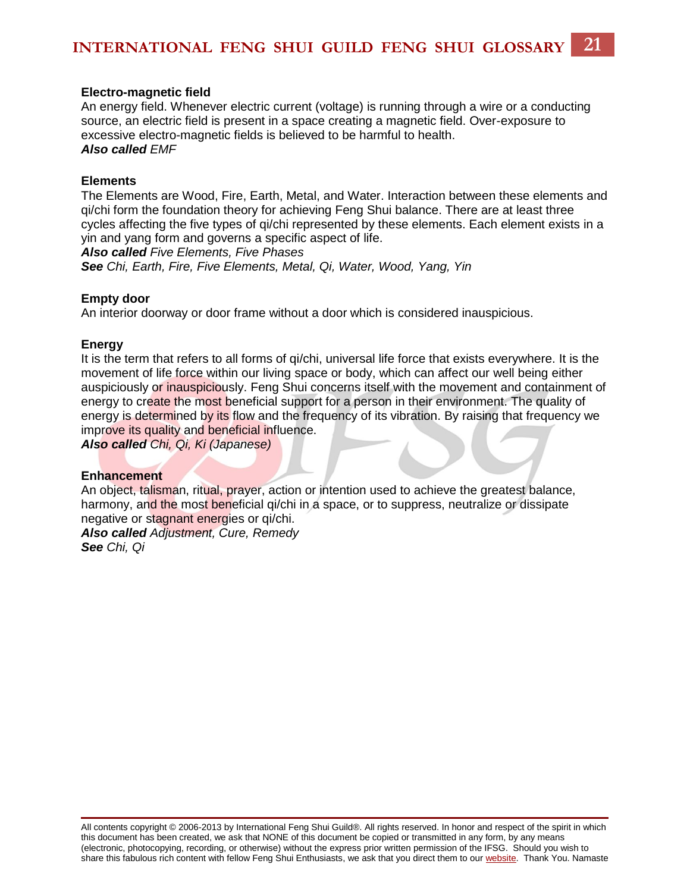**Electro-magnetic field**
An energy field. Whenever electric current (voltage) is running through a wire or a conducting source, an electric field is present in a space creating a magnetic field. Over-exposure to excessive electro-magnetic fields is believed to be harmful to health.
***Also called*** *EMF*

**Elements**
The Elements are Wood, Fire, Earth, Metal, and Water. Interaction between these elements and qi/chi form the foundation theory for achieving Feng Shui balance. There are at least three cycles affecting the five types of qi/chi represented by these elements. Each element exists in a yin and yang form and governs a specific aspect of life.
***Also called*** *Five Elements, Five Phases*
***See*** *Chi, Earth, Fire, Five Elements, Metal, Qi, Water, Wood, Yang, Yin*

**Empty door**
An interior doorway or door frame without a door which is considered inauspicious.

**Energy**
It is the term that refers to all forms of qi/chi, universal life force that exists everywhere. It is the movement of life force within our living space or body, which can affect our well being either auspiciously or inauspiciously. Feng Shui concerns itself with the movement and containment of energy to create the most beneficial support for a person in their environment. The quality of energy is determined by its flow and the frequency of its vibration. By raising that frequency we improve its quality and beneficial influence.
***Also called*** *Chi, Qi, Ki (Japanese)*

**Enhancement**
An object, talisman, ritual, prayer, action or intention used to achieve the greatest balance, harmony, and the most beneficial qi/chi in a space, or to suppress, neutralize or dissipate negative or stagnant energies or qi/chi.
***Also called*** *Adjustment, Cure, Remedy*
***See*** *Chi, Qi*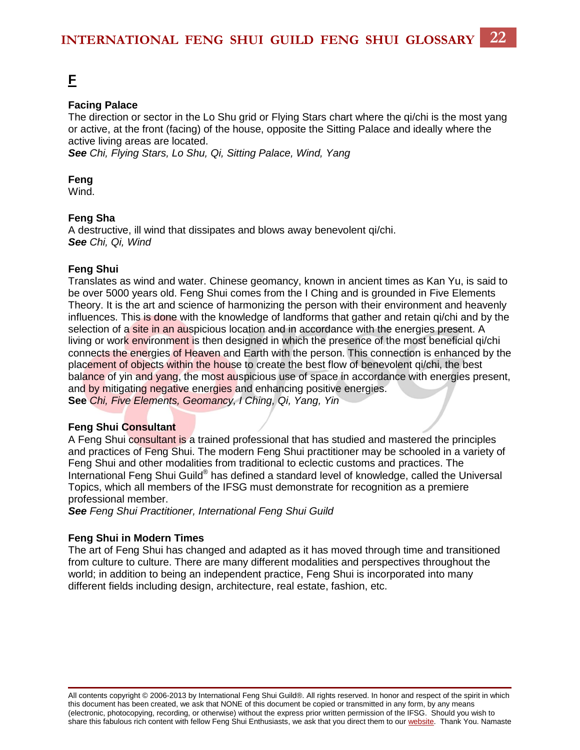# F

**Facing Palace**
The direction or sector in the Lo Shu grid or Flying Stars chart where the qi/chi is the most yang or active, at the front (facing) of the house, opposite the Sitting Palace and ideally where the active living areas are located.
***See*** *Chi, Flying Stars, Lo Shu, Qi, Sitting Palace, Wind, Yang*

**Feng**
Wind.

**Feng Sha**
A destructive, ill wind that dissipates and blows away benevolent qi/chi.
***See*** *Chi, Qi, Wind*

**Feng Shui**
Translates as wind and water. Chinese geomancy, known in ancient times as Kan Yu, is said to be over 5000 years old. Feng Shui comes from the I Ching and is grounded in Five Elements Theory. It is the art and science of harmonizing the person with their environment and heavenly influences. This is done with the knowledge of landforms that gather and retain qi/chi and by the selection of a site in an auspicious location and in accordance with the energies present. A living or work environment is then designed in which the presence of the most beneficial qi/chi connects the energies of Heaven and Earth with the person. This connection is enhanced by the placement of objects within the house to create the best flow of benevolent qi/chi, the best balance of yin and yang, the most auspicious use of space in accordance with energies present, and by mitigating negative energies and enhancing positive energies.
**See** *Chi, Five Elements, Geomancy, I Ching, Qi, Yang, Yin*

**Feng Shui Consultant**
A Feng Shui consultant is a trained professional that has studied and mastered the principles and practices of Feng Shui. The modern Feng Shui practitioner may be schooled in a variety of Feng Shui and other modalities from traditional to eclectic customs and practices. The International Feng Shui Guild® has defined a standard level of knowledge, called the Universal Topics, which all members of the IFSG must demonstrate for recognition as a premiere professional member.
***See*** *Feng Shui Practitioner, International Feng Shui Guild*

**Feng Shui in Modern Times**
The art of Feng Shui has changed and adapted as it has moved through time and transitioned from culture to culture. There are many different modalities and perspectives throughout the world; in addition to being an independent practice, Feng Shui is incorporated into many different fields including design, architecture, real estate, fashion, etc.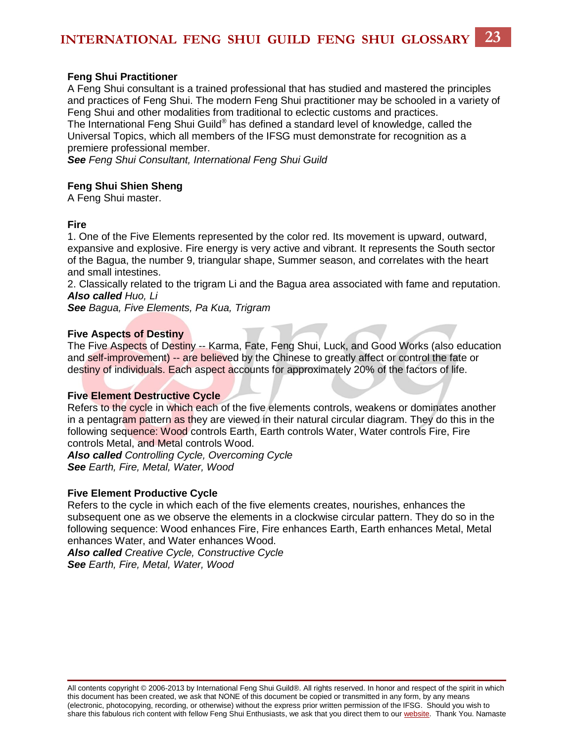**Feng Shui Practitioner**
A Feng Shui consultant is a trained professional that has studied and mastered the principles and practices of Feng Shui. The modern Feng Shui practitioner may be schooled in a variety of Feng Shui and other modalities from traditional to eclectic customs and practices.
The International Feng Shui Guild® has defined a standard level of knowledge, called the Universal Topics, which all members of the IFSG must demonstrate for recognition as a premiere professional member.
***See*** *Feng Shui Consultant, International Feng Shui Guild*

**Feng Shui Shien Sheng**
A Feng Shui master.

**Fire**
1. One of the Five Elements represented by the color red. Its movement is upward, outward, expansive and explosive. Fire energy is very active and vibrant. It represents the South sector of the Bagua, the number 9, triangular shape, Summer season, and correlates with the heart and small intestines.
2. Classically related to the trigram Li and the Bagua area associated with fame and reputation.
***Also called*** *Huo, Li*
***See*** *Bagua, Five Elements, Pa Kua, Trigram*

**Five Aspects of Destiny**
The Five Aspects of Destiny -- Karma, Fate, Feng Shui, Luck, and Good Works (also education and self-improvement) -- are believed by the Chinese to greatly affect or control the fate or destiny of individuals. Each aspect accounts for approximately 20% of the factors of life.

**Five Element Destructive Cycle**
Refers to the cycle in which each of the five elements controls, weakens or dominates another in a pentagram pattern as they are viewed in their natural circular diagram. They do this in the following sequence: Wood controls Earth, Earth controls Water, Water controls Fire, Fire controls Metal, and Metal controls Wood.
***Also called*** *Controlling Cycle, Overcoming Cycle*
***See*** *Earth, Fire, Metal, Water, Wood*

**Five Element Productive Cycle**
Refers to the cycle in which each of the five elements creates, nourishes, enhances the subsequent one as we observe the elements in a clockwise circular pattern. They do so in the following sequence: Wood enhances Fire, Fire enhances Earth, Earth enhances Metal, Metal enhances Water, and Water enhances Wood.
***Also called*** *Creative Cycle, Constructive Cycle*
***See*** *Earth, Fire, Metal, Water, Wood*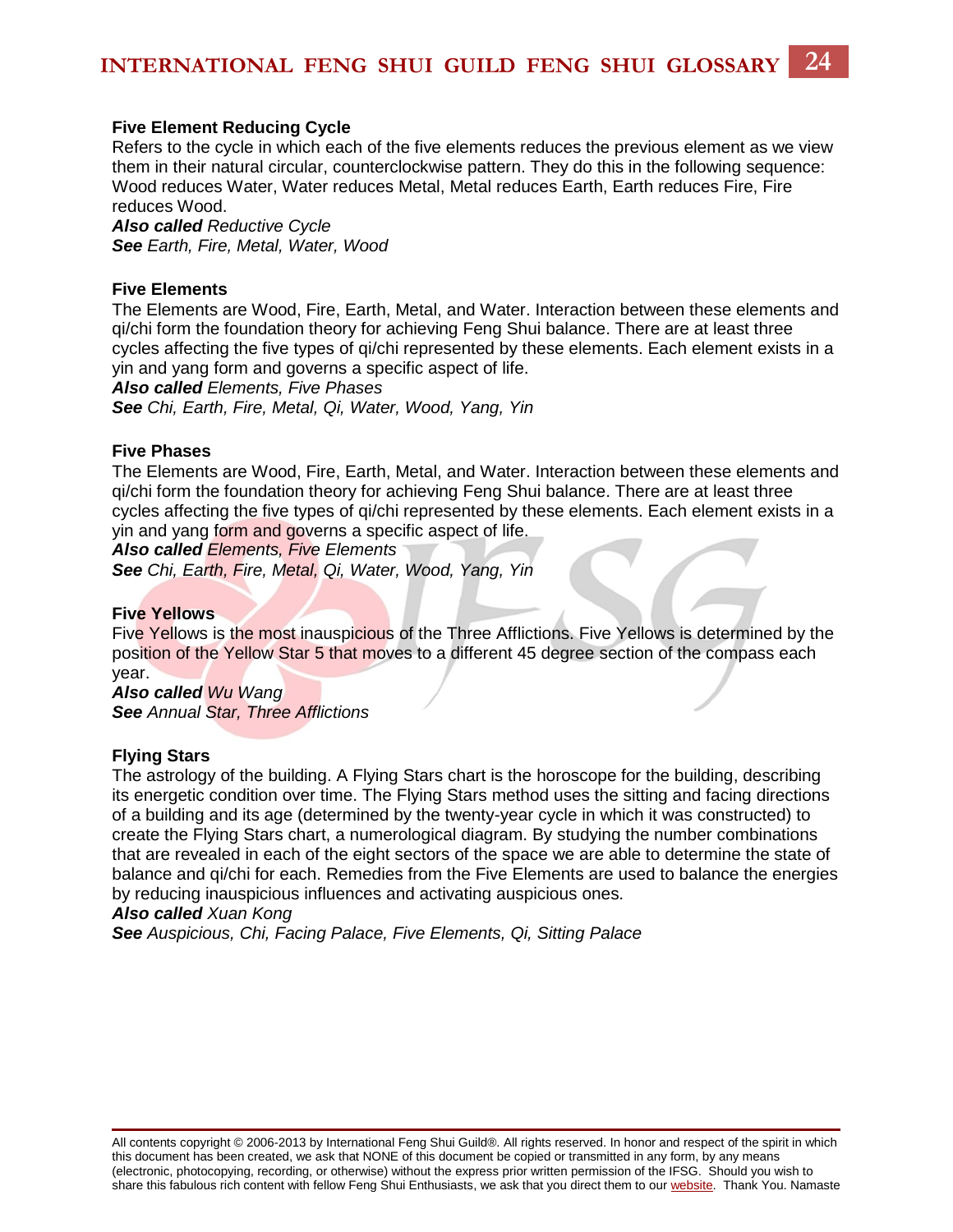### Five Element Reducing Cycle

Refers to the cycle in which each of the five elements reduces the previous element as we view them in their natural circular, counterclockwise pattern. They do this in the following sequence: Wood reduces Water, Water reduces Metal, Metal reduces Earth, Earth reduces Fire, Fire reduces Wood.

***Also called*** *Reductive Cycle*
***See*** *Earth, Fire, Metal, Water, Wood*

### Five Elements

The Elements are Wood, Fire, Earth, Metal, and Water. Interaction between these elements and qi/chi form the foundation theory for achieving Feng Shui balance. There are at least three cycles affecting the five types of qi/chi represented by these elements. Each element exists in a yin and yang form and governs a specific aspect of life.

***Also called*** *Elements, Five Phases*
***See*** *Chi, Earth, Fire, Metal, Qi, Water, Wood, Yang, Yin*

### Five Phases

The Elements are Wood, Fire, Earth, Metal, and Water. Interaction between these elements and qi/chi form the foundation theory for achieving Feng Shui balance. There are at least three cycles affecting the five types of qi/chi represented by these elements. Each element exists in a yin and yang form and governs a specific aspect of life.

***Also called*** *Elements, Five Elements*
***See*** *Chi, Earth, Fire, Metal, Qi, Water, Wood, Yang, Yin*

### Five Yellows

Five Yellows is the most inauspicious of the Three Afflictions. Five Yellows is determined by the position of the Yellow Star 5 that moves to a different 45 degree section of the compass each year.

***Also called*** *Wu Wang*
***See*** *Annual Star, Three Afflictions*

### Flying Stars

The astrology of the building. A Flying Stars chart is the horoscope for the building, describing its energetic condition over time. The Flying Stars method uses the sitting and facing directions of a building and its age (determined by the twenty-year cycle in which it was constructed) to create the Flying Stars chart, a numerological diagram. By studying the number combinations that are revealed in each of the eight sectors of the space we are able to determine the state of balance and qi/chi for each. Remedies from the Five Elements are used to balance the energies by reducing inauspicious influences and activating auspicious ones.

***Also called*** *Xuan Kong*
***See*** *Auspicious, Chi, Facing Palace, Five Elements, Qi, Sitting Palace*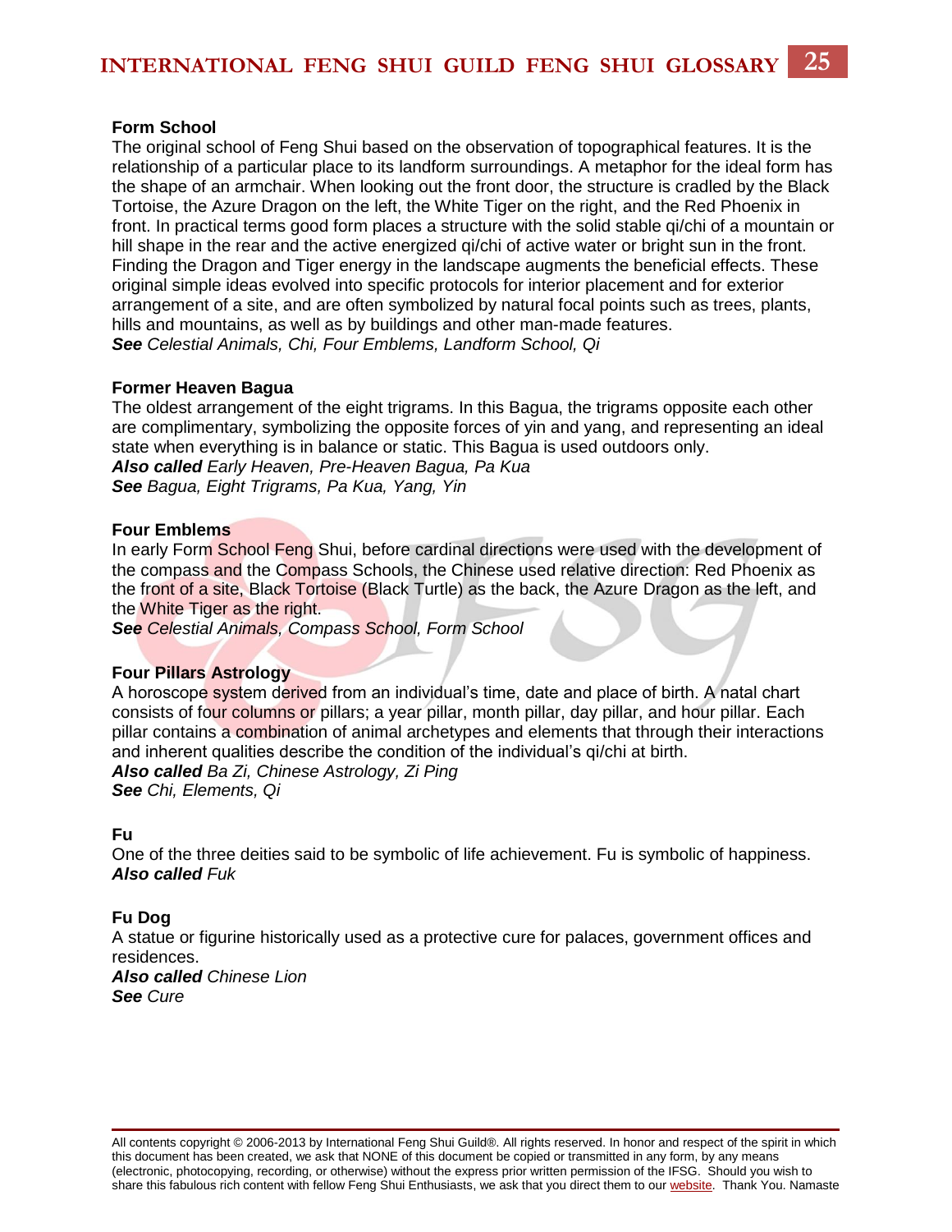**Form School**
The original school of Feng Shui based on the observation of topographical features. It is the relationship of a particular place to its landform surroundings. A metaphor for the ideal form has the shape of an armchair. When looking out the front door, the structure is cradled by the Black Tortoise, the Azure Dragon on the left, the White Tiger on the right, and the Red Phoenix in front. In practical terms good form places a structure with the solid stable qi/chi of a mountain or hill shape in the rear and the active energized qi/chi of active water or bright sun in the front. Finding the Dragon and Tiger energy in the landscape augments the beneficial effects. These original simple ideas evolved into specific protocols for interior placement and for exterior arrangement of a site, and are often symbolized by natural focal points such as trees, plants, hills and mountains, as well as by buildings and other man-made features.
***See*** *Celestial Animals, Chi, Four Emblems, Landform School, Qi*

**Former Heaven Bagua**
The oldest arrangement of the eight trigrams. In this Bagua, the trigrams opposite each other are complimentary, symbolizing the opposite forces of yin and yang, and representing an ideal state when everything is in balance or static. This Bagua is used outdoors only.
***Also called*** *Early Heaven, Pre-Heaven Bagua, Pa Kua*
***See*** *Bagua, Eight Trigrams, Pa Kua, Yang, Yin*

**Four Emblems**
In early Form School Feng Shui, before cardinal directions were used with the development of the compass and the Compass Schools, the Chinese used relative direction: Red Phoenix as the front of a site, Black Tortoise (Black Turtle) as the back, the Azure Dragon as the left, and the White Tiger as the right.
***See*** *Celestial Animals, Compass School, Form School*

**Four Pillars Astrology**
A horoscope system derived from an individual's time, date and place of birth. A natal chart consists of four columns or pillars; a year pillar, month pillar, day pillar, and hour pillar. Each pillar contains a combination of animal archetypes and elements that through their interactions and inherent qualities describe the condition of the individual's qi/chi at birth.
***Also called*** *Ba Zi, Chinese Astrology, Zi Ping*
***See*** *Chi, Elements, Qi*

**Fu**
One of the three deities said to be symbolic of life achievement. Fu is symbolic of happiness.
***Also called*** *Fuk*

**Fu Dog**
A statue or figurine historically used as a protective cure for palaces, government offices and residences.
***Also called*** *Chinese Lion*
***See*** *Cure*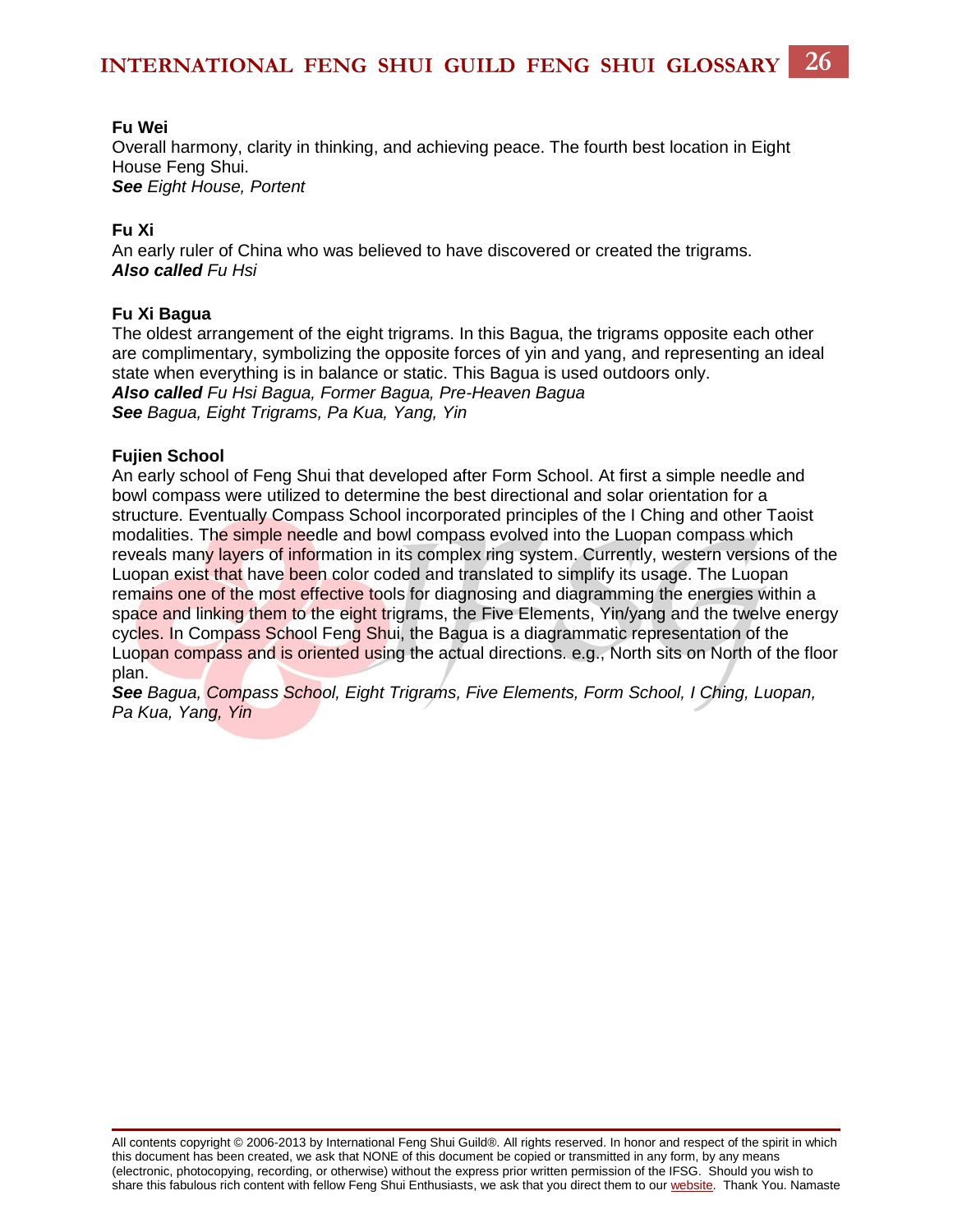**Fu Wei**

Overall harmony, clarity in thinking, and achieving peace. The fourth best location in Eight House Feng Shui.

***See*** *Eight House, Portent*

**Fu Xi**

An early ruler of China who was believed to have discovered or created the trigrams.

***Also called*** *Fu Hsi*

**Fu Xi Bagua**

The oldest arrangement of the eight trigrams. In this Bagua, the trigrams opposite each other are complimentary, symbolizing the opposite forces of yin and yang, and representing an ideal state when everything is in balance or static. This Bagua is used outdoors only.

***Also called*** *Fu Hsi Bagua, Former Bagua, Pre-Heaven Bagua*

***See*** *Bagua, Eight Trigrams, Pa Kua, Yang, Yin*

**Fujien School**

An early school of Feng Shui that developed after Form School. At first a simple needle and bowl compass were utilized to determine the best directional and solar orientation for a structure. Eventually Compass School incorporated principles of the I Ching and other Taoist modalities. The simple needle and bowl compass evolved into the Luopan compass which reveals many layers of information in its complex ring system. Currently, western versions of the Luopan exist that have been color coded and translated to simplify its usage. The Luopan remains one of the most effective tools for diagnosing and diagramming the energies within a space and linking them to the eight trigrams, the Five Elements, Yin/yang and the twelve energy cycles. In Compass School Feng Shui, the Bagua is a diagrammatic representation of the Luopan compass and is oriented using the actual directions. e.g., North sits on North of the floor plan.

***See*** *Bagua, Compass School, Eight Trigrams, Five Elements, Form School, I Ching, Luopan, Pa Kua, Yang, Yin*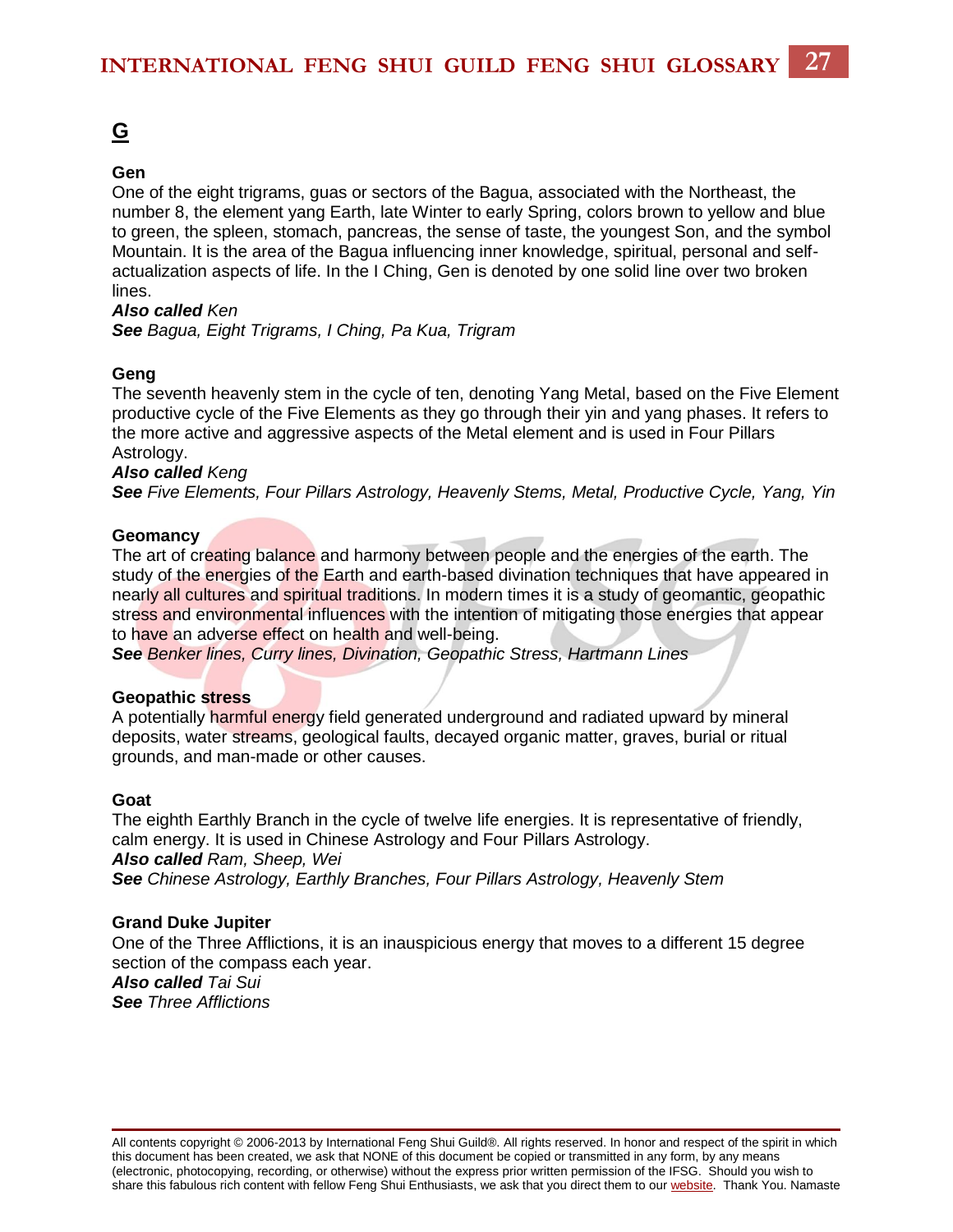## G

### Gen

One of the eight trigrams, guas or sectors of the Bagua, associated with the Northeast, the number 8, the element yang Earth, late Winter to early Spring, colors brown to yellow and blue to green, the spleen, stomach, pancreas, the sense of taste, the youngest Son, and the symbol Mountain. It is the area of the Bagua influencing inner knowledge, spiritual, personal and self-actualization aspects of life. In the I Ching, Gen is denoted by one solid line over two broken lines.

***Also called*** *Ken*

***See*** *Bagua, Eight Trigrams, I Ching, Pa Kua, Trigram*

### Geng

The seventh heavenly stem in the cycle of ten, denoting Yang Metal, based on the Five Element productive cycle of the Five Elements as they go through their yin and yang phases. It refers to the more active and aggressive aspects of the Metal element and is used in Four Pillars Astrology.

***Also called*** *Keng*

***See*** *Five Elements, Four Pillars Astrology, Heavenly Stems, Metal, Productive Cycle, Yang, Yin*

### Geomancy

The art of creating balance and harmony between people and the energies of the earth. The study of the energies of the Earth and earth-based divination techniques that have appeared in nearly all cultures and spiritual traditions. In modern times it is a study of geomantic, geopathic stress and environmental influences with the intention of mitigating those energies that appear to have an adverse effect on health and well-being.

***See*** *Benker lines, Curry lines, Divination, Geopathic Stress, Hartmann Lines*

### Geopathic stress

A potentially harmful energy field generated underground and radiated upward by mineral deposits, water streams, geological faults, decayed organic matter, graves, burial or ritual grounds, and man-made or other causes.

### Goat

The eighth Earthly Branch in the cycle of twelve life energies. It is representative of friendly, calm energy. It is used in Chinese Astrology and Four Pillars Astrology.

***Also called*** *Ram, Sheep, Wei*

***See*** *Chinese Astrology, Earthly Branches, Four Pillars Astrology, Heavenly Stem*

### Grand Duke Jupiter

One of the Three Afflictions, it is an inauspicious energy that moves to a different 15 degree section of the compass each year.

***Also called*** *Tai Sui*

***See*** *Three Afflictions*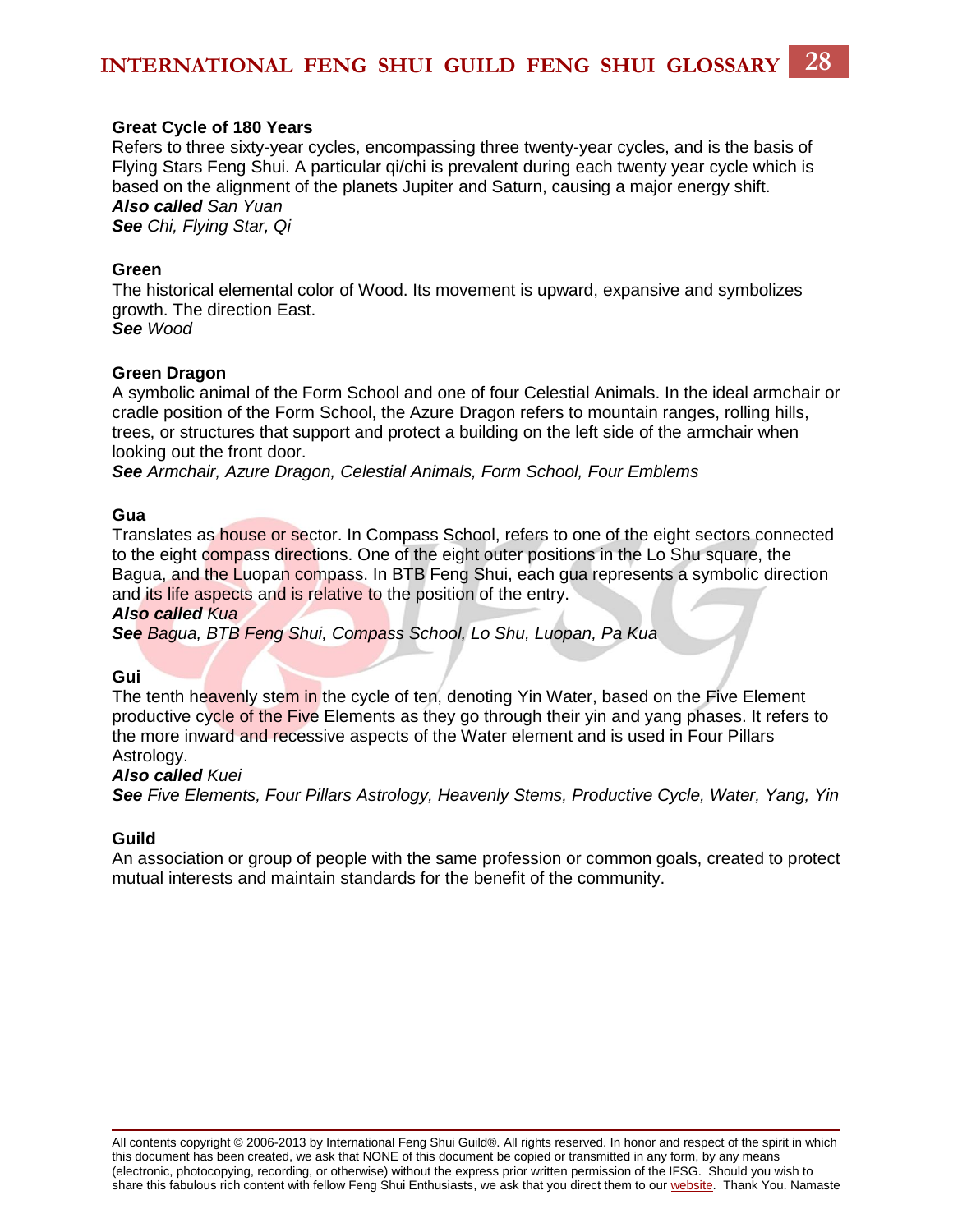**Great Cycle of 180 Years**

Refers to three sixty-year cycles, encompassing three twenty-year cycles, and is the basis of Flying Stars Feng Shui. A particular qi/chi is prevalent during each twenty year cycle which is based on the alignment of the planets Jupiter and Saturn, causing a major energy shift.

***Also called*** *San Yuan*

***See*** *Chi, Flying Star, Qi*

**Green**

The historical elemental color of Wood. Its movement is upward, expansive and symbolizes growth. The direction East.

***See*** *Wood*

**Green Dragon**

A symbolic animal of the Form School and one of four Celestial Animals. In the ideal armchair or cradle position of the Form School, the Azure Dragon refers to mountain ranges, rolling hills, trees, or structures that support and protect a building on the left side of the armchair when looking out the front door.

***See*** *Armchair, Azure Dragon, Celestial Animals, Form School, Four Emblems*

**Gua**

Translates as house or sector. In Compass School, refers to one of the eight sectors connected to the eight compass directions. One of the eight outer positions in the Lo Shu square, the Bagua, and the Luopan compass. In BTB Feng Shui, each gua represents a symbolic direction and its life aspects and is relative to the position of the entry.

***Also called*** *Kua*

***See*** *Bagua, BTB Feng Shui, Compass School, Lo Shu, Luopan, Pa Kua*

**Gui**

The tenth heavenly stem in the cycle of ten, denoting Yin Water, based on the Five Element productive cycle of the Five Elements as they go through their yin and yang phases. It refers to the more inward and recessive aspects of the Water element and is used in Four Pillars Astrology.

***Also called*** *Kuei*

***See*** *Five Elements, Four Pillars Astrology, Heavenly Stems, Productive Cycle, Water, Yang, Yin*

**Guild**

An association or group of people with the same profession or common goals, created to protect mutual interests and maintain standards for the benefit of the community.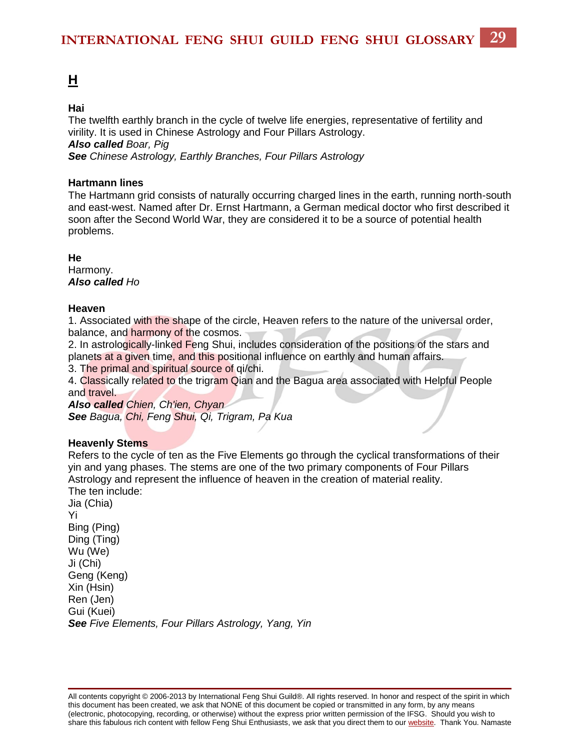# H

**Hai**
The twelfth earthly branch in the cycle of twelve life energies, representative of fertility and virility. It is used in Chinese Astrology and Four Pillars Astrology.
***Also called*** *Boar, Pig*
***See*** *Chinese Astrology, Earthly Branches, Four Pillars Astrology*

**Hartmann lines**
The Hartmann grid consists of naturally occurring charged lines in the earth, running north-south and east-west. Named after Dr. Ernst Hartmann, a German medical doctor who first described it soon after the Second World War, they are considered it to be a source of potential health problems.

**He**
Harmony.
***Also called*** *Ho*

**Heaven**
1. Associated with the shape of the circle, Heaven refers to the nature of the universal order, balance, and harmony of the cosmos.
2. In astrologically-linked Feng Shui, includes consideration of the positions of the stars and planets at a given time, and this positional influence on earthly and human affairs.
3. The primal and spiritual source of qi/chi.
4. Classically related to the trigram Qian and the Bagua area associated with Helpful People and travel.
***Also called*** *Chien, Ch'ien, Chyan*
***See*** *Bagua, Chi, Feng Shui, Qi, Trigram, Pa Kua*

**Heavenly Stems**
Refers to the cycle of ten as the Five Elements go through the cyclical transformations of their yin and yang phases. The stems are one of the two primary components of Four Pillars Astrology and represent the influence of heaven in the creation of material reality.
The ten include:
Jia (Chia)
Yi
Bing (Ping)
Ding (Ting)
Wu (We)
Ji (Chi)
Geng (Keng)
Xin (Hsin)
Ren (Jen)
Gui (Kuei)
***See*** *Five Elements, Four Pillars Astrology, Yang, Yin*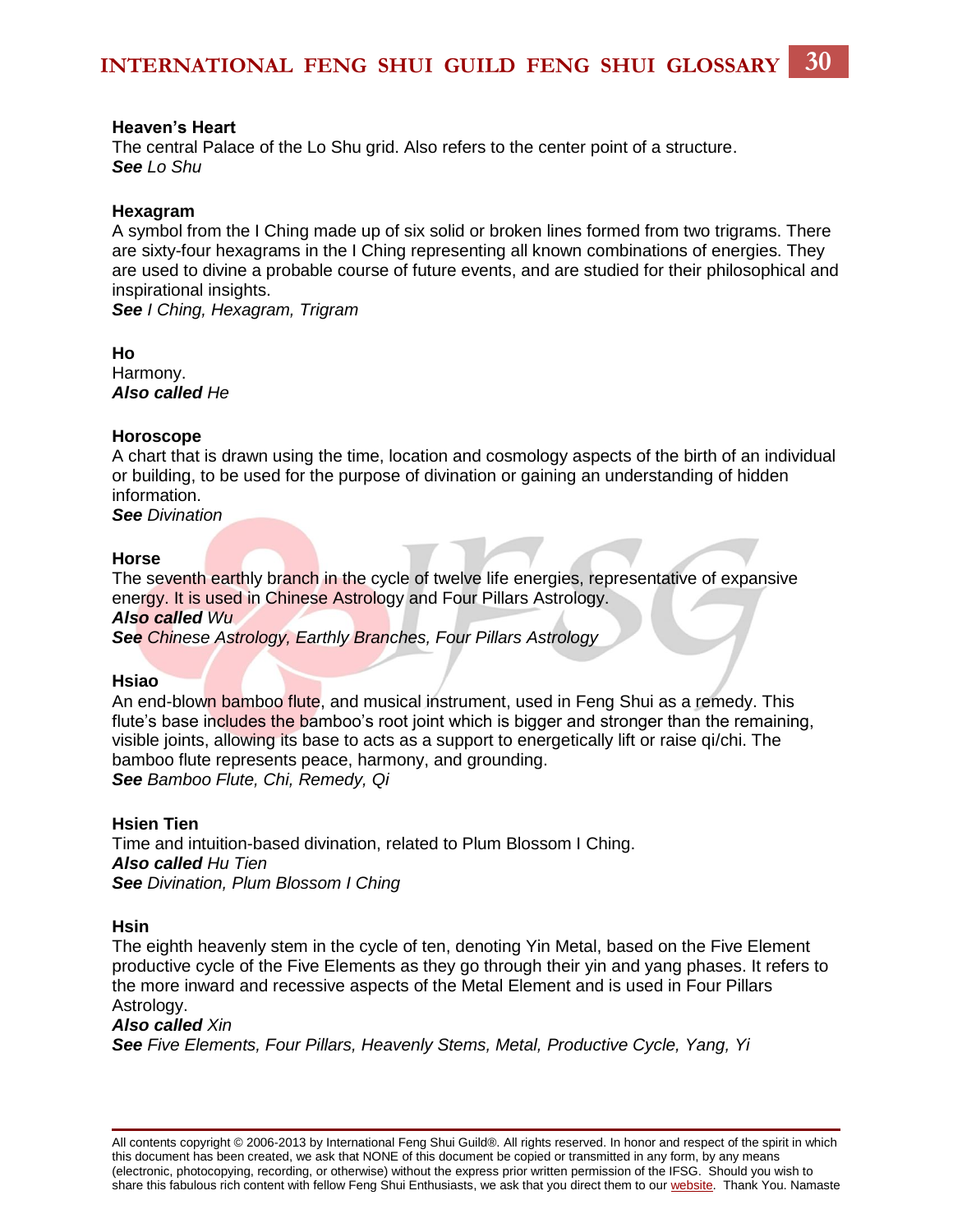**Heaven's Heart**
The central Palace of the Lo Shu grid. Also refers to the center point of a structure.
***See*** *Lo Shu*

**Hexagram**
A symbol from the I Ching made up of six solid or broken lines formed from two trigrams. There are sixty-four hexagrams in the I Ching representing all known combinations of energies. They are used to divine a probable course of future events, and are studied for their philosophical and inspirational insights.
***See*** *I Ching, Hexagram, Trigram*

**Ho**
Harmony.
***Also called*** *He*

**Horoscope**
A chart that is drawn using the time, location and cosmology aspects of the birth of an individual or building, to be used for the purpose of divination or gaining an understanding of hidden information.
***See*** *Divination*

**Horse**
The seventh earthly branch in the cycle of twelve life energies, representative of expansive energy. It is used in Chinese Astrology and Four Pillars Astrology.
***Also called*** *Wu*
***See*** *Chinese Astrology, Earthly Branches, Four Pillars Astrology*

**Hsiao**
An end-blown bamboo flute, and musical instrument, used in Feng Shui as a remedy. This flute's base includes the bamboo's root joint which is bigger and stronger than the remaining, visible joints, allowing its base to acts as a support to energetically lift or raise qi/chi. The bamboo flute represents peace, harmony, and grounding.
***See*** *Bamboo Flute, Chi, Remedy, Qi*

**Hsien Tien**
Time and intuition-based divination, related to Plum Blossom I Ching.
***Also called*** *Hu Tien*
***See*** *Divination, Plum Blossom I Ching*

**Hsin**
The eighth heavenly stem in the cycle of ten, denoting Yin Metal, based on the Five Element productive cycle of the Five Elements as they go through their yin and yang phases. It refers to the more inward and recessive aspects of the Metal Element and is used in Four Pillars Astrology.
***Also called*** *Xin*
***See*** *Five Elements, Four Pillars, Heavenly Stems, Metal, Productive Cycle, Yang, Yi*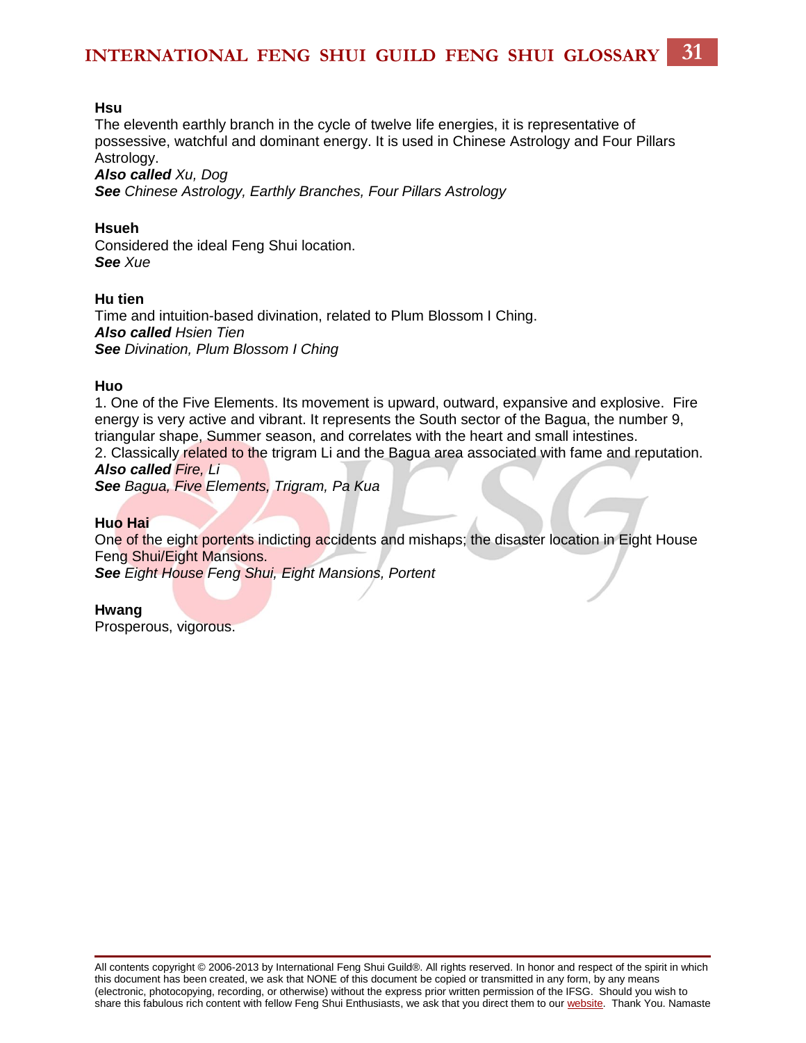**Hsu**
The eleventh earthly branch in the cycle of twelve life energies, it is representative of possessive, watchful and dominant energy. It is used in Chinese Astrology and Four Pillars Astrology.
***Also called*** *Xu, Dog*
***See*** *Chinese Astrology, Earthly Branches, Four Pillars Astrology*

**Hsueh**
Considered the ideal Feng Shui location.
***See*** *Xue*

**Hu tien**
Time and intuition-based divination, related to Plum Blossom I Ching.
***Also called*** *Hsien Tien*
***See*** *Divination, Plum Blossom I Ching*

**Huo**
1. One of the Five Elements. Its movement is upward, outward, expansive and explosive. Fire energy is very active and vibrant. It represents the South sector of the Bagua, the number 9, triangular shape, Summer season, and correlates with the heart and small intestines.
2. Classically related to the trigram Li and the Bagua area associated with fame and reputation.
***Also called*** *Fire, Li*
***See*** *Bagua, Five Elements, Trigram, Pa Kua*

**Huo Hai**
One of the eight portents indicting accidents and mishaps; the disaster location in Eight House Feng Shui/Eight Mansions.
***See*** *Eight House Feng Shui, Eight Mansions, Portent*

**Hwang**
Prosperous, vigorous.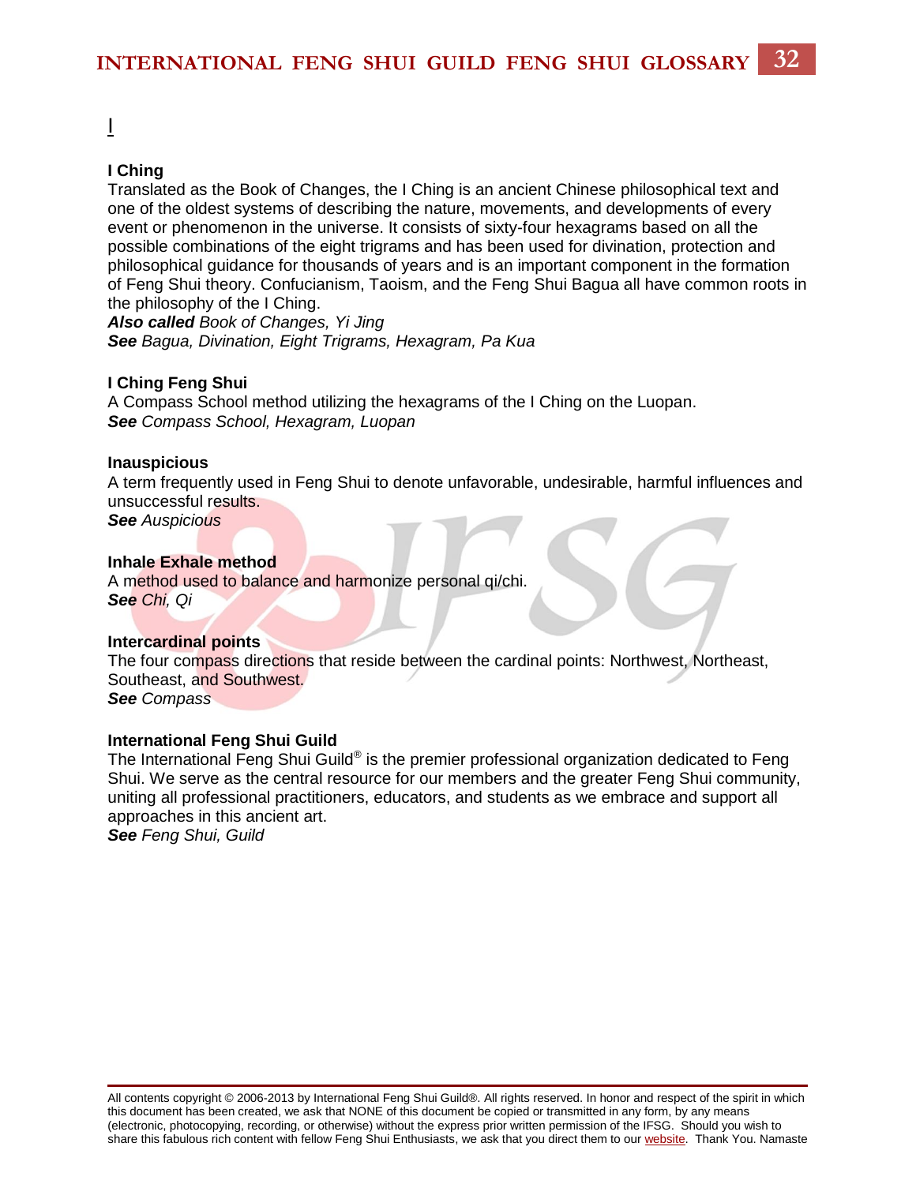# I

### I Ching

Translated as the Book of Changes, the I Ching is an ancient Chinese philosophical text and one of the oldest systems of describing the nature, movements, and developments of every event or phenomenon in the universe. It consists of sixty-four hexagrams based on all the possible combinations of the eight trigrams and has been used for divination, protection and philosophical guidance for thousands of years and is an important component in the formation of Feng Shui theory. Confucianism, Taoism, and the Feng Shui Bagua all have common roots in the philosophy of the I Ching.
***Also called*** *Book of Changes, Yi Jing*
***See*** *Bagua, Divination, Eight Trigrams, Hexagram, Pa Kua*

### I Ching Feng Shui

A Compass School method utilizing the hexagrams of the I Ching on the Luopan.
***See*** *Compass School, Hexagram, Luopan*

### Inauspicious

A term frequently used in Feng Shui to denote unfavorable, undesirable, harmful influences and unsuccessful results.
***See*** *Auspicious*

### Inhale Exhale method

A method used to balance and harmonize personal qi/chi.
***See*** *Chi, Qi*

### Intercardinal points

The four compass directions that reside between the cardinal points: Northwest, Northeast, Southeast, and Southwest.
***See*** *Compass*

### International Feng Shui Guild

The International Feng Shui Guild® is the premier professional organization dedicated to Feng Shui. We serve as the central resource for our members and the greater Feng Shui community, uniting all professional practitioners, educators, and students as we embrace and support all approaches in this ancient art.
***See*** *Feng Shui, Guild*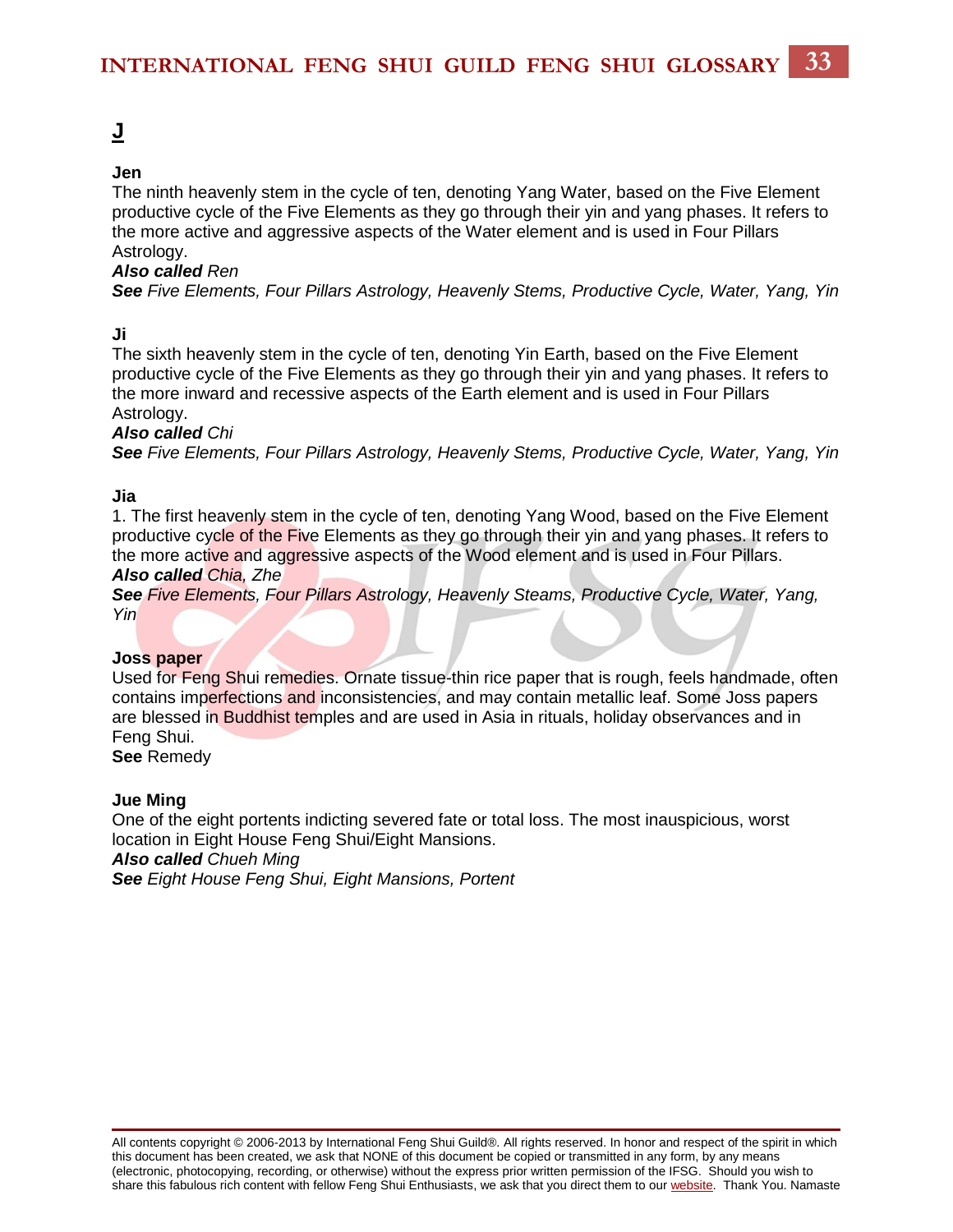## J

**Jen**

The ninth heavenly stem in the cycle of ten, denoting Yang Water, based on the Five Element productive cycle of the Five Elements as they go through their yin and yang phases. It refers to the more active and aggressive aspects of the Water element and is used in Four Pillars Astrology.

***Also called*** *Ren*

***See*** *Five Elements, Four Pillars Astrology, Heavenly Stems, Productive Cycle, Water, Yang, Yin*

**Ji**

The sixth heavenly stem in the cycle of ten, denoting Yin Earth, based on the Five Element productive cycle of the Five Elements as they go through their yin and yang phases. It refers to the more inward and recessive aspects of the Earth element and is used in Four Pillars Astrology.

***Also called*** *Chi*

***See*** *Five Elements, Four Pillars Astrology, Heavenly Stems, Productive Cycle, Water, Yang, Yin*

**Jia**

1. The first heavenly stem in the cycle of ten, denoting Yang Wood, based on the Five Element productive cycle of the Five Elements as they go through their yin and yang phases. It refers to the more active and aggressive aspects of the Wood element and is used in Four Pillars.

***Also called*** *Chia, Zhe*

***See*** *Five Elements, Four Pillars Astrology, Heavenly Steams, Productive Cycle, Water, Yang, Yin*

**Joss paper**

Used for Feng Shui remedies. Ornate tissue-thin rice paper that is rough, feels handmade, often contains imperfections and inconsistencies, and may contain metallic leaf. Some Joss papers are blessed in Buddhist temples and are used in Asia in rituals, holiday observances and in Feng Shui.

**See** Remedy

**Jue Ming**

One of the eight portents indicting severed fate or total loss. The most inauspicious, worst location in Eight House Feng Shui/Eight Mansions.

***Also called*** *Chueh Ming*

***See*** *Eight House Feng Shui, Eight Mansions, Portent*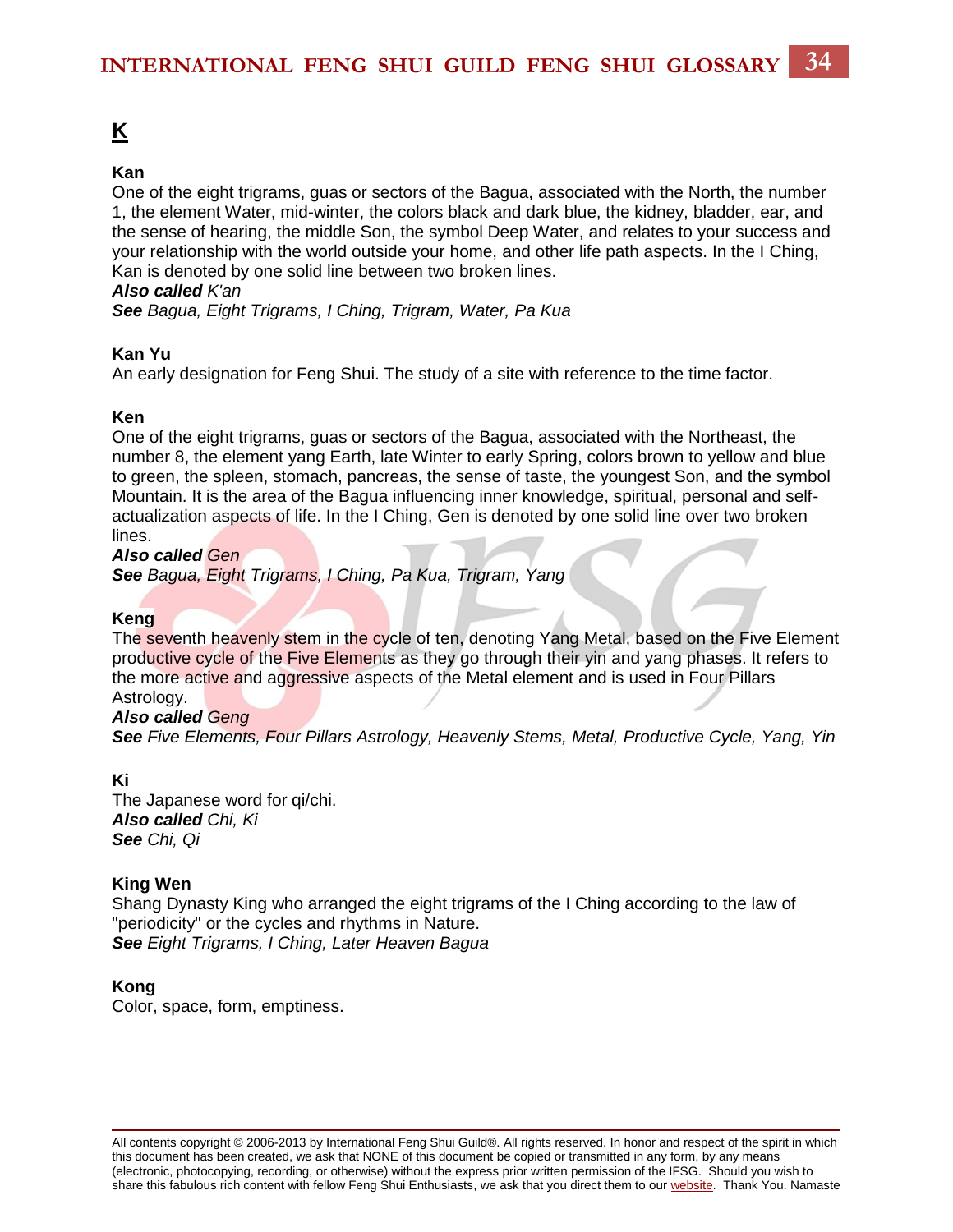# K

**Kan**
One of the eight trigrams, guas or sectors of the Bagua, associated with the North, the number 1, the element Water, mid-winter, the colors black and dark blue, the kidney, bladder, ear, and the sense of hearing, the middle Son, the symbol Deep Water, and relates to your success and your relationship with the world outside your home, and other life path aspects. In the I Ching, Kan is denoted by one solid line between two broken lines.
***Also called*** *K'an*
***See*** *Bagua, Eight Trigrams, I Ching, Trigram, Water, Pa Kua*

**Kan Yu**
An early designation for Feng Shui. The study of a site with reference to the time factor.

**Ken**
One of the eight trigrams, guas or sectors of the Bagua, associated with the Northeast, the number 8, the element yang Earth, late Winter to early Spring, colors brown to yellow and blue to green, the spleen, stomach, pancreas, the sense of taste, the youngest Son, and the symbol Mountain. It is the area of the Bagua influencing inner knowledge, spiritual, personal and self-actualization aspects of life. In the I Ching, Gen is denoted by one solid line over two broken lines.
***Also called*** *Gen*
***See*** *Bagua, Eight Trigrams, I Ching, Pa Kua, Trigram, Yang*

**Keng**
The seventh heavenly stem in the cycle of ten, denoting Yang Metal, based on the Five Element productive cycle of the Five Elements as they go through their yin and yang phases. It refers to the more active and aggressive aspects of the Metal element and is used in Four Pillars Astrology.
***Also called*** *Geng*
***See*** *Five Elements, Four Pillars Astrology, Heavenly Stems, Metal, Productive Cycle, Yang, Yin*

**Ki**
The Japanese word for qi/chi.
***Also called*** *Chi, Ki*
***See*** *Chi, Qi*

**King Wen**
Shang Dynasty King who arranged the eight trigrams of the I Ching according to the law of "periodicity" or the cycles and rhythms in Nature.
***See*** *Eight Trigrams, I Ching, Later Heaven Bagua*

**Kong**
Color, space, form, emptiness.

All contents copyright © 2006-2013 by International Feng Shui Guild®. All rights reserved. In honor and respect of the spirit in which this document has been created, we ask that NONE of this document be copied or transmitted in any form, by any means (electronic, photocopying, recording, or otherwise) without the express prior written permission of the IFSG. Should you wish to share this fabulous rich content with fellow Feng Shui Enthusiasts, we ask that you direct them to our website. Thank You. Namaste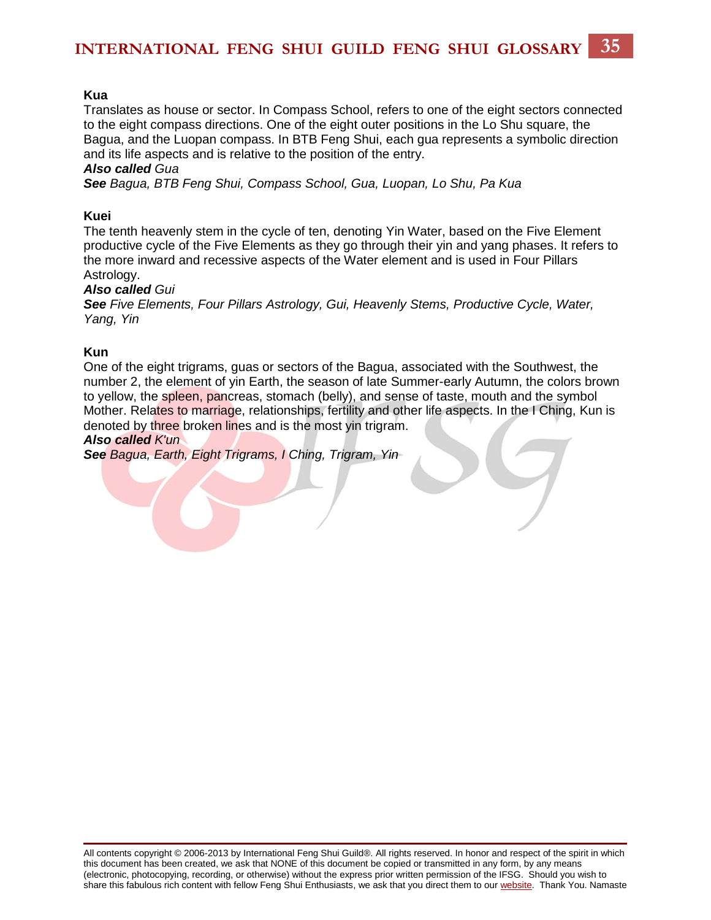**Kua**

Translates as house or sector. In Compass School, refers to one of the eight sectors connected to the eight compass directions. One of the eight outer positions in the Lo Shu square, the Bagua, and the Luopan compass. In BTB Feng Shui, each gua represents a symbolic direction and its life aspects and is relative to the position of the entry.

***Also called*** *Gua*

***See*** *Bagua, BTB Feng Shui, Compass School, Gua, Luopan, Lo Shu, Pa Kua*

**Kuei**

The tenth heavenly stem in the cycle of ten, denoting Yin Water, based on the Five Element productive cycle of the Five Elements as they go through their yin and yang phases. It refers to the more inward and recessive aspects of the Water element and is used in Four Pillars Astrology.

***Also called*** *Gui*

***See*** *Five Elements, Four Pillars Astrology, Gui, Heavenly Stems, Productive Cycle, Water, Yang, Yin*

**Kun**

One of the eight trigrams, guas or sectors of the Bagua, associated with the Southwest, the number 2, the element of yin Earth, the season of late Summer-early Autumn, the colors brown to yellow, the spleen, pancreas, stomach (belly), and sense of taste, mouth and the symbol Mother. Relates to marriage, relationships, fertility and other life aspects. In the I Ching, Kun is denoted by three broken lines and is the most yin trigram.

***Also called*** *K'un*

***See*** *Bagua, Earth, Eight Trigrams, I Ching, Trigram, Yin*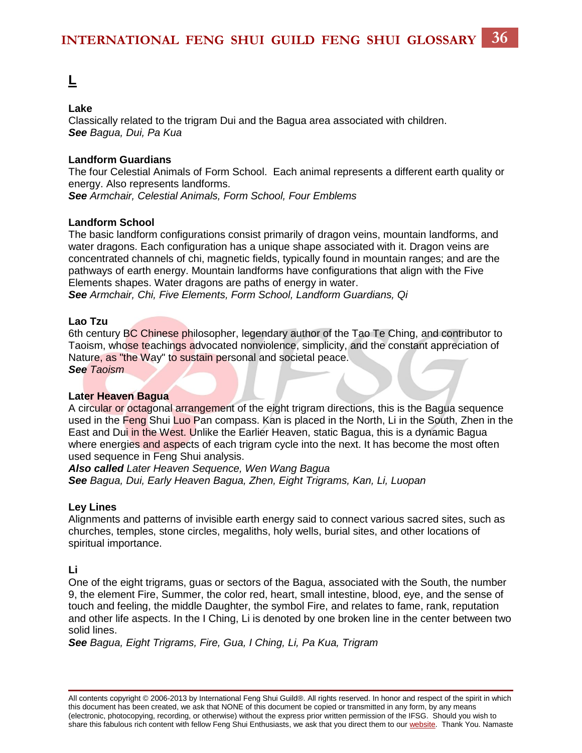# L

**Lake**
Classically related to the trigram Dui and the Bagua area associated with children.
***See*** *Bagua, Dui, Pa Kua*

**Landform Guardians**
The four Celestial Animals of Form School. Each animal represents a different earth quality or energy. Also represents landforms.
***See*** *Armchair, Celestial Animals, Form School, Four Emblems*

**Landform School**
The basic landform configurations consist primarily of dragon veins, mountain landforms, and water dragons. Each configuration has a unique shape associated with it. Dragon veins are concentrated channels of chi, magnetic fields, typically found in mountain ranges; and are the pathways of earth energy. Mountain landforms have configurations that align with the Five Elements shapes. Water dragons are paths of energy in water.
***See*** *Armchair, Chi, Five Elements, Form School, Landform Guardians, Qi*

**Lao Tzu**
6th century BC Chinese philosopher, legendary author of the Tao Te Ching, and contributor to Taoism, whose teachings advocated nonviolence, simplicity, and the constant appreciation of Nature, as "the Way" to sustain personal and societal peace.
***See*** *Taoism*

**Later Heaven Bagua**
A circular or octagonal arrangement of the eight trigram directions, this is the Bagua sequence used in the Feng Shui Luo Pan compass. Kan is placed in the North, Li in the South, Zhen in the East and Dui in the West. Unlike the Earlier Heaven, static Bagua, this is a dynamic Bagua where energies and aspects of each trigram cycle into the next. It has become the most often used sequence in Feng Shui analysis.
***Also called*** *Later Heaven Sequence, Wen Wang Bagua*
***See*** *Bagua, Dui, Early Heaven Bagua, Zhen, Eight Trigrams, Kan, Li, Luopan*

**Ley Lines**
Alignments and patterns of invisible earth energy said to connect various sacred sites, such as churches, temples, stone circles, megaliths, holy wells, burial sites, and other locations of spiritual importance.

**Li**
One of the eight trigrams, guas or sectors of the Bagua, associated with the South, the number 9, the element Fire, Summer, the color red, heart, small intestine, blood, eye, and the sense of touch and feeling, the middle Daughter, the symbol Fire, and relates to fame, rank, reputation and other life aspects. In the I Ching, Li is denoted by one broken line in the center between two solid lines.
***See*** *Bagua, Eight Trigrams, Fire, Gua, I Ching, Li, Pa Kua, Trigram*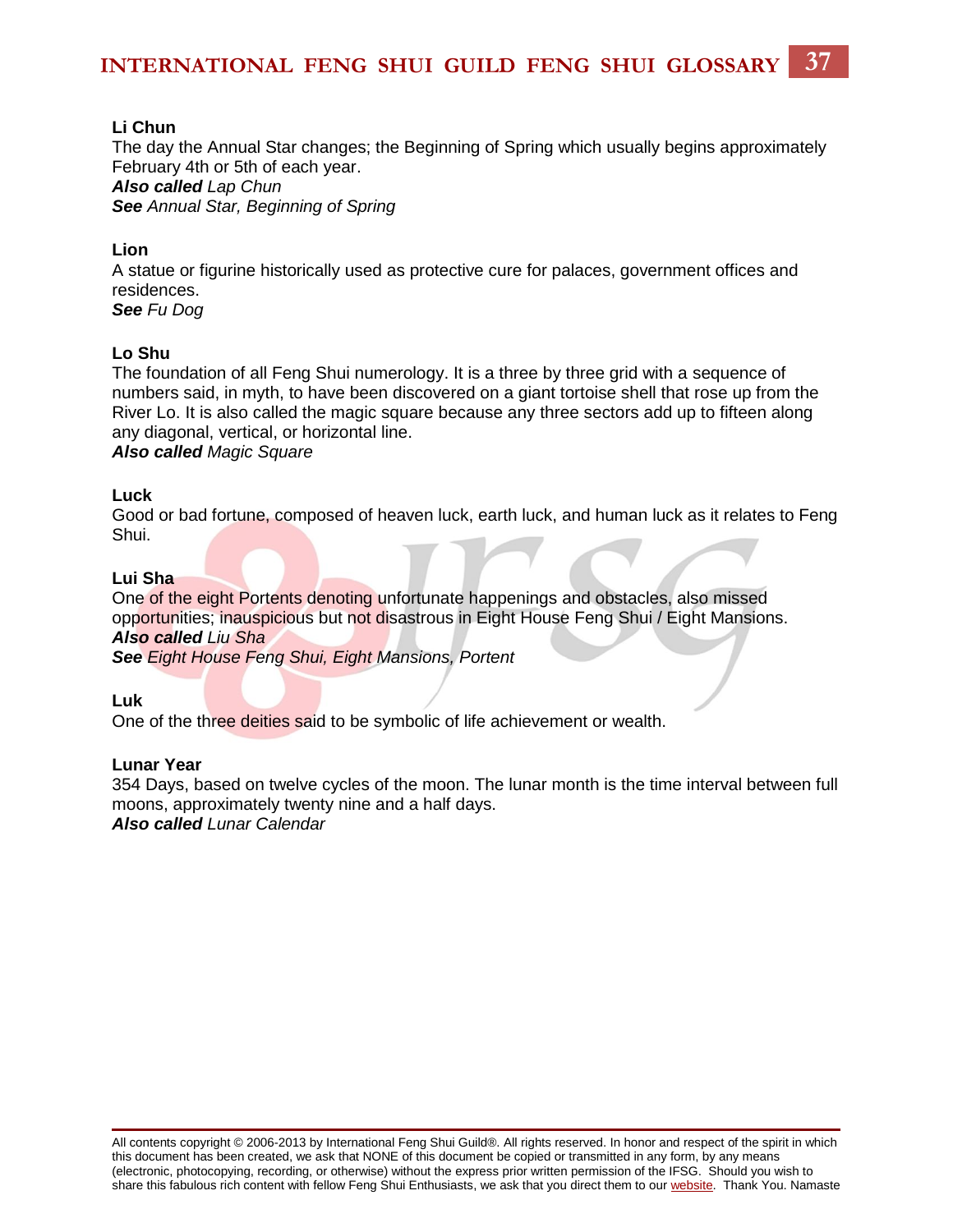**Li Chun**
The day the Annual Star changes; the Beginning of Spring which usually begins approximately February 4th or 5th of each year.
***Also called*** *Lap Chun*
***See*** *Annual Star, Beginning of Spring*

**Lion**
A statue or figurine historically used as protective cure for palaces, government offices and residences.
***See*** *Fu Dog*

**Lo Shu**
The foundation of all Feng Shui numerology. It is a three by three grid with a sequence of numbers said, in myth, to have been discovered on a giant tortoise shell that rose up from the River Lo. It is also called the magic square because any three sectors add up to fifteen along any diagonal, vertical, or horizontal line.
***Also called*** *Magic Square*

**Luck**
Good or bad fortune, composed of heaven luck, earth luck, and human luck as it relates to Feng Shui.

**Lui Sha**
One of the eight Portents denoting unfortunate happenings and obstacles, also missed opportunities; inauspicious but not disastrous in Eight House Feng Shui / Eight Mansions.
***Also called*** *Liu Sha*
***See*** *Eight House Feng Shui, Eight Mansions, Portent*

**Luk**
One of the three deities said to be symbolic of life achievement or wealth.

**Lunar Year**
354 Days, based on twelve cycles of the moon. The lunar month is the time interval between full moons, approximately twenty nine and a half days.
***Also called*** *Lunar Calendar*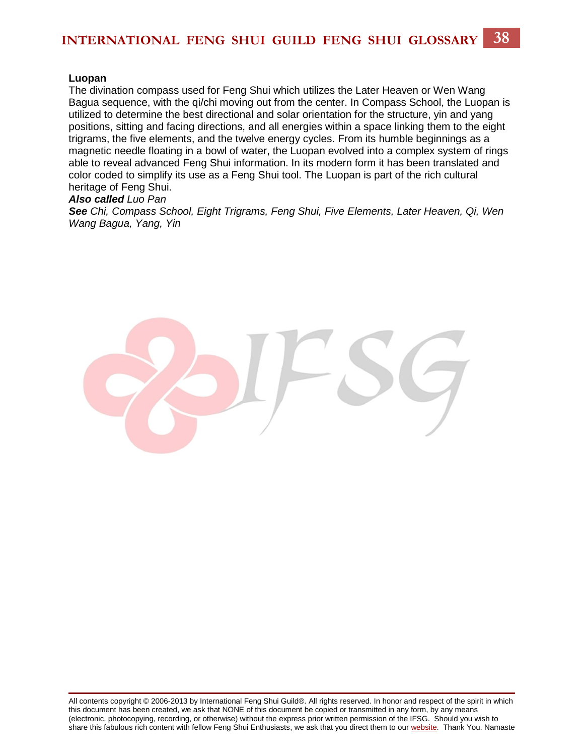**Luopan**

The divination compass used for Feng Shui which utilizes the Later Heaven or Wen Wang Bagua sequence, with the qi/chi moving out from the center. In Compass School, the Luopan is utilized to determine the best directional and solar orientation for the structure, yin and yang positions, sitting and facing directions, and all energies within a space linking them to the eight trigrams, the five elements, and the twelve energy cycles. From its humble beginnings as a magnetic needle floating in a bowl of water, the Luopan evolved into a complex system of rings able to reveal advanced Feng Shui information. In its modern form it has been translated and color coded to simplify its use as a Feng Shui tool. The Luopan is part of the rich cultural heritage of Feng Shui.

***Also called*** *Luo Pan*

***See*** *Chi, Compass School, Eight Trigrams, Feng Shui, Five Elements, Later Heaven, Qi, Wen Wang Bagua, Yang, Yin*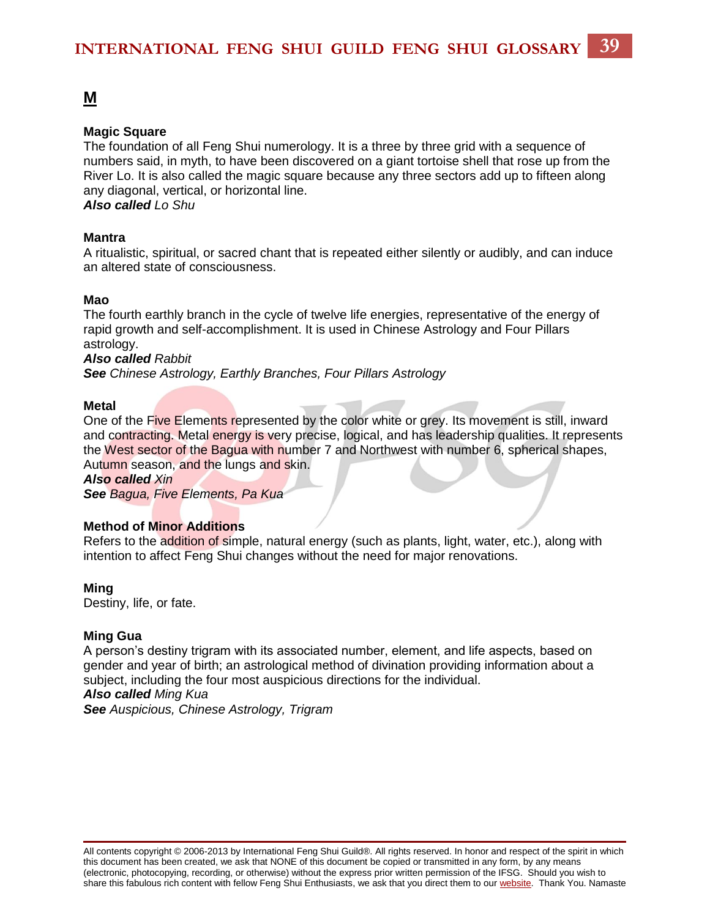# M

**Magic Square**
The foundation of all Feng Shui numerology. It is a three by three grid with a sequence of numbers said, in myth, to have been discovered on a giant tortoise shell that rose up from the River Lo. It is also called the magic square because any three sectors add up to fifteen along any diagonal, vertical, or horizontal line.
***Also called*** *Lo Shu*

**Mantra**
A ritualistic, spiritual, or sacred chant that is repeated either silently or audibly, and can induce an altered state of consciousness.

**Mao**
The fourth earthly branch in the cycle of twelve life energies, representative of the energy of rapid growth and self-accomplishment. It is used in Chinese Astrology and Four Pillars astrology.
***Also called*** *Rabbit*
***See*** *Chinese Astrology, Earthly Branches, Four Pillars Astrology*

**Metal**
One of the Five Elements represented by the color white or grey. Its movement is still, inward and contracting. Metal energy is very precise, logical, and has leadership qualities. It represents the West sector of the Bagua with number 7 and Northwest with number 6, spherical shapes, Autumn season, and the lungs and skin.
***Also called*** *Xin*
***See*** *Bagua, Five Elements, Pa Kua*

**Method of Minor Additions**
Refers to the addition of simple, natural energy (such as plants, light, water, etc.), along with intention to affect Feng Shui changes without the need for major renovations.

**Ming**
Destiny, life, or fate.

**Ming Gua**
A person's destiny trigram with its associated number, element, and life aspects, based on gender and year of birth; an astrological method of divination providing information about a subject, including the four most auspicious directions for the individual.
***Also called*** *Ming Kua*
***See*** *Auspicious, Chinese Astrology, Trigram*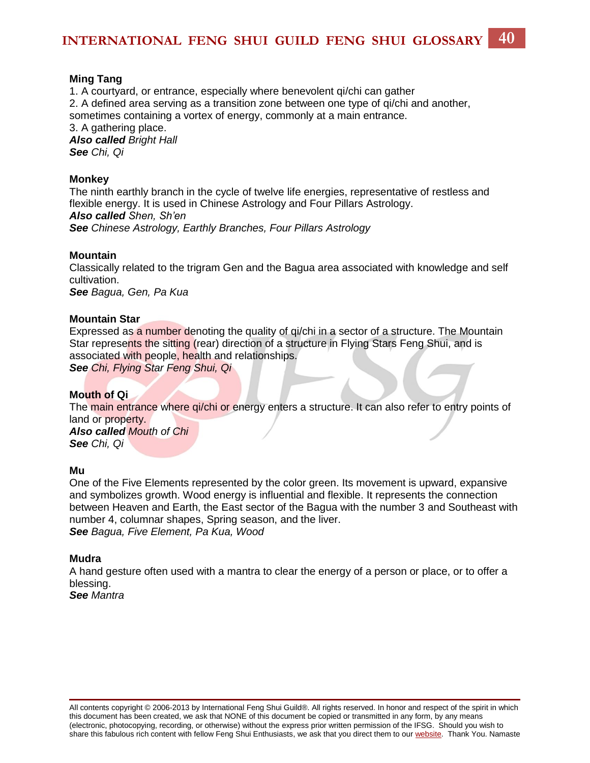**Ming Tang**

1. A courtyard, or entrance, especially where benevolent qi/chi can gather
2. A defined area serving as a transition zone between one type of qi/chi and another, sometimes containing a vortex of energy, commonly at a main entrance.
3. A gathering place.

***Also called*** *Bright Hall*
***See*** *Chi, Qi*

**Monkey**

The ninth earthly branch in the cycle of twelve life energies, representative of restless and flexible energy. It is used in Chinese Astrology and Four Pillars Astrology.
***Also called*** *Shen, Sh'en*
***See*** *Chinese Astrology, Earthly Branches, Four Pillars Astrology*

**Mountain**

Classically related to the trigram Gen and the Bagua area associated with knowledge and self cultivation.
***See*** *Bagua, Gen, Pa Kua*

**Mountain Star**

Expressed as a number denoting the quality of qi/chi in a sector of a structure. The Mountain Star represents the sitting (rear) direction of a structure in Flying Stars Feng Shui, and is associated with people, health and relationships.
***See*** *Chi, Flying Star Feng Shui, Qi*

**Mouth of Qi**

The main entrance where qi/chi or energy enters a structure. It can also refer to entry points of land or property.
***Also called*** *Mouth of Chi*
***See*** *Chi, Qi*

**Mu**

One of the Five Elements represented by the color green. Its movement is upward, expansive and symbolizes growth. Wood energy is influential and flexible. It represents the connection between Heaven and Earth, the East sector of the Bagua with the number 3 and Southeast with number 4, columnar shapes, Spring season, and the liver.
***See*** *Bagua, Five Element, Pa Kua, Wood*

**Mudra**

A hand gesture often used with a mantra to clear the energy of a person or place, or to offer a blessing.
***See*** *Mantra*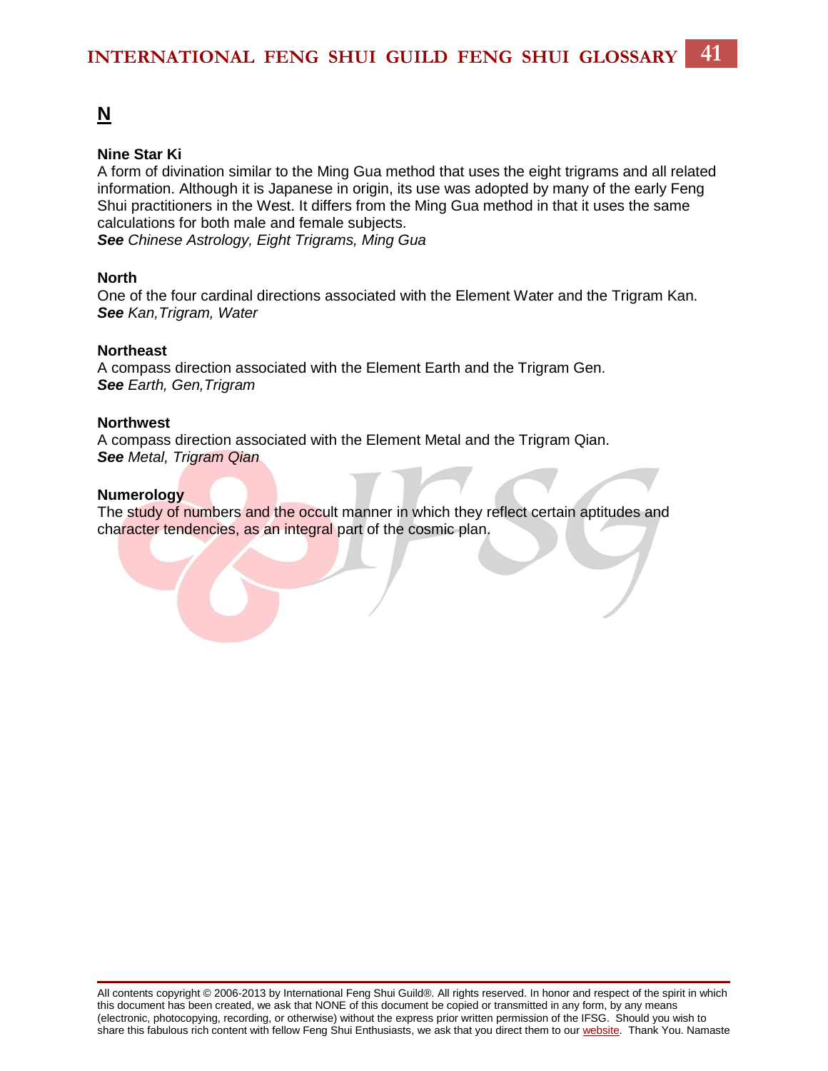## N

**Nine Star Ki**
A form of divination similar to the Ming Gua method that uses the eight trigrams and all related information. Although it is Japanese in origin, its use was adopted by many of the early Feng Shui practitioners in the West. It differs from the Ming Gua method in that it uses the same calculations for both male and female subjects.
***See*** *Chinese Astrology, Eight Trigrams, Ming Gua*

**North**
One of the four cardinal directions associated with the Element Water and the Trigram Kan.
***See*** *Kan,Trigram, Water*

**Northeast**
A compass direction associated with the Element Earth and the Trigram Gen.
***See*** *Earth, Gen,Trigram*

**Northwest**
A compass direction associated with the Element Metal and the Trigram Qian.
***See*** *Metal, Trigram Qian*

**Numerology**
The study of numbers and the occult manner in which they reflect certain aptitudes and character tendencies, as an integral part of the cosmic plan.

All contents copyright © 2006-2013 by International Feng Shui Guild®. All rights reserved. In honor and respect of the spirit in which this document has been created, we ask that NONE of this document be copied or transmitted in any form, by any means (electronic, photocopying, recording, or otherwise) without the express prior written permission of the IFSG. Should you wish to share this fabulous rich content with fellow Feng Shui Enthusiasts, we ask that you direct them to our website. Thank You. Namaste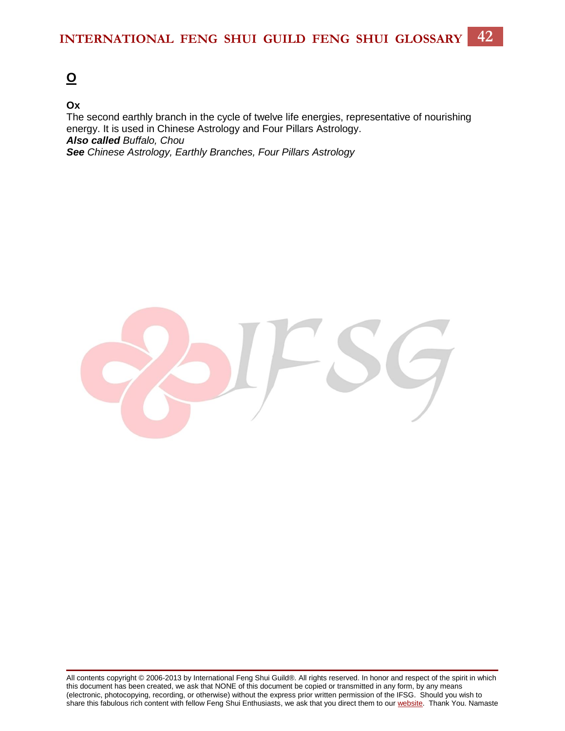## O

**Ox**

The second earthly branch in the cycle of twelve life energies, representative of nourishing energy. It is used in Chinese Astrology and Four Pillars Astrology.

***Also called*** *Buffalo, Chou*

***See*** *Chinese Astrology, Earthly Branches, Four Pillars Astrology*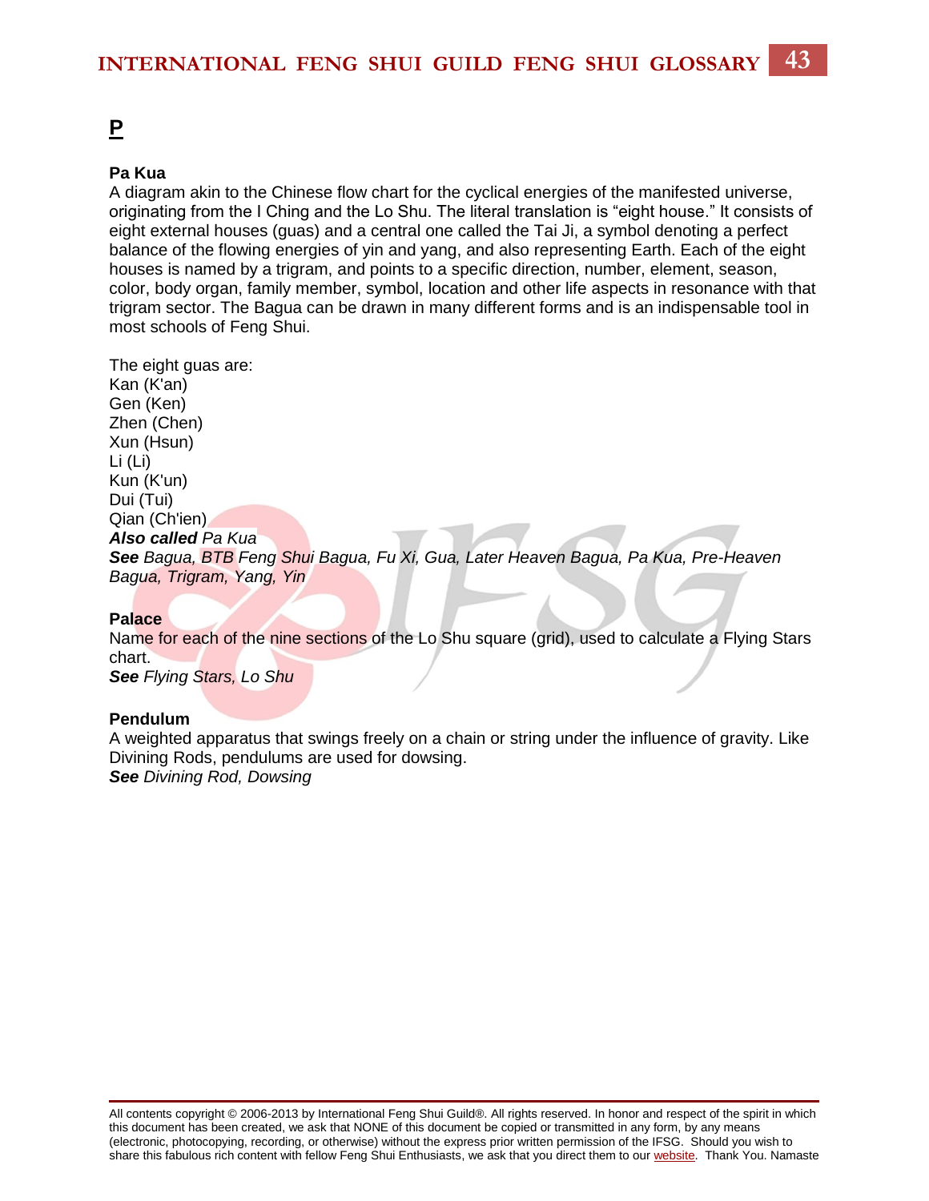# P

**Pa Kua**

A diagram akin to the Chinese flow chart for the cyclical energies of the manifested universe, originating from the I Ching and the Lo Shu. The literal translation is "eight house." It consists of eight external houses (guas) and a central one called the Tai Ji, a symbol denoting a perfect balance of the flowing energies of yin and yang, and also representing Earth. Each of the eight houses is named by a trigram, and points to a specific direction, number, element, season, color, body organ, family member, symbol, location and other life aspects in resonance with that trigram sector. The Bagua can be drawn in many different forms and is an indispensable tool in most schools of Feng Shui.

The eight guas are:
Kan (K'an)
Gen (Ken)
Zhen (Chen)
Xun (Hsun)
Li (Li)
Kun (K'un)
Dui (Tui)
Qian (Ch'ien)
***Also called*** *Pa Kua*
***See*** *Bagua, BTB Feng Shui Bagua, Fu Xi, Gua, Later Heaven Bagua, Pa Kua, Pre-Heaven Bagua, Trigram, Yang, Yin*

**Palace**

Name for each of the nine sections of the Lo Shu square (grid), used to calculate a Flying Stars chart.
***See*** *Flying Stars, Lo Shu*

**Pendulum**

A weighted apparatus that swings freely on a chain or string under the influence of gravity. Like Divining Rods, pendulums are used for dowsing.
***See*** *Divining Rod, Dowsing*

All contents copyright © 2006-2013 by International Feng Shui Guild®. All rights reserved. In honor and respect of the spirit in which this document has been created, we ask that NONE of this document be copied or transmitted in any form, by any means (electronic, photocopying, recording, or otherwise) without the express prior written permission of the IFSG. Should you wish to share this fabulous rich content with fellow Feng Shui Enthusiasts, we ask that you direct them to our website. Thank You. Namaste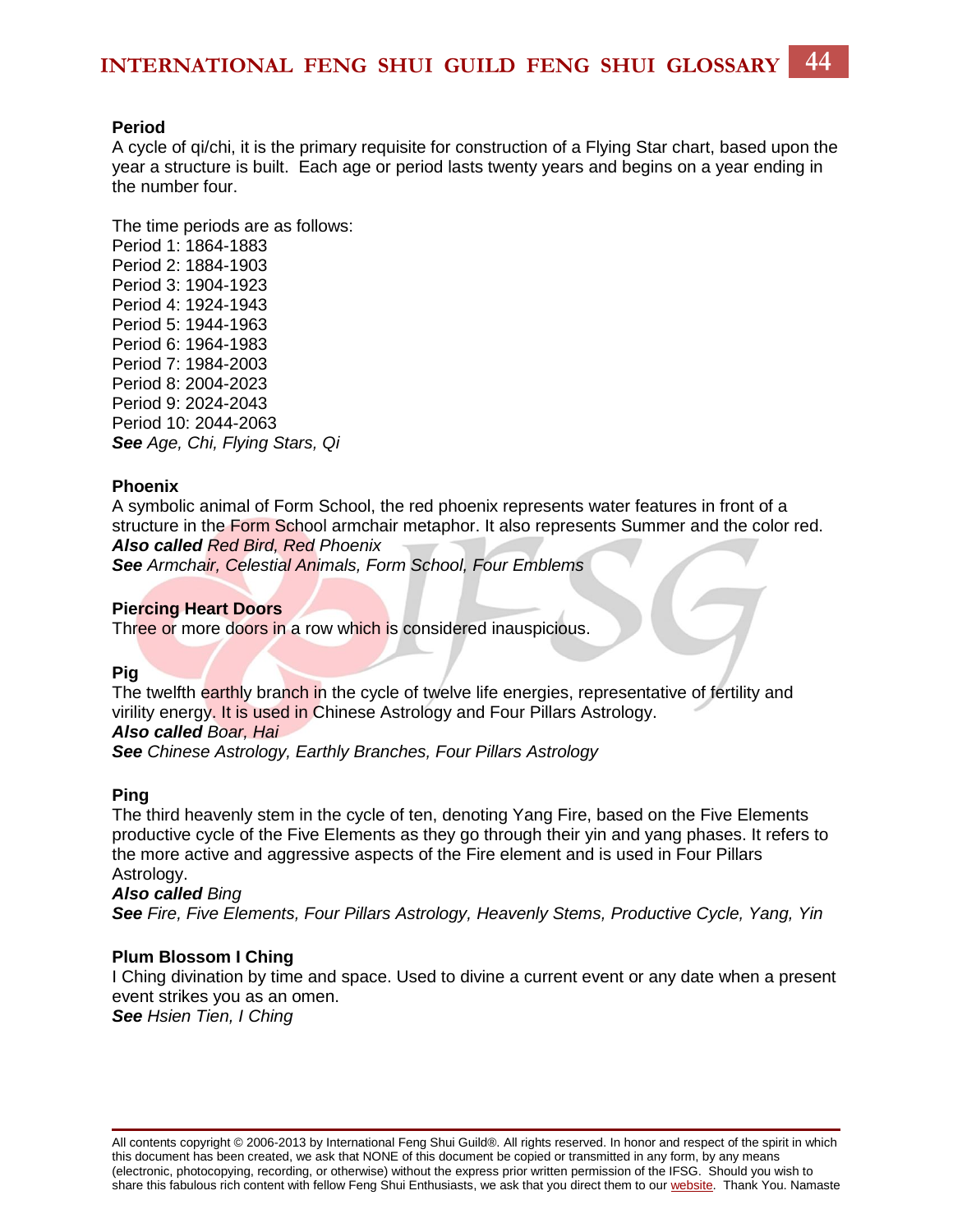**Period**
A cycle of qi/chi, it is the primary requisite for construction of a Flying Star chart, based upon the year a structure is built. Each age or period lasts twenty years and begins on a year ending in the number four.

The time periods are as follows:
Period 1: 1864-1883
Period 2: 1884-1903
Period 3: 1904-1923
Period 4: 1924-1943
Period 5: 1944-1963
Period 6: 1964-1983
Period 7: 1984-2003
Period 8: 2004-2023
Period 9: 2024-2043
Period 10: 2044-2063
***See*** *Age, Chi, Flying Stars, Qi*

**Phoenix**
A symbolic animal of Form School, the red phoenix represents water features in front of a structure in the Form School armchair metaphor. It also represents Summer and the color red.
***Also called*** *Red Bird, Red Phoenix*
***See*** *Armchair, Celestial Animals, Form School, Four Emblems*

**Piercing Heart Doors**
Three or more doors in a row which is considered inauspicious.

**Pig**
The twelfth earthly branch in the cycle of twelve life energies, representative of fertility and virility energy. It is used in Chinese Astrology and Four Pillars Astrology.
***Also called*** *Boar, Hai*
***See*** *Chinese Astrology, Earthly Branches, Four Pillars Astrology*

**Ping**
The third heavenly stem in the cycle of ten, denoting Yang Fire, based on the Five Elements productive cycle of the Five Elements as they go through their yin and yang phases. It refers to the more active and aggressive aspects of the Fire element and is used in Four Pillars Astrology.
***Also called*** *Bing*
***See*** *Fire, Five Elements, Four Pillars Astrology, Heavenly Stems, Productive Cycle, Yang, Yin*

**Plum Blossom I Ching**
I Ching divination by time and space. Used to divine a current event or any date when a present event strikes you as an omen.
***See*** *Hsien Tien, I Ching*

All contents copyright © 2006-2013 by International Feng Shui Guild®. All rights reserved. In honor and respect of the spirit in which this document has been created, we ask that NONE of this document be copied or transmitted in any form, by any means (electronic, photocopying, recording, or otherwise) without the express prior written permission of the IFSG. Should you wish to share this fabulous rich content with fellow Feng Shui Enthusiasts, we ask that you direct them to our website. Thank You. Namaste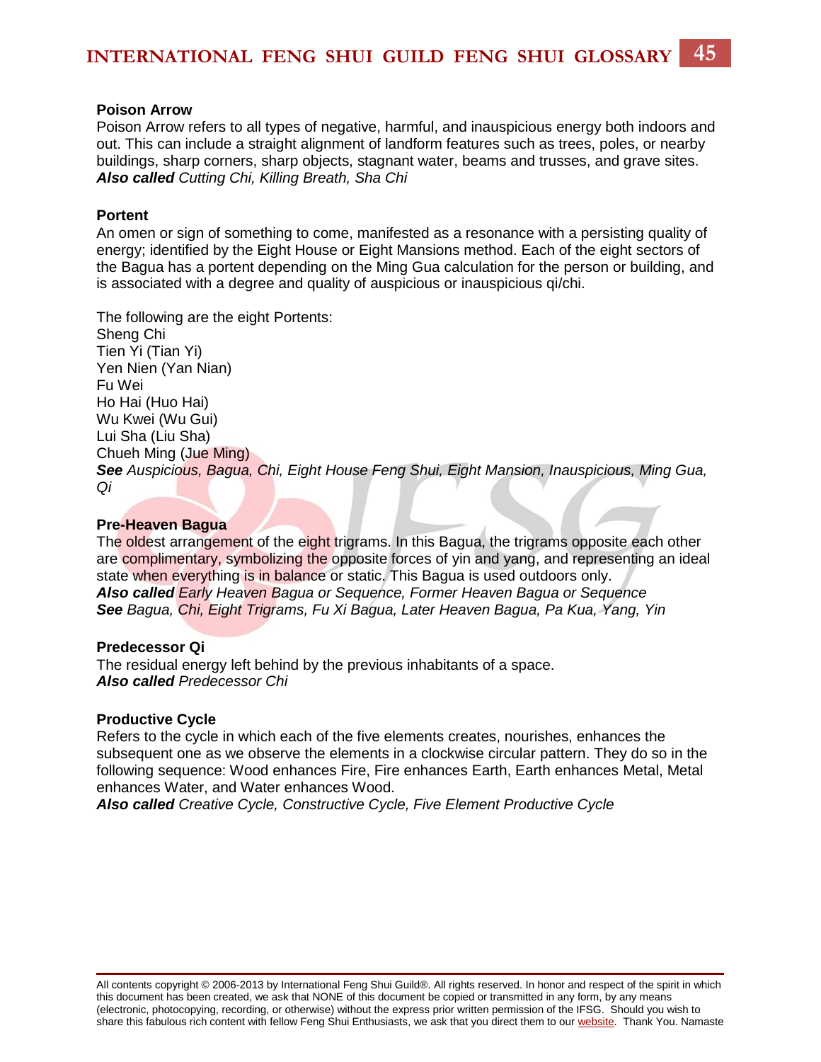**Poison Arrow**
Poison Arrow refers to all types of negative, harmful, and inauspicious energy both indoors and out. This can include a straight alignment of landform features such as trees, poles, or nearby buildings, sharp corners, sharp objects, stagnant water, beams and trusses, and grave sites.
***Also called*** *Cutting Chi, Killing Breath, Sha Chi*

**Portent**
An omen or sign of something to come, manifested as a resonance with a persisting quality of energy; identified by the Eight House or Eight Mansions method. Each of the eight sectors of the Bagua has a portent depending on the Ming Gua calculation for the person or building, and is associated with a degree and quality of auspicious or inauspicious qi/chi.

The following are the eight Portents:
Sheng Chi
Tien Yi (Tian Yi)
Yen Nien (Yan Nian)
Fu Wei
Ho Hai (Huo Hai)
Wu Kwei (Wu Gui)
Lui Sha (Liu Sha)
Chueh Ming (Jue Ming)
***See*** *Auspicious, Bagua, Chi, Eight House Feng Shui, Eight Mansion, Inauspicious, Ming Gua, Qi*

**Pre-Heaven Bagua**
The oldest arrangement of the eight trigrams. In this Bagua, the trigrams opposite each other are complimentary, symbolizing the opposite forces of yin and yang, and representing an ideal state when everything is in balance or static. This Bagua is used outdoors only.
***Also called*** *Early Heaven Bagua or Sequence, Former Heaven Bagua or Sequence*
***See*** *Bagua, Chi, Eight Trigrams, Fu Xi Bagua, Later Heaven Bagua, Pa Kua, Yang, Yin*

**Predecessor Qi**
The residual energy left behind by the previous inhabitants of a space.
***Also called*** *Predecessor Chi*

**Productive Cycle**
Refers to the cycle in which each of the five elements creates, nourishes, enhances the subsequent one as we observe the elements in a clockwise circular pattern. They do so in the following sequence: Wood enhances Fire, Fire enhances Earth, Earth enhances Metal, Metal enhances Water, and Water enhances Wood.
***Also called*** *Creative Cycle, Constructive Cycle, Five Element Productive Cycle*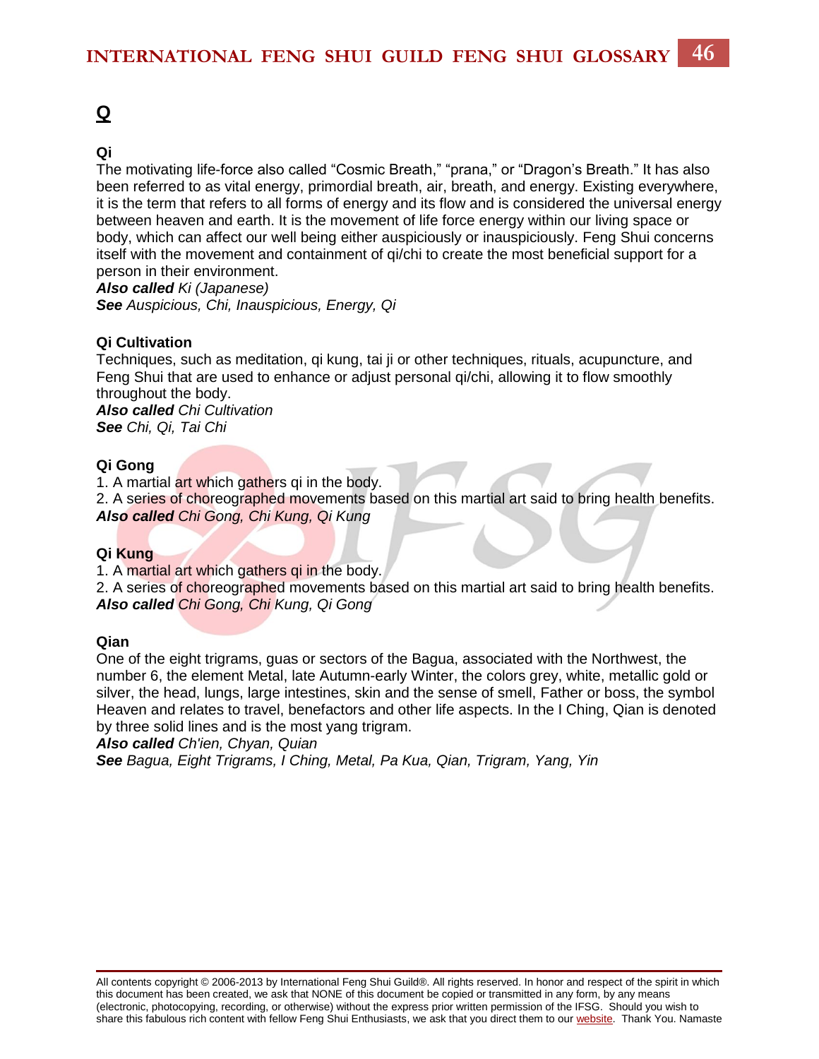# Q

### Qi

The motivating life-force also called "Cosmic Breath," "prana," or "Dragon's Breath." It has also been referred to as vital energy, primordial breath, air, breath, and energy. Existing everywhere, it is the term that refers to all forms of energy and its flow and is considered the universal energy between heaven and earth. It is the movement of life force energy within our living space or body, which can affect our well being either auspiciously or inauspiciously. Feng Shui concerns itself with the movement and containment of qi/chi to create the most beneficial support for a person in their environment.

***Also called*** *Ki (Japanese)*

***See*** *Auspicious, Chi, Inauspicious, Energy, Qi*

### Qi Cultivation

Techniques, such as meditation, qi kung, tai ji or other techniques, rituals, acupuncture, and Feng Shui that are used to enhance or adjust personal qi/chi, allowing it to flow smoothly throughout the body.

***Also called*** *Chi Cultivation*

***See*** *Chi, Qi, Tai Chi*

### Qi Gong

1. A martial art which gathers qi in the body.
2. A series of choreographed movements based on this martial art said to bring health benefits.

***Also called*** *Chi Gong, Chi Kung, Qi Kung*

### Qi Kung

1. A martial art which gathers qi in the body.
2. A series of choreographed movements based on this martial art said to bring health benefits.

***Also called*** *Chi Gong, Chi Kung, Qi Gong*

### Qian

One of the eight trigrams, guas or sectors of the Bagua, associated with the Northwest, the number 6, the element Metal, late Autumn-early Winter, the colors grey, white, metallic gold or silver, the head, lungs, large intestines, skin and the sense of smell, Father or boss, the symbol Heaven and relates to travel, benefactors and other life aspects. In the I Ching, Qian is denoted by three solid lines and is the most yang trigram.

***Also called*** *Ch'ien, Chyan, Quian*

***See*** *Bagua, Eight Trigrams, I Ching, Metal, Pa Kua, Qian, Trigram, Yang, Yin*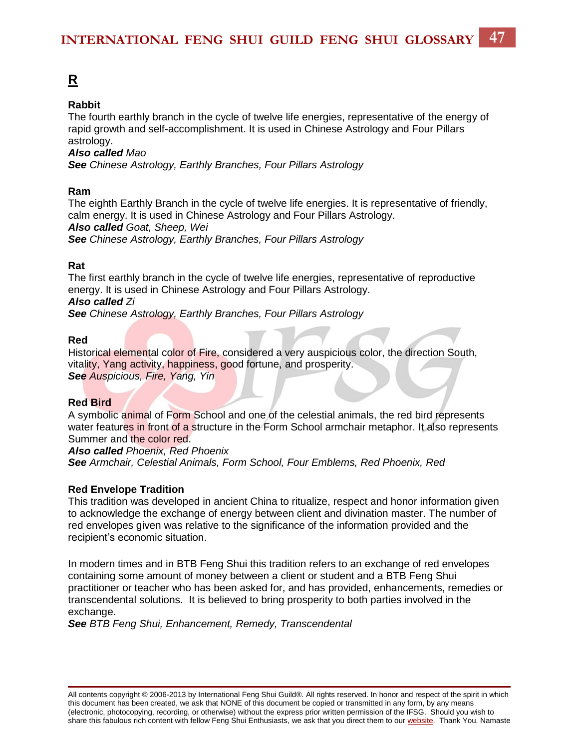# R

**Rabbit**
The fourth earthly branch in the cycle of twelve life energies, representative of the energy of rapid growth and self-accomplishment. It is used in Chinese Astrology and Four Pillars astrology.
***Also called*** *Mao*
***See*** *Chinese Astrology, Earthly Branches, Four Pillars Astrology*

**Ram**
The eighth Earthly Branch in the cycle of twelve life energies. It is representative of friendly, calm energy. It is used in Chinese Astrology and Four Pillars Astrology.
***Also called*** *Goat, Sheep, Wei*
***See*** *Chinese Astrology, Earthly Branches, Four Pillars Astrology*

**Rat**
The first earthly branch in the cycle of twelve life energies, representative of reproductive energy. It is used in Chinese Astrology and Four Pillars Astrology.
***Also called*** *Zi*
***See*** *Chinese Astrology, Earthly Branches, Four Pillars Astrology*

**Red**
Historical elemental color of Fire, considered a very auspicious color, the direction South, vitality, Yang activity, happiness, good fortune, and prosperity.
***See*** *Auspicious, Fire, Yang, Yin*

**Red Bird**
A symbolic animal of Form School and one of the celestial animals, the red bird represents water features in front of a structure in the Form School armchair metaphor. It also represents Summer and the color red.
***Also called*** *Phoenix, Red Phoenix*
***See*** *Armchair, Celestial Animals, Form School, Four Emblems, Red Phoenix, Red*

**Red Envelope Tradition**
This tradition was developed in ancient China to ritualize, respect and honor information given to acknowledge the exchange of energy between client and divination master. The number of red envelopes given was relative to the significance of the information provided and the recipient's economic situation.

In modern times and in BTB Feng Shui this tradition refers to an exchange of red envelopes containing some amount of money between a client or student and a BTB Feng Shui practitioner or teacher who has been asked for, and has provided, enhancements, remedies or transcendental solutions. It is believed to bring prosperity to both parties involved in the exchange.
***See*** *BTB Feng Shui, Enhancement, Remedy, Transcendental*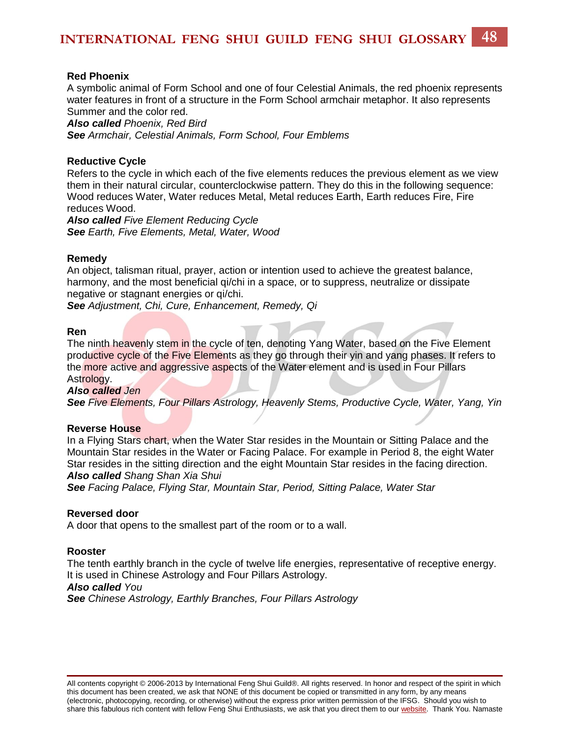### Red Phoenix

A symbolic animal of Form School and one of four Celestial Animals, the red phoenix represents water features in front of a structure in the Form School armchair metaphor. It also represents Summer and the color red.

***Also called*** *Phoenix, Red Bird*

***See*** *Armchair, Celestial Animals, Form School, Four Emblems*

### Reductive Cycle

Refers to the cycle in which each of the five elements reduces the previous element as we view them in their natural circular, counterclockwise pattern. They do this in the following sequence: Wood reduces Water, Water reduces Metal, Metal reduces Earth, Earth reduces Fire, Fire reduces Wood.

***Also called*** *Five Element Reducing Cycle*

***See*** *Earth, Five Elements, Metal, Water, Wood*

### Remedy

An object, talisman ritual, prayer, action or intention used to achieve the greatest balance, harmony, and the most beneficial qi/chi in a space, or to suppress, neutralize or dissipate negative or stagnant energies or qi/chi.

***See*** *Adjustment, Chi, Cure, Enhancement, Remedy, Qi*

### Ren

The ninth heavenly stem in the cycle of ten, denoting Yang Water, based on the Five Element productive cycle of the Five Elements as they go through their yin and yang phases. It refers to the more active and aggressive aspects of the Water element and is used in Four Pillars Astrology.

***Also called*** *Jen*

***See*** *Five Elements, Four Pillars Astrology, Heavenly Stems, Productive Cycle, Water, Yang, Yin*

### Reverse House

In a Flying Stars chart, when the Water Star resides in the Mountain or Sitting Palace and the Mountain Star resides in the Water or Facing Palace. For example in Period 8, the eight Water Star resides in the sitting direction and the eight Mountain Star resides in the facing direction.

***Also called*** *Shang Shan Xia Shui*

***See*** *Facing Palace, Flying Star, Mountain Star, Period, Sitting Palace, Water Star*

### Reversed door

A door that opens to the smallest part of the room or to a wall.

### Rooster

The tenth earthly branch in the cycle of twelve life energies, representative of receptive energy. It is used in Chinese Astrology and Four Pillars Astrology.

***Also called*** *You*

***See*** *Chinese Astrology, Earthly Branches, Four Pillars Astrology*

All contents copyright © 2006-2013 by International Feng Shui Guild®. All rights reserved. In honor and respect of the spirit in which this document has been created, we ask that NONE of this document be copied or transmitted in any form, by any means (electronic, photocopying, recording, or otherwise) without the express prior written permission of the IFSG. Should you wish to share this fabulous rich content with fellow Feng Shui Enthusiasts, we ask that you direct them to our website. Thank You. Namaste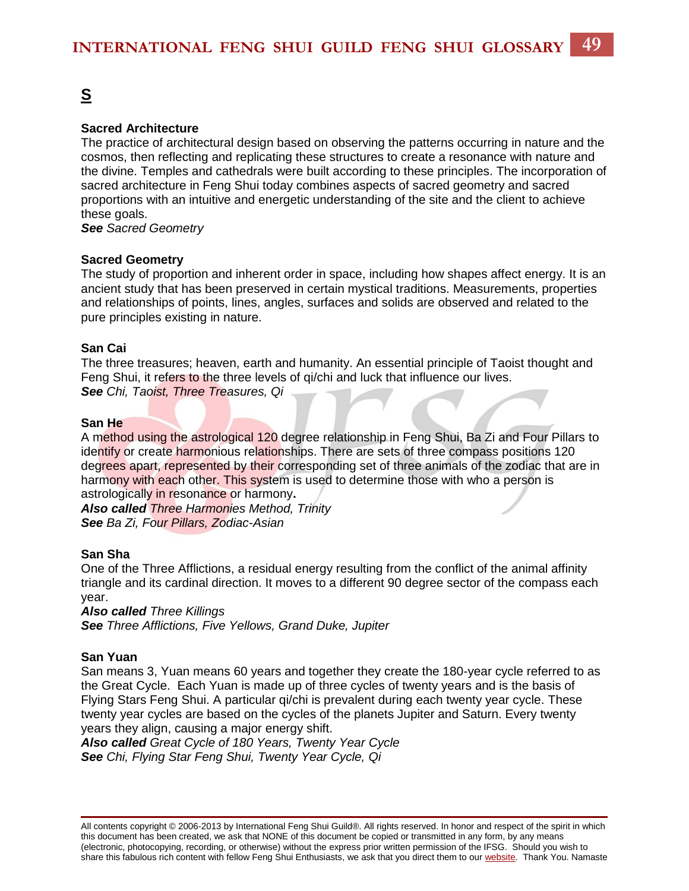# S

**Sacred Architecture**
The practice of architectural design based on observing the patterns occurring in nature and the cosmos, then reflecting and replicating these structures to create a resonance with nature and the divine. Temples and cathedrals were built according to these principles. The incorporation of sacred architecture in Feng Shui today combines aspects of sacred geometry and sacred proportions with an intuitive and energetic understanding of the site and the client to achieve these goals.
***See*** *Sacred Geometry*

**Sacred Geometry**
The study of proportion and inherent order in space, including how shapes affect energy. It is an ancient study that has been preserved in certain mystical traditions. Measurements, properties and relationships of points, lines, angles, surfaces and solids are observed and related to the pure principles existing in nature.

**San Cai**
The three treasures; heaven, earth and humanity. An essential principle of Taoist thought and Feng Shui, it refers to the three levels of qi/chi and luck that influence our lives.
***See*** *Chi, Taoist, Three Treasures, Qi*

**San He**
A method using the astrological 120 degree relationship in Feng Shui, Ba Zi and Four Pillars to identify or create harmonious relationships. There are sets of three compass positions 120 degrees apart, represented by their corresponding set of three animals of the zodiac that are in harmony with each other. This system is used to determine those with who a person is astrologically in resonance or harmony**.**
***Also called*** *Three Harmonies Method, Trinity*
***See*** *Ba Zi, Four Pillars, Zodiac-Asian*

**San Sha**
One of the Three Afflictions, a residual energy resulting from the conflict of the animal affinity triangle and its cardinal direction. It moves to a different 90 degree sector of the compass each year.
***Also called*** *Three Killings*
***See*** *Three Afflictions, Five Yellows, Grand Duke, Jupiter*

**San Yuan**
San means 3, Yuan means 60 years and together they create the 180-year cycle referred to as the Great Cycle. Each Yuan is made up of three cycles of twenty years and is the basis of Flying Stars Feng Shui. A particular qi/chi is prevalent during each twenty year cycle. These twenty year cycles are based on the cycles of the planets Jupiter and Saturn. Every twenty years they align, causing a major energy shift.
***Also called*** *Great Cycle of 180 Years, Twenty Year Cycle*
***See*** *Chi, Flying Star Feng Shui, Twenty Year Cycle, Qi*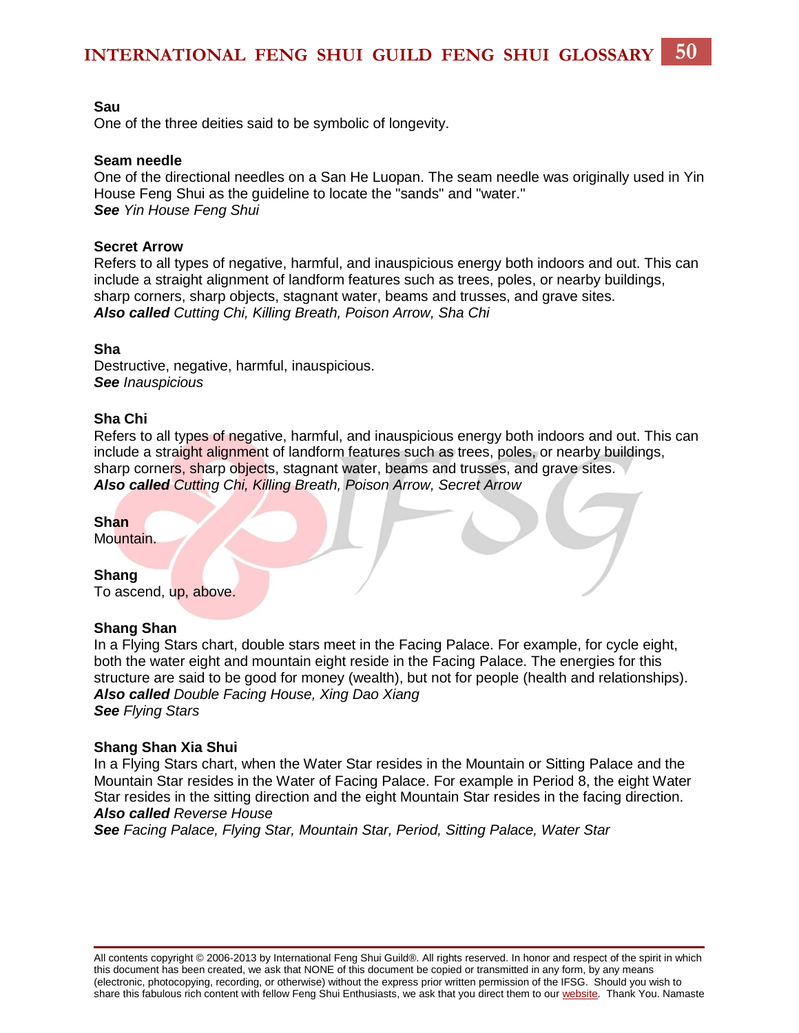**Sau**
One of the three deities said to be symbolic of longevity.

**Seam needle**
One of the directional needles on a San He Luopan. The seam needle was originally used in Yin House Feng Shui as the guideline to locate the "sands" and "water."
***See*** *Yin House Feng Shui*

**Secret Arrow**
Refers to all types of negative, harmful, and inauspicious energy both indoors and out. This can include a straight alignment of landform features such as trees, poles, or nearby buildings, sharp corners, sharp objects, stagnant water, beams and trusses, and grave sites.
***Also called*** *Cutting Chi, Killing Breath, Poison Arrow, Sha Chi*

**Sha**
Destructive, negative, harmful, inauspicious.
***See*** *Inauspicious*

**Sha Chi**
Refers to all types of negative, harmful, and inauspicious energy both indoors and out. This can include a straight alignment of landform features such as trees, poles, or nearby buildings, sharp corners, sharp objects, stagnant water, beams and trusses, and grave sites.
***Also called*** *Cutting Chi, Killing Breath, Poison Arrow, Secret Arrow*

**Shan**
Mountain.

**Shang**
To ascend, up, above.

**Shang Shan**
In a Flying Stars chart, double stars meet in the Facing Palace. For example, for cycle eight, both the water eight and mountain eight reside in the Facing Palace. The energies for this structure are said to be good for money (wealth), but not for people (health and relationships).
***Also called*** *Double Facing House, Xing Dao Xiang*
***See*** *Flying Stars*

**Shang Shan Xia Shui**
In a Flying Stars chart, when the Water Star resides in the Mountain or Sitting Palace and the Mountain Star resides in the Water of Facing Palace. For example in Period 8, the eight Water Star resides in the sitting direction and the eight Mountain Star resides in the facing direction.
***Also called*** *Reverse House*
***See*** *Facing Palace, Flying Star, Mountain Star, Period, Sitting Palace, Water Star*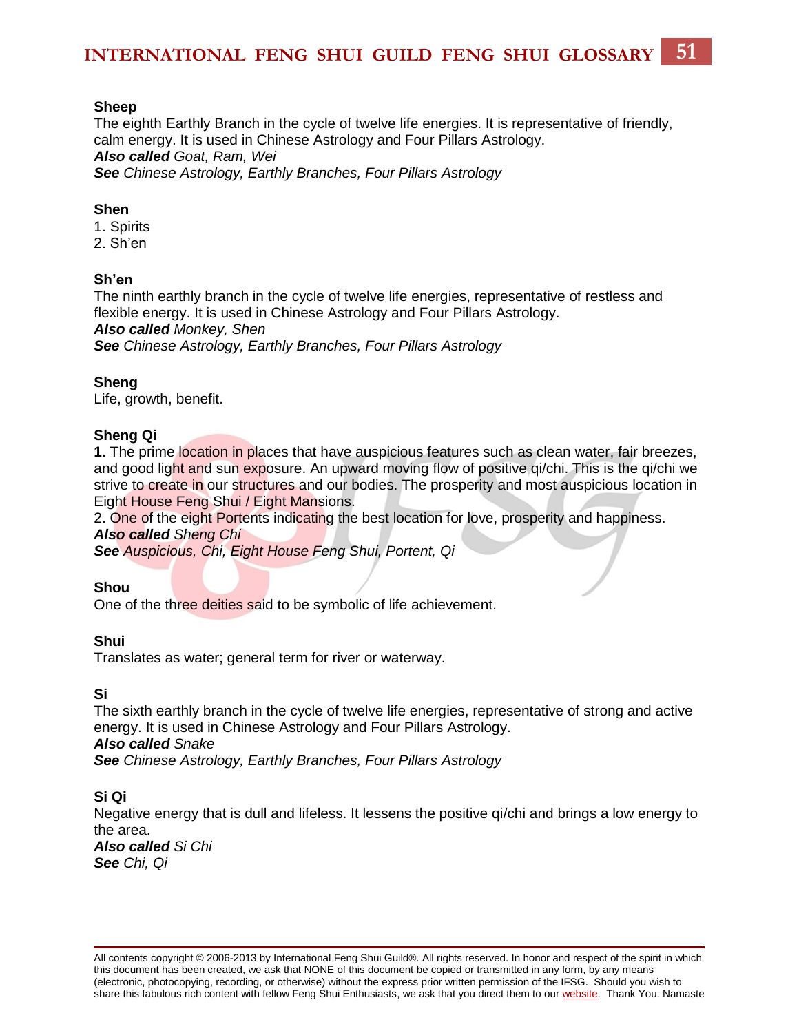**Sheep**
The eighth Earthly Branch in the cycle of twelve life energies. It is representative of friendly, calm energy. It is used in Chinese Astrology and Four Pillars Astrology.
***Also called*** *Goat, Ram, Wei*
***See*** *Chinese Astrology, Earthly Branches, Four Pillars Astrology*

**Shen**
1. Spirits
2. Sh'en

**Sh'en**
The ninth earthly branch in the cycle of twelve life energies, representative of restless and flexible energy. It is used in Chinese Astrology and Four Pillars Astrology.
***Also called*** *Monkey, Shen*
***See*** *Chinese Astrology, Earthly Branches, Four Pillars Astrology*

**Sheng**
Life, growth, benefit.

**Sheng Qi**
**1.** The prime location in places that have auspicious features such as clean water, fair breezes, and good light and sun exposure. An upward moving flow of positive qi/chi. This is the qi/chi we strive to create in our structures and our bodies. The prosperity and most auspicious location in Eight House Feng Shui / Eight Mansions.
2. One of the eight Portents indicating the best location for love, prosperity and happiness.
***Also called*** *Sheng Chi*
***See*** *Auspicious, Chi, Eight House Feng Shui, Portent, Qi*

**Shou**
One of the three deities said to be symbolic of life achievement.

**Shui**
Translates as water; general term for river or waterway.

**Si**
The sixth earthly branch in the cycle of twelve life energies, representative of strong and active energy. It is used in Chinese Astrology and Four Pillars Astrology.
***Also called*** *Snake*
***See*** *Chinese Astrology, Earthly Branches, Four Pillars Astrology*

**Si Qi**
Negative energy that is dull and lifeless. It lessens the positive qi/chi and brings a low energy to the area.
***Also called*** *Si Chi*
***See*** *Chi, Qi*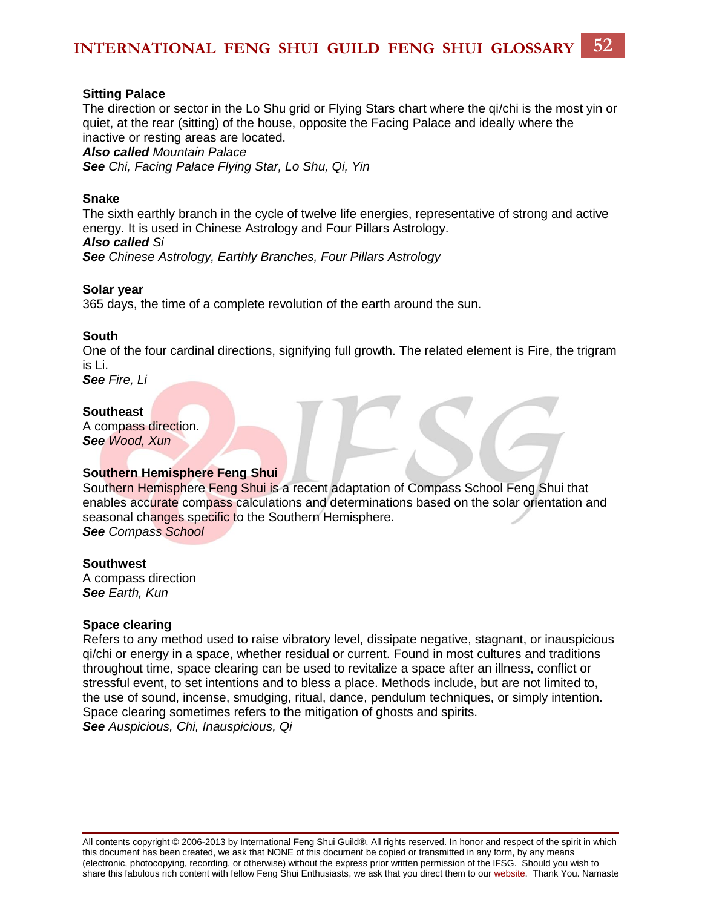**Sitting Palace**
The direction or sector in the Lo Shu grid or Flying Stars chart where the qi/chi is the most yin or quiet, at the rear (sitting) of the house, opposite the Facing Palace and ideally where the inactive or resting areas are located.
***Also called*** *Mountain Palace*
***See*** *Chi, Facing Palace Flying Star, Lo Shu, Qi, Yin*

**Snake**
The sixth earthly branch in the cycle of twelve life energies, representative of strong and active energy. It is used in Chinese Astrology and Four Pillars Astrology.
***Also called*** *Si*
***See*** *Chinese Astrology, Earthly Branches, Four Pillars Astrology*

**Solar year**
365 days, the time of a complete revolution of the earth around the sun.

**South**
One of the four cardinal directions, signifying full growth. The related element is Fire, the trigram is Li.
***See*** *Fire, Li*

**Southeast**
A compass direction.
***See*** *Wood, Xun*

**Southern Hemisphere Feng Shui**
Southern Hemisphere Feng Shui is a recent adaptation of Compass School Feng Shui that enables accurate compass calculations and determinations based on the solar orientation and seasonal changes specific to the Southern Hemisphere.
***See*** *Compass School*

**Southwest**
A compass direction
***See*** *Earth, Kun*

**Space clearing**
Refers to any method used to raise vibratory level, dissipate negative, stagnant, or inauspicious qi/chi or energy in a space, whether residual or current. Found in most cultures and traditions throughout time, space clearing can be used to revitalize a space after an illness, conflict or stressful event, to set intentions and to bless a place. Methods include, but are not limited to, the use of sound, incense, smudging, ritual, dance, pendulum techniques, or simply intention. Space clearing sometimes refers to the mitigation of ghosts and spirits.
***See*** *Auspicious, Chi, Inauspicious, Qi*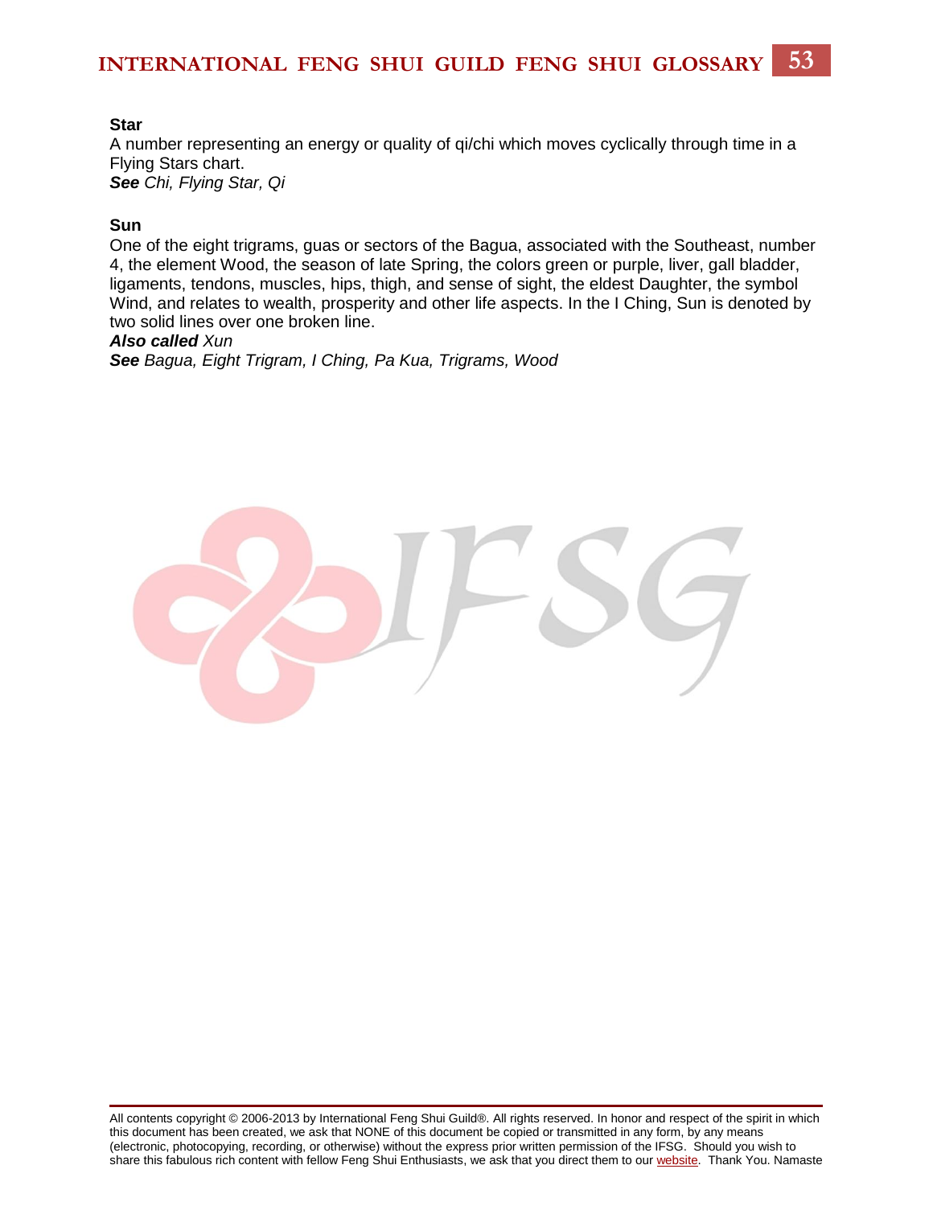**Star**

A number representing an energy or quality of qi/chi which moves cyclically through time in a Flying Stars chart.

***See*** *Chi, Flying Star, Qi*

**Sun**

One of the eight trigrams, guas or sectors of the Bagua, associated with the Southeast, number 4, the element Wood, the season of late Spring, the colors green or purple, liver, gall bladder, ligaments, tendons, muscles, hips, thigh, and sense of sight, the eldest Daughter, the symbol Wind, and relates to wealth, prosperity and other life aspects. In the I Ching, Sun is denoted by two solid lines over one broken line.

***Also called*** *Xun*

***See*** *Bagua, Eight Trigram, I Ching, Pa Kua, Trigrams, Wood*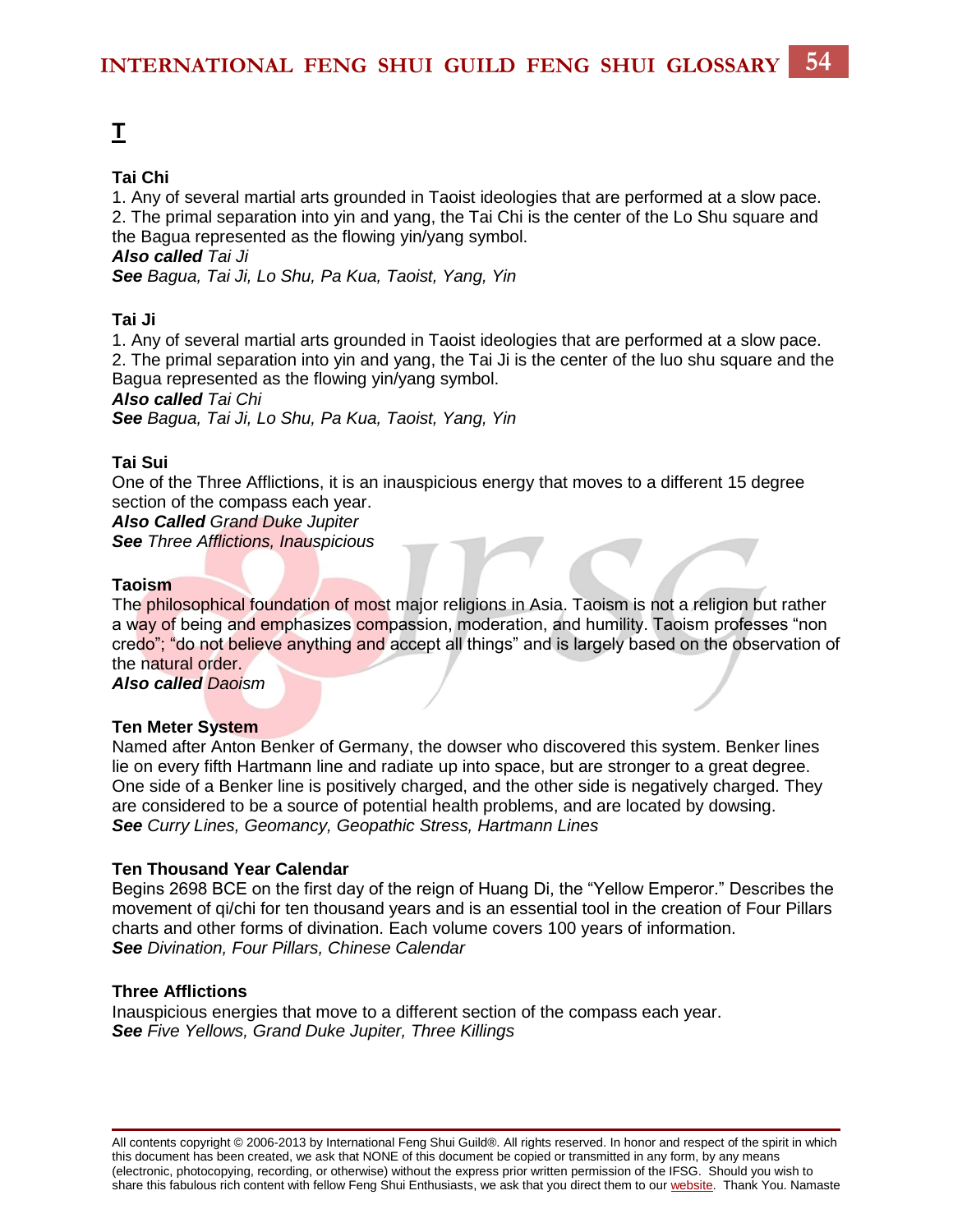# T

**Tai Chi**

1. Any of several martial arts grounded in Taoist ideologies that are performed at a slow pace.
2. The primal separation into yin and yang, the Tai Chi is the center of the Lo Shu square and the Bagua represented as the flowing yin/yang symbol.

***Also called*** *Tai Ji*

***See*** *Bagua, Tai Ji, Lo Shu, Pa Kua, Taoist, Yang, Yin*

**Tai Ji**

1. Any of several martial arts grounded in Taoist ideologies that are performed at a slow pace.
2. The primal separation into yin and yang, the Tai Ji is the center of the luo shu square and the Bagua represented as the flowing yin/yang symbol.

***Also called*** *Tai Chi*

***See*** *Bagua, Tai Ji, Lo Shu, Pa Kua, Taoist, Yang, Yin*

**Tai Sui**

One of the Three Afflictions, it is an inauspicious energy that moves to a different 15 degree section of the compass each year.

***Also Called*** *Grand Duke Jupiter*

***See*** *Three Afflictions, Inauspicious*

**Taoism**

The philosophical foundation of most major religions in Asia. Taoism is not a religion but rather a way of being and emphasizes compassion, moderation, and humility. Taoism professes "non credo"; "do not believe anything and accept all things" and is largely based on the observation of the natural order.

***Also called*** *Daoism*

**Ten Meter System**

Named after Anton Benker of Germany, the dowser who discovered this system. Benker lines lie on every fifth Hartmann line and radiate up into space, but are stronger to a great degree. One side of a Benker line is positively charged, and the other side is negatively charged. They are considered to be a source of potential health problems, and are located by dowsing.

***See*** *Curry Lines, Geomancy, Geopathic Stress, Hartmann Lines*

**Ten Thousand Year Calendar**

Begins 2698 BCE on the first day of the reign of Huang Di, the "Yellow Emperor." Describes the movement of qi/chi for ten thousand years and is an essential tool in the creation of Four Pillars charts and other forms of divination. Each volume covers 100 years of information.

***See*** *Divination, Four Pillars, Chinese Calendar*

**Three Afflictions**

Inauspicious energies that move to a different section of the compass each year.

***See*** *Five Yellows, Grand Duke Jupiter, Three Killings*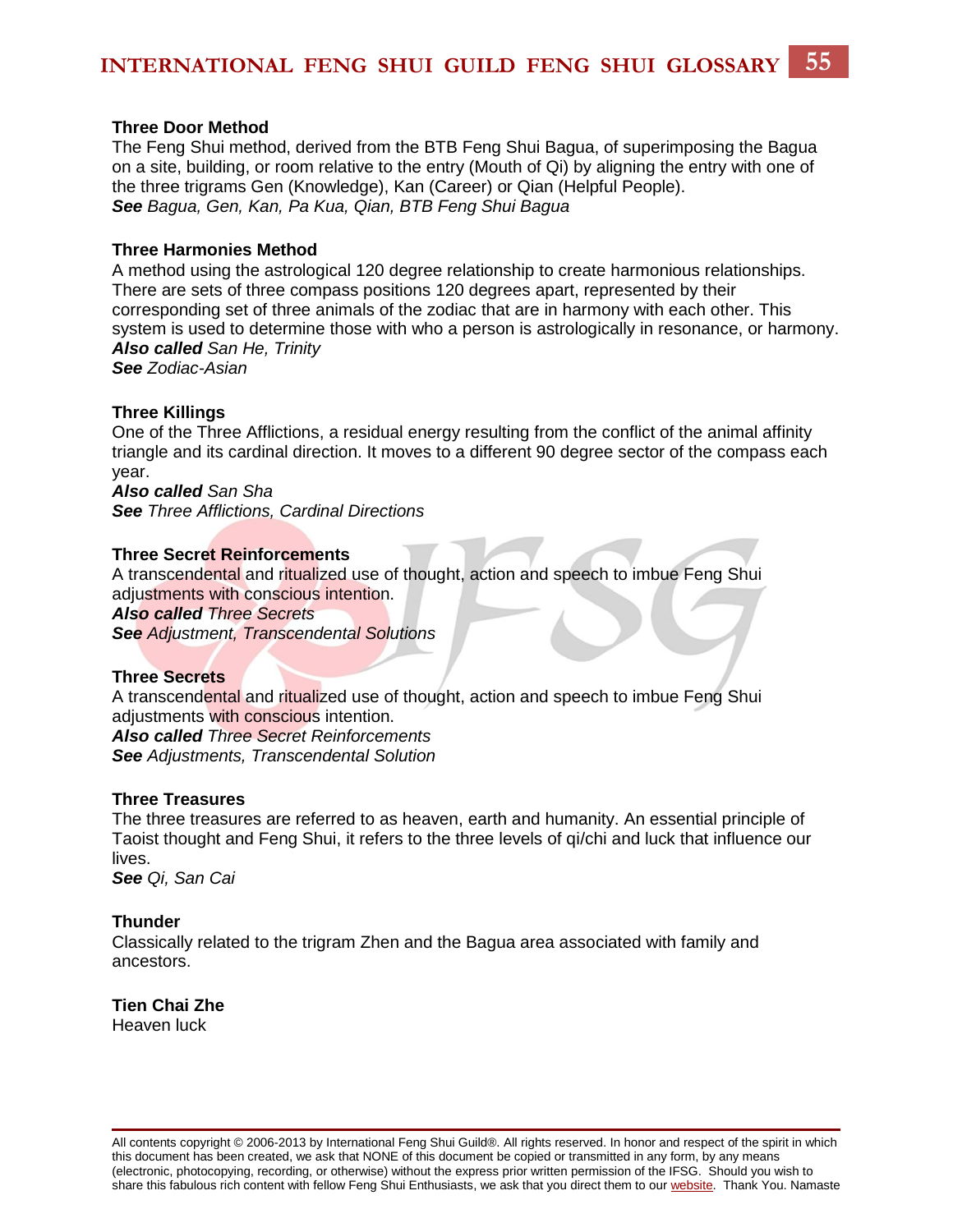### Three Door Method

The Feng Shui method, derived from the BTB Feng Shui Bagua, of superimposing the Bagua on a site, building, or room relative to the entry (Mouth of Qi) by aligning the entry with one of the three trigrams Gen (Knowledge), Kan (Career) or Qian (Helpful People).
***See*** *Bagua, Gen, Kan, Pa Kua, Qian, BTB Feng Shui Bagua*

### Three Harmonies Method

A method using the astrological 120 degree relationship to create harmonious relationships. There are sets of three compass positions 120 degrees apart, represented by their corresponding set of three animals of the zodiac that are in harmony with each other. This system is used to determine those with who a person is astrologically in resonance, or harmony.
***Also called*** *San He, Trinity*
***See*** *Zodiac-Asian*

### Three Killings

One of the Three Afflictions, a residual energy resulting from the conflict of the animal affinity triangle and its cardinal direction. It moves to a different 90 degree sector of the compass each year.
***Also called*** *San Sha*
***See*** *Three Afflictions, Cardinal Directions*

### Three Secret Reinforcements

A transcendental and ritualized use of thought, action and speech to imbue Feng Shui adjustments with conscious intention.
***Also called*** *Three Secrets*
***See*** *Adjustment, Transcendental Solutions*

### Three Secrets

A transcendental and ritualized use of thought, action and speech to imbue Feng Shui adjustments with conscious intention.
***Also called*** *Three Secret Reinforcements*
***See*** *Adjustments, Transcendental Solution*

### Three Treasures

The three treasures are referred to as heaven, earth and humanity. An essential principle of Taoist thought and Feng Shui, it refers to the three levels of qi/chi and luck that influence our lives.
***See*** *Qi, San Cai*

### Thunder

Classically related to the trigram Zhen and the Bagua area associated with family and ancestors.

### Tien Chai Zhe

Heaven luck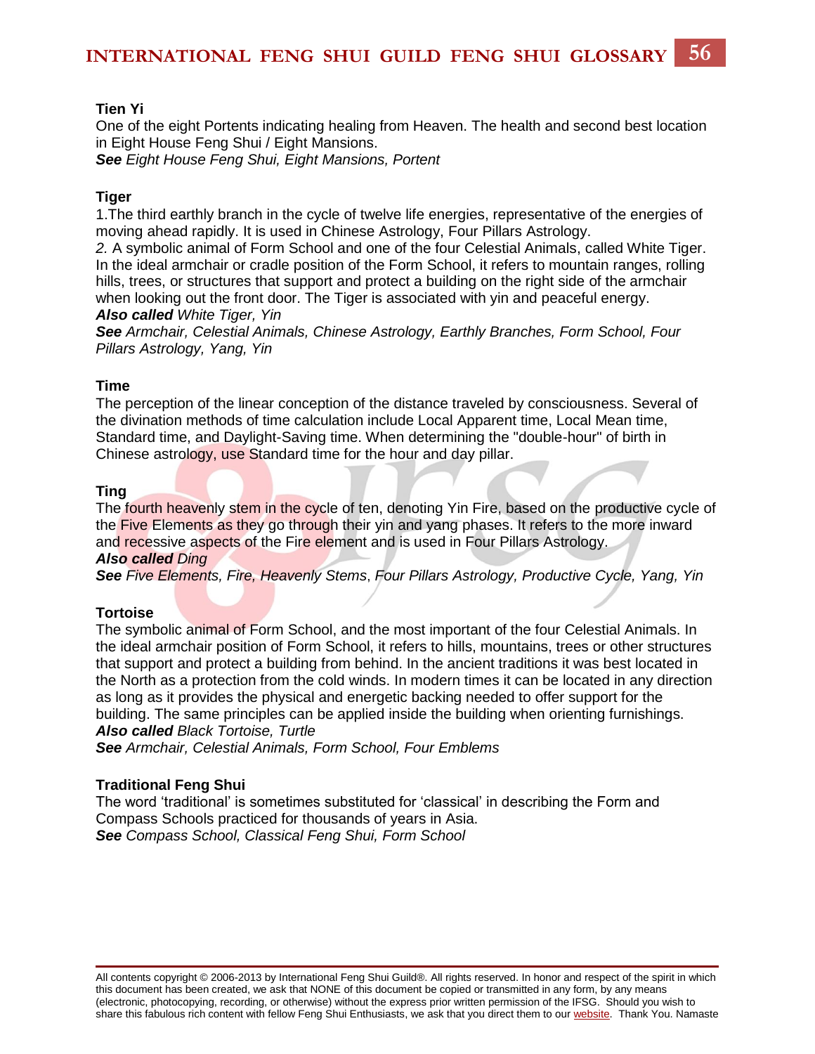**Tien Yi**

One of the eight Portents indicating healing from Heaven. The health and second best location in Eight House Feng Shui / Eight Mansions.

***See*** *Eight House Feng Shui, Eight Mansions, Portent*

**Tiger**

1.The third earthly branch in the cycle of twelve life energies, representative of the energies of moving ahead rapidly. It is used in Chinese Astrology, Four Pillars Astrology.

*2.* A symbolic animal of Form School and one of the four Celestial Animals, called White Tiger. In the ideal armchair or cradle position of the Form School, it refers to mountain ranges, rolling hills, trees, or structures that support and protect a building on the right side of the armchair when looking out the front door. The Tiger is associated with yin and peaceful energy.

***Also called*** *White Tiger, Yin*

***See*** *Armchair, Celestial Animals, Chinese Astrology, Earthly Branches, Form School, Four Pillars Astrology, Yang, Yin*

**Time**

The perception of the linear conception of the distance traveled by consciousness. Several of the divination methods of time calculation include Local Apparent time, Local Mean time, Standard time, and Daylight-Saving time. When determining the "double-hour" of birth in Chinese astrology, use Standard time for the hour and day pillar.

**Ting**

The fourth heavenly stem in the cycle of ten, denoting Yin Fire, based on the productive cycle of the Five Elements as they go through their yin and yang phases. It refers to the more inward and recessive aspects of the Fire element and is used in Four Pillars Astrology.

***Also called*** *Ding*

***See*** *Five Elements, Fire, Heavenly Stems*, *Four Pillars Astrology, Productive Cycle, Yang, Yin*

**Tortoise**

The symbolic animal of Form School, and the most important of the four Celestial Animals. In the ideal armchair position of Form School, it refers to hills, mountains, trees or other structures that support and protect a building from behind. In the ancient traditions it was best located in the North as a protection from the cold winds. In modern times it can be located in any direction as long as it provides the physical and energetic backing needed to offer support for the building. The same principles can be applied inside the building when orienting furnishings.

***Also called*** *Black Tortoise, Turtle*

***See*** *Armchair, Celestial Animals, Form School, Four Emblems*

**Traditional Feng Shui**

The word 'traditional' is sometimes substituted for 'classical' in describing the Form and Compass Schools practiced for thousands of years in Asia.

***See*** *Compass School, Classical Feng Shui, Form School*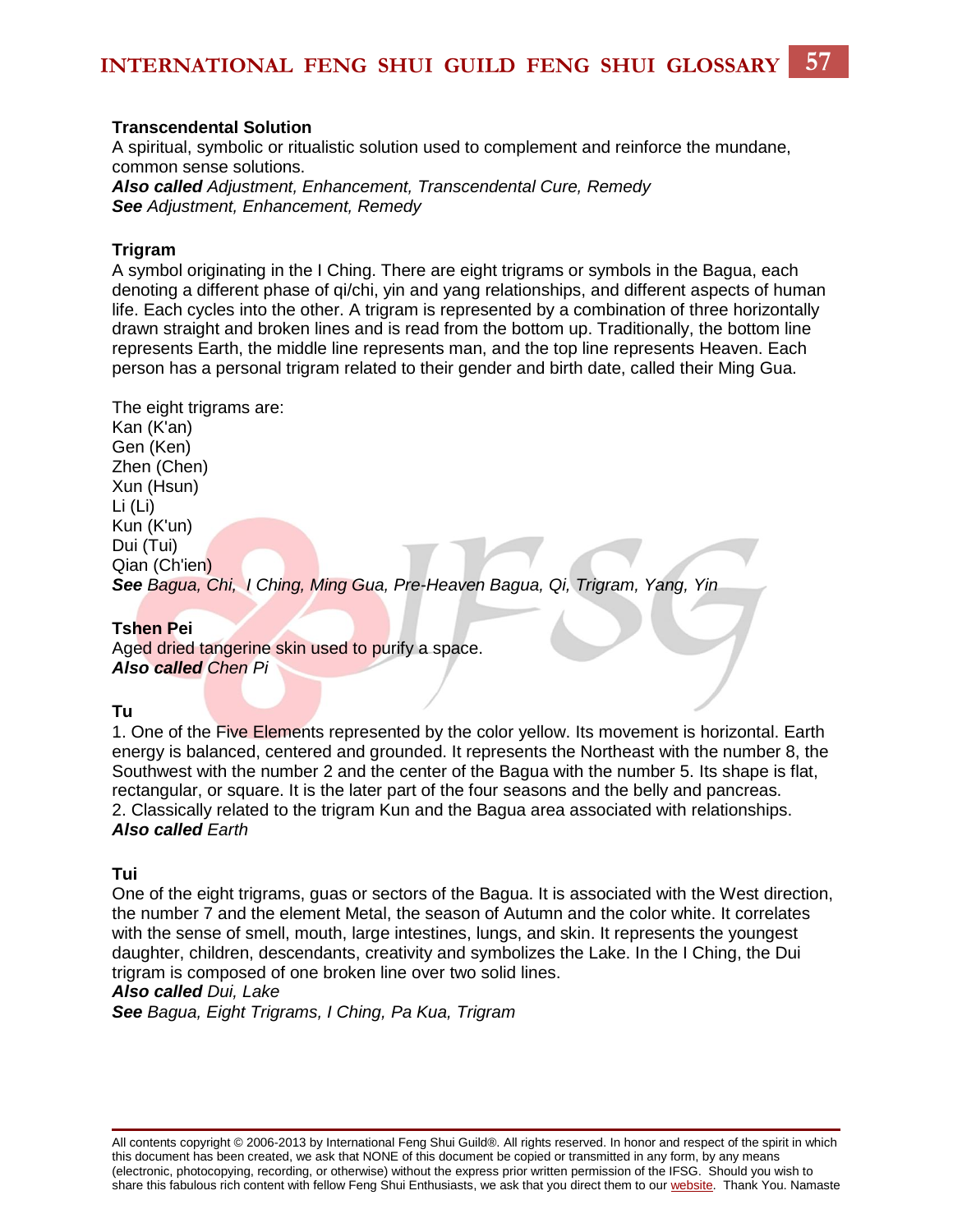**Transcendental Solution**
A spiritual, symbolic or ritualistic solution used to complement and reinforce the mundane, common sense solutions.
***Also called*** *Adjustment, Enhancement, Transcendental Cure, Remedy*
***See*** *Adjustment, Enhancement, Remedy*

**Trigram**
A symbol originating in the I Ching. There are eight trigrams or symbols in the Bagua, each denoting a different phase of qi/chi, yin and yang relationships, and different aspects of human life. Each cycles into the other. A trigram is represented by a combination of three horizontally drawn straight and broken lines and is read from the bottom up. Traditionally, the bottom line represents Earth, the middle line represents man, and the top line represents Heaven. Each person has a personal trigram related to their gender and birth date, called their Ming Gua.

The eight trigrams are:
Kan (K'an)
Gen (Ken)
Zhen (Chen)
Xun (Hsun)
Li (Li)
Kun (K'un)
Dui (Tui)
Qian (Ch'ien)
***See*** *Bagua, Chi, I Ching, Ming Gua, Pre-Heaven Bagua, Qi, Trigram, Yang, Yin*

**Tshen Pei**
Aged dried tangerine skin used to purify a space.
***Also called*** *Chen Pi*

**Tu**
1. One of the Five Elements represented by the color yellow. Its movement is horizontal. Earth energy is balanced, centered and grounded. It represents the Northeast with the number 8, the Southwest with the number 2 and the center of the Bagua with the number 5. Its shape is flat, rectangular, or square. It is the later part of the four seasons and the belly and pancreas.
2. Classically related to the trigram Kun and the Bagua area associated with relationships.
***Also called*** *Earth*

**Tui**
One of the eight trigrams, guas or sectors of the Bagua. It is associated with the West direction, the number 7 and the element Metal, the season of Autumn and the color white. It correlates with the sense of smell, mouth, large intestines, lungs, and skin. It represents the youngest daughter, children, descendants, creativity and symbolizes the Lake. In the I Ching, the Dui trigram is composed of one broken line over two solid lines.
***Also called*** *Dui, Lake*
***See*** *Bagua, Eight Trigrams, I Ching, Pa Kua, Trigram*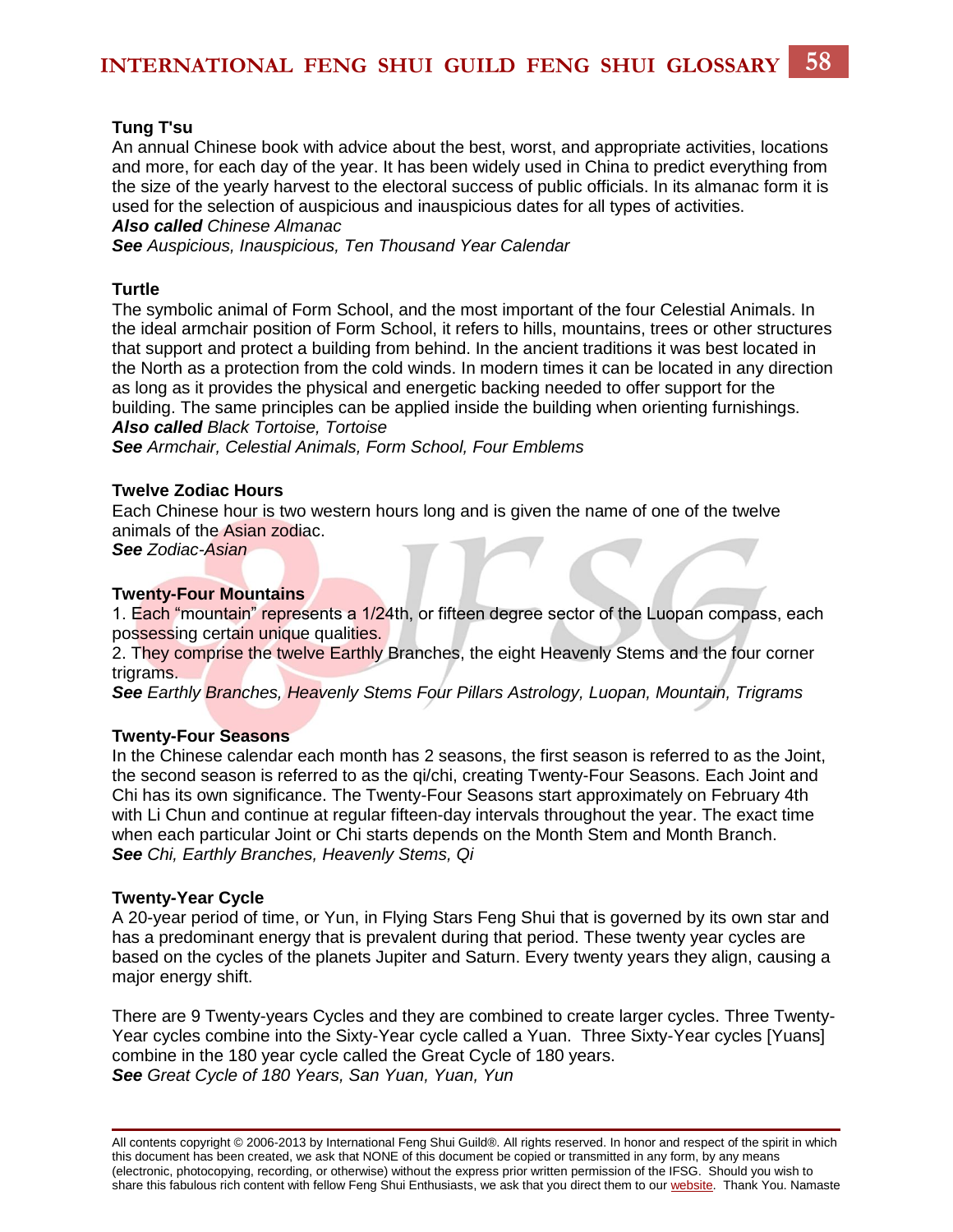**Tung T'su**

An annual Chinese book with advice about the best, worst, and appropriate activities, locations and more, for each day of the year. It has been widely used in China to predict everything from the size of the yearly harvest to the electoral success of public officials. In its almanac form it is used for the selection of auspicious and inauspicious dates for all types of activities.

***Also called*** *Chinese Almanac*

***See*** *Auspicious, Inauspicious, Ten Thousand Year Calendar*

**Turtle**

The symbolic animal of Form School, and the most important of the four Celestial Animals. In the ideal armchair position of Form School, it refers to hills, mountains, trees or other structures that support and protect a building from behind. In the ancient traditions it was best located in the North as a protection from the cold winds. In modern times it can be located in any direction as long as it provides the physical and energetic backing needed to offer support for the building. The same principles can be applied inside the building when orienting furnishings.

***Also called*** *Black Tortoise, Tortoise*

***See*** *Armchair, Celestial Animals, Form School, Four Emblems*

**Twelve Zodiac Hours**

Each Chinese hour is two western hours long and is given the name of one of the twelve animals of the Asian zodiac.

***See*** *Zodiac-Asian*

**Twenty-Four Mountains**

1. Each "mountain" represents a 1/24th, or fifteen degree sector of the Luopan compass, each possessing certain unique qualities.
2. They comprise the twelve Earthly Branches, the eight Heavenly Stems and the four corner trigrams.

***See*** *Earthly Branches, Heavenly Stems Four Pillars Astrology, Luopan, Mountain, Trigrams*

**Twenty-Four Seasons**

In the Chinese calendar each month has 2 seasons, the first season is referred to as the Joint, the second season is referred to as the qi/chi, creating Twenty-Four Seasons. Each Joint and Chi has its own significance. The Twenty-Four Seasons start approximately on February 4th with Li Chun and continue at regular fifteen-day intervals throughout the year. The exact time when each particular Joint or Chi starts depends on the Month Stem and Month Branch.

***See*** *Chi, Earthly Branches, Heavenly Stems, Qi*

**Twenty-Year Cycle**

A 20-year period of time, or Yun, in Flying Stars Feng Shui that is governed by its own star and has a predominant energy that is prevalent during that period. These twenty year cycles are based on the cycles of the planets Jupiter and Saturn. Every twenty years they align, causing a major energy shift.

There are 9 Twenty-years Cycles and they are combined to create larger cycles. Three Twenty-Year cycles combine into the Sixty-Year cycle called a Yuan. Three Sixty-Year cycles [Yuans] combine in the 180 year cycle called the Great Cycle of 180 years.

***See*** *Great Cycle of 180 Years, San Yuan, Yuan, Yun*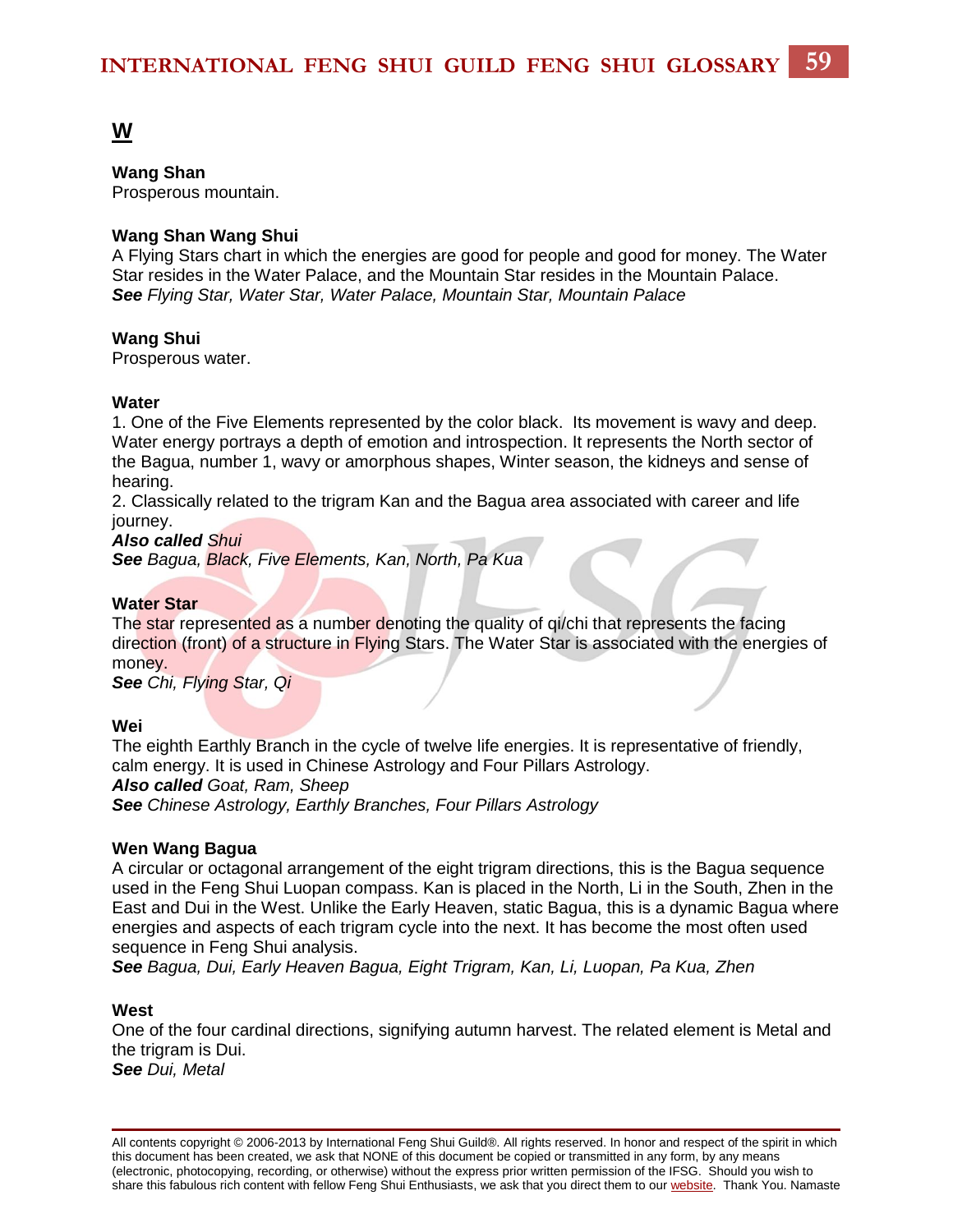## W

**Wang Shan**
Prosperous mountain.

**Wang Shan Wang Shui**
A Flying Stars chart in which the energies are good for people and good for money. The Water Star resides in the Water Palace, and the Mountain Star resides in the Mountain Palace.
***See*** *Flying Star, Water Star, Water Palace, Mountain Star, Mountain Palace*

**Wang Shui**
Prosperous water.

**Water**
1. One of the Five Elements represented by the color black. Its movement is wavy and deep. Water energy portrays a depth of emotion and introspection. It represents the North sector of the Bagua, number 1, wavy or amorphous shapes, Winter season, the kidneys and sense of hearing.
2. Classically related to the trigram Kan and the Bagua area associated with career and life journey.
***Also called*** *Shui*
***See*** *Bagua, Black, Five Elements, Kan, North, Pa Kua*

**Water Star**
The star represented as a number denoting the quality of qi/chi that represents the facing direction (front) of a structure in Flying Stars. The Water Star is associated with the energies of money.
***See*** *Chi, Flying Star, Qi*

**Wei**
The eighth Earthly Branch in the cycle of twelve life energies. It is representative of friendly, calm energy. It is used in Chinese Astrology and Four Pillars Astrology.
***Also called*** *Goat, Ram, Sheep*
***See*** *Chinese Astrology, Earthly Branches, Four Pillars Astrology*

**Wen Wang Bagua**
A circular or octagonal arrangement of the eight trigram directions, this is the Bagua sequence used in the Feng Shui Luopan compass. Kan is placed in the North, Li in the South, Zhen in the East and Dui in the West. Unlike the Early Heaven, static Bagua, this is a dynamic Bagua where energies and aspects of each trigram cycle into the next. It has become the most often used sequence in Feng Shui analysis.
***See*** *Bagua, Dui, Early Heaven Bagua, Eight Trigram, Kan, Li, Luopan, Pa Kua, Zhen*

**West**
One of the four cardinal directions, signifying autumn harvest. The related element is Metal and the trigram is Dui.
***See*** *Dui, Metal*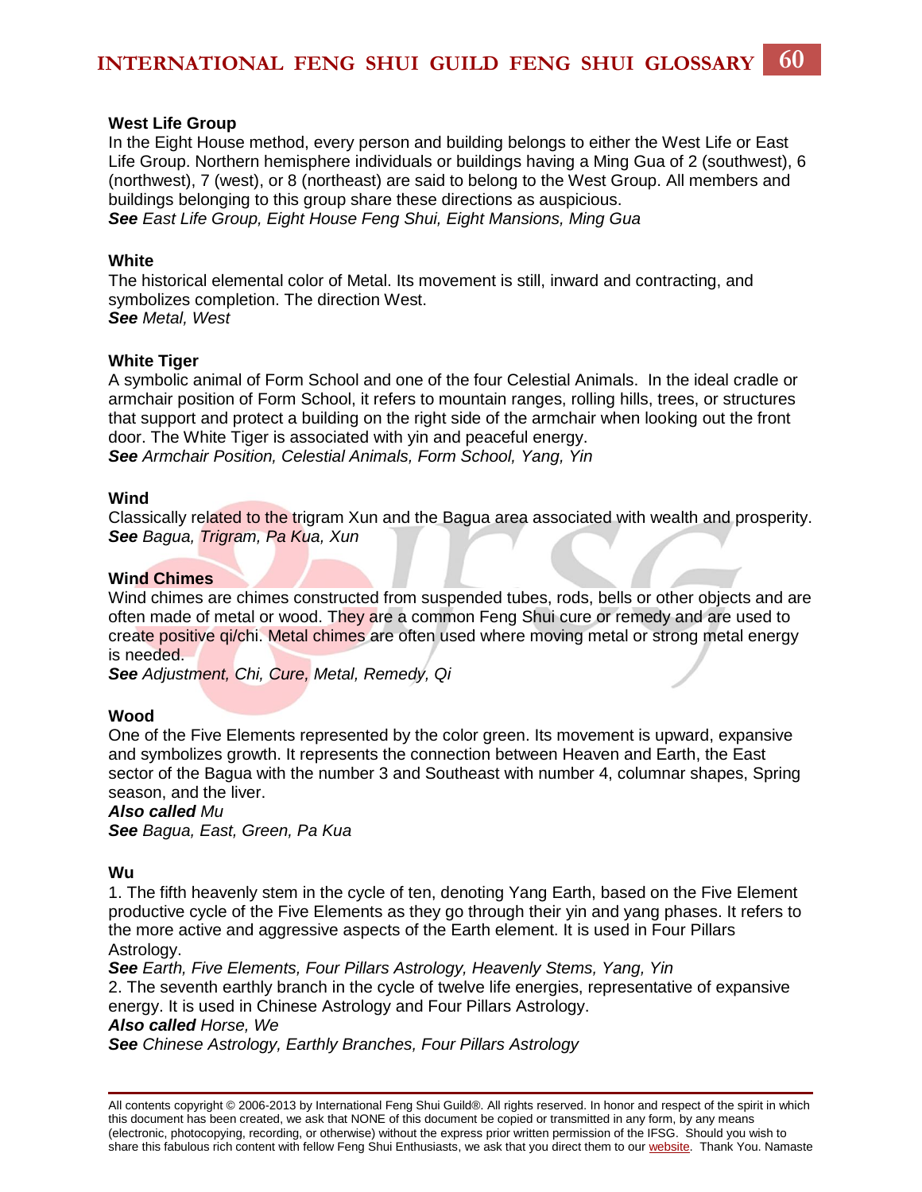**West Life Group**
In the Eight House method, every person and building belongs to either the West Life or East Life Group. Northern hemisphere individuals or buildings having a Ming Gua of 2 (southwest), 6 (northwest), 7 (west), or 8 (northeast) are said to belong to the West Group. All members and buildings belonging to this group share these directions as auspicious.
***See** East Life Group, Eight House Feng Shui, Eight Mansions, Ming Gua*

**White**
The historical elemental color of Metal. Its movement is still, inward and contracting, and symbolizes completion. The direction West.
***See** Metal, West*

**White Tiger**
A symbolic animal of Form School and one of the four Celestial Animals. In the ideal cradle or armchair position of Form School, it refers to mountain ranges, rolling hills, trees, or structures that support and protect a building on the right side of the armchair when looking out the front door. The White Tiger is associated with yin and peaceful energy.
***See** Armchair Position, Celestial Animals, Form School, Yang, Yin*

**Wind**
Classically related to the trigram Xun and the Bagua area associated with wealth and prosperity.
***See** Bagua, Trigram, Pa Kua, Xun*

**Wind Chimes**
Wind chimes are chimes constructed from suspended tubes, rods, bells or other objects and are often made of metal or wood. They are a common Feng Shui cure or remedy and are used to create positive qi/chi. Metal chimes are often used where moving metal or strong metal energy is needed.
***See** Adjustment, Chi, Cure, Metal, Remedy, Qi*

**Wood**
One of the Five Elements represented by the color green. Its movement is upward, expansive and symbolizes growth. It represents the connection between Heaven and Earth, the East sector of the Bagua with the number 3 and Southeast with number 4, columnar shapes, Spring season, and the liver.
***Also called** Mu*
***See** Bagua, East, Green, Pa Kua*

**Wu**
1. The fifth heavenly stem in the cycle of ten, denoting Yang Earth, based on the Five Element productive cycle of the Five Elements as they go through their yin and yang phases. It refers to the more active and aggressive aspects of the Earth element. It is used in Four Pillars Astrology.
***See** Earth, Five Elements, Four Pillars Astrology, Heavenly Stems, Yang, Yin*
2. The seventh earthly branch in the cycle of twelve life energies, representative of expansive energy. It is used in Chinese Astrology and Four Pillars Astrology.
***Also called** Horse, We*
***See** Chinese Astrology, Earthly Branches, Four Pillars Astrology*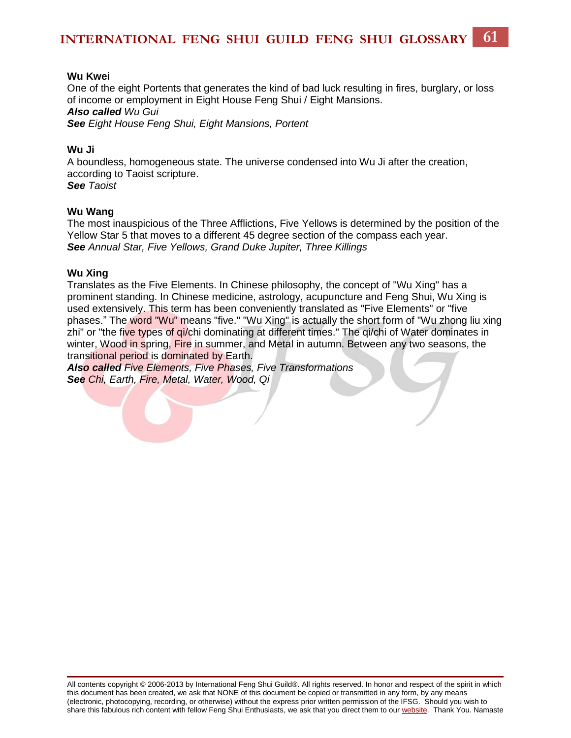**Wu Kwei**

One of the eight Portents that generates the kind of bad luck resulting in fires, burglary, or loss of income or employment in Eight House Feng Shui / Eight Mansions.

***Also called*** *Wu Gui*

***See*** *Eight House Feng Shui, Eight Mansions, Portent*

**Wu Ji**

A boundless, homogeneous state. The universe condensed into Wu Ji after the creation, according to Taoist scripture.

***See*** *Taoist*

**Wu Wang**

The most inauspicious of the Three Afflictions, Five Yellows is determined by the position of the Yellow Star 5 that moves to a different 45 degree section of the compass each year.

***See*** *Annual Star, Five Yellows, Grand Duke Jupiter, Three Killings*

**Wu Xing**

Translates as the Five Elements. In Chinese philosophy, the concept of "Wu Xing" has a prominent standing. In Chinese medicine, astrology, acupuncture and Feng Shui, Wu Xing is used extensively. This term has been conveniently translated as "Five Elements" or "five phases." The word "Wu" means "five." "Wu Xing" is actually the short form of "Wu zhong liu xing zhi" or "the five types of qi/chi dominating at different times." The qi/chi of Water dominates in winter, Wood in spring, Fire in summer, and Metal in autumn. Between any two seasons, the transitional period is dominated by Earth.

***Also called*** *Five Elements, Five Phases, Five Transformations*

***See*** *Chi, Earth, Fire, Metal, Water, Wood, Qi*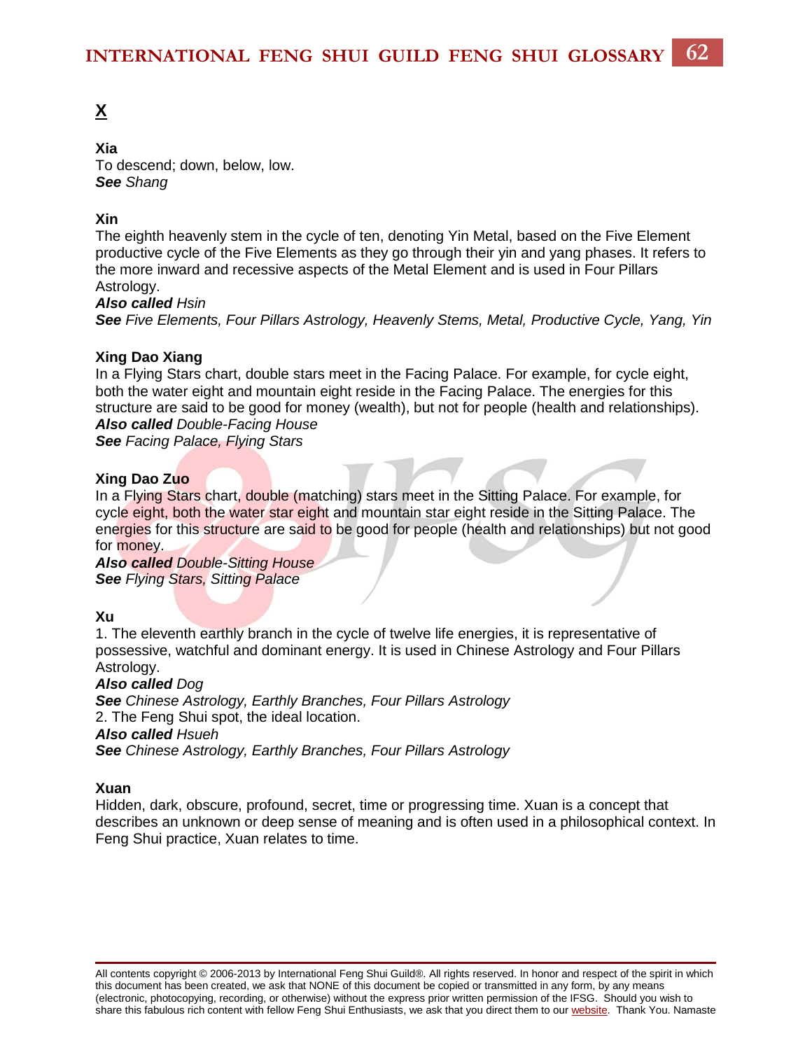# X

**Xia**
To descend; down, below, low.
***See*** *Shang*

**Xin**
The eighth heavenly stem in the cycle of ten, denoting Yin Metal, based on the Five Element productive cycle of the Five Elements as they go through their yin and yang phases. It refers to the more inward and recessive aspects of the Metal Element and is used in Four Pillars Astrology.
***Also called*** *Hsin*
***See*** *Five Elements, Four Pillars Astrology, Heavenly Stems, Metal, Productive Cycle, Yang, Yin*

**Xing Dao Xiang**
In a Flying Stars chart, double stars meet in the Facing Palace. For example, for cycle eight, both the water eight and mountain eight reside in the Facing Palace. The energies for this structure are said to be good for money (wealth), but not for people (health and relationships).
***Also called*** *Double-Facing House*
***See*** *Facing Palace, Flying Stars*

**Xing Dao Zuo**
In a Flying Stars chart, double (matching) stars meet in the Sitting Palace. For example, for cycle eight, both the water star eight and mountain star eight reside in the Sitting Palace. The energies for this structure are said to be good for people (health and relationships) but not good for money.
***Also called*** *Double-Sitting House*
***See*** *Flying Stars, Sitting Palace*

**Xu**
1. The eleventh earthly branch in the cycle of twelve life energies, it is representative of possessive, watchful and dominant energy. It is used in Chinese Astrology and Four Pillars Astrology.
***Also called*** *Dog*
***See*** *Chinese Astrology, Earthly Branches, Four Pillars Astrology*
2. The Feng Shui spot, the ideal location.
***Also called*** *Hsueh*
***See*** *Chinese Astrology, Earthly Branches, Four Pillars Astrology*

**Xuan**
Hidden, dark, obscure, profound, secret, time or progressing time. Xuan is a concept that describes an unknown or deep sense of meaning and is often used in a philosophical context. In Feng Shui practice, Xuan relates to time.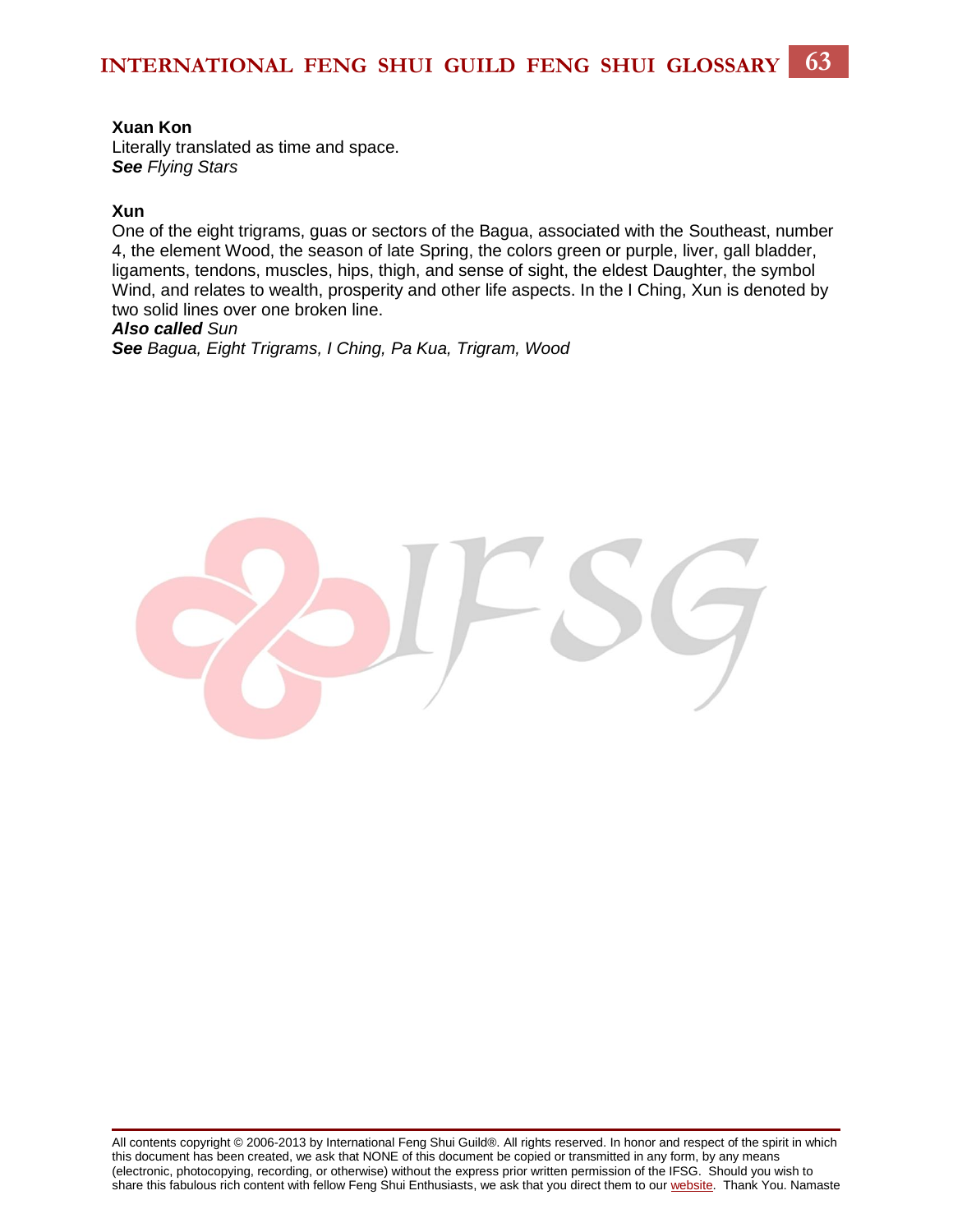**Xuan Kon**
Literally translated as time and space.
***See*** *Flying Stars*

**Xun**
One of the eight trigrams, guas or sectors of the Bagua, associated with the Southeast, number 4, the element Wood, the season of late Spring, the colors green or purple, liver, gall bladder, ligaments, tendons, muscles, hips, thigh, and sense of sight, the eldest Daughter, the symbol Wind, and relates to wealth, prosperity and other life aspects. In the I Ching, Xun is denoted by two solid lines over one broken line.
***Also called*** *Sun*
***See*** *Bagua, Eight Trigrams, I Ching, Pa Kua, Trigram, Wood*

All contents copyright © 2006-2013 by International Feng Shui Guild®. All rights reserved. In honor and respect of the spirit in which this document has been created, we ask that NONE of this document be copied or transmitted in any form, by any means (electronic, photocopying, recording, or otherwise) without the express prior written permission of the IFSG. Should you wish to share this fabulous rich content with fellow Feng Shui Enthusiasts, we ask that you direct them to our website. Thank You. Namaste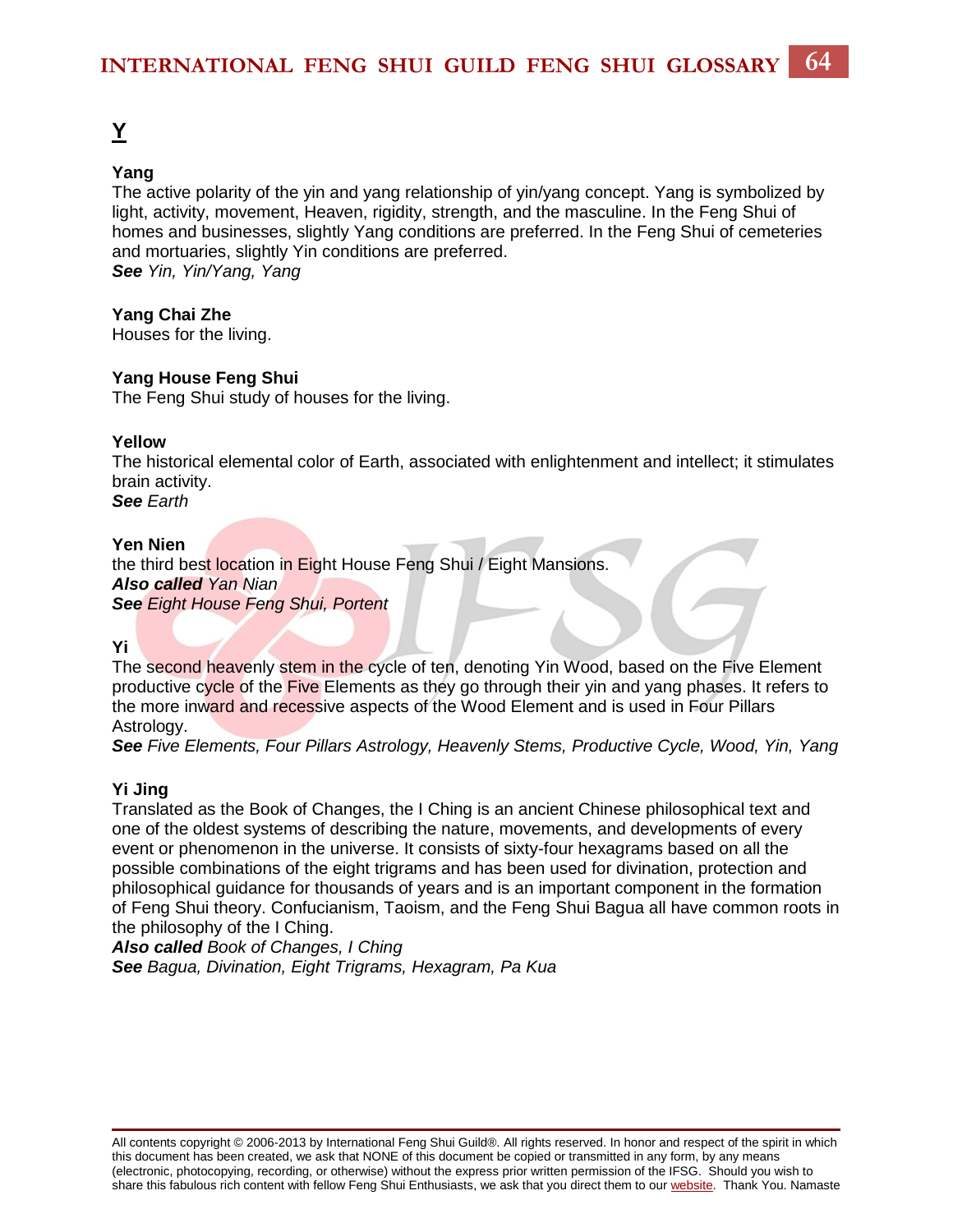## Y

**Yang**
The active polarity of the yin and yang relationship of yin/yang concept. Yang is symbolized by light, activity, movement, Heaven, rigidity, strength, and the masculine. In the Feng Shui of homes and businesses, slightly Yang conditions are preferred. In the Feng Shui of cemeteries and mortuaries, slightly Yin conditions are preferred.
***See*** *Yin, Yin/Yang, Yang*

**Yang Chai Zhe**
Houses for the living.

**Yang House Feng Shui**
The Feng Shui study of houses for the living.

**Yellow**
The historical elemental color of Earth, associated with enlightenment and intellect; it stimulates brain activity.
***See*** *Earth*

**Yen Nien**
the third best location in Eight House Feng Shui / Eight Mansions.
***Also called*** *Yan Nian*
***See*** *Eight House Feng Shui, Portent*

**Yi**
The second heavenly stem in the cycle of ten, denoting Yin Wood, based on the Five Element productive cycle of the Five Elements as they go through their yin and yang phases. It refers to the more inward and recessive aspects of the Wood Element and is used in Four Pillars Astrology.
***See*** *Five Elements, Four Pillars Astrology, Heavenly Stems, Productive Cycle, Wood, Yin, Yang*

**Yi Jing**
Translated as the Book of Changes, the I Ching is an ancient Chinese philosophical text and one of the oldest systems of describing the nature, movements, and developments of every event or phenomenon in the universe. It consists of sixty-four hexagrams based on all the possible combinations of the eight trigrams and has been used for divination, protection and philosophical guidance for thousands of years and is an important component in the formation of Feng Shui theory. Confucianism, Taoism, and the Feng Shui Bagua all have common roots in the philosophy of the I Ching.
***Also called*** *Book of Changes, I Ching*
***See*** *Bagua, Divination, Eight Trigrams, Hexagram, Pa Kua*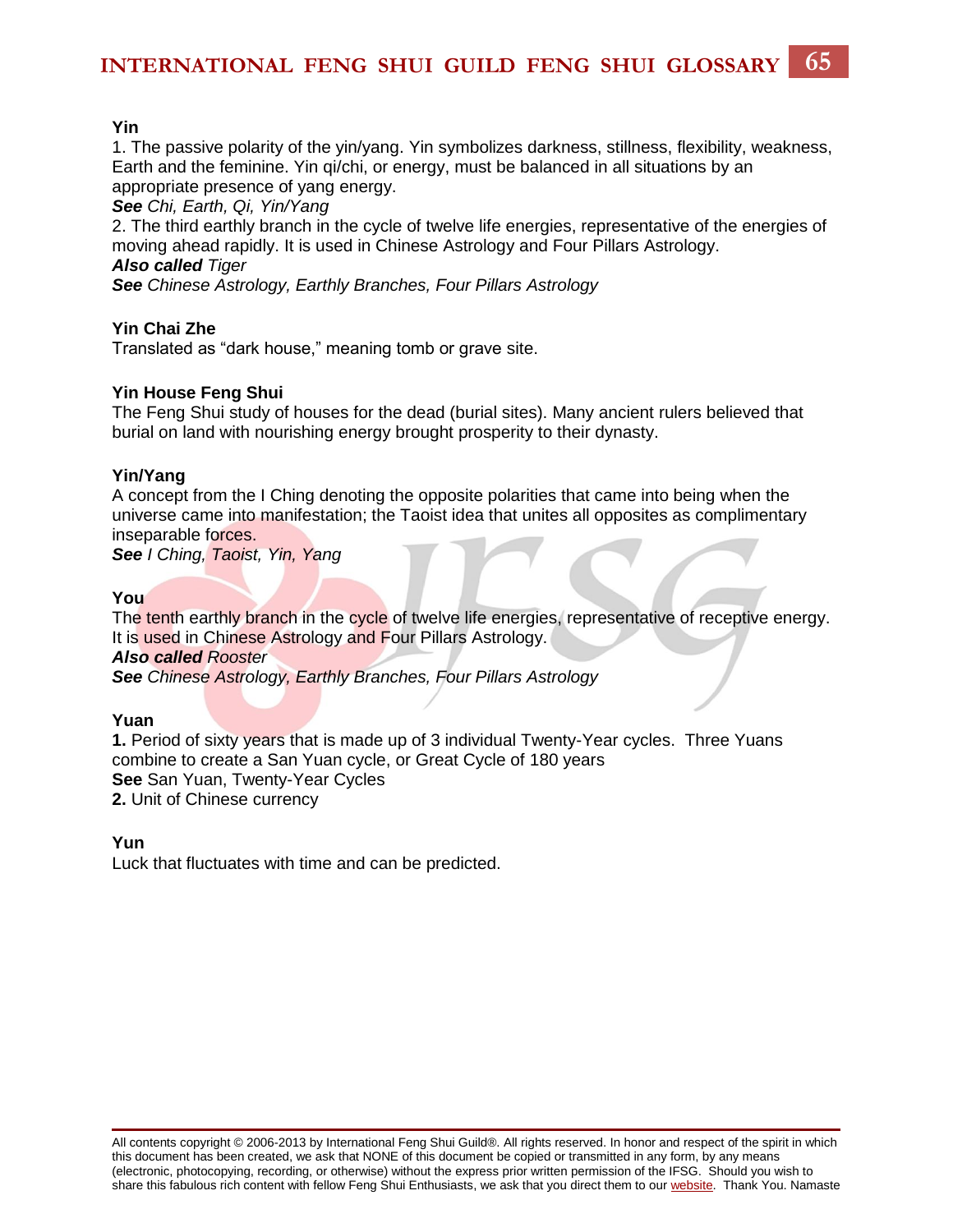**Yin**

1. The passive polarity of the yin/yang. Yin symbolizes darkness, stillness, flexibility, weakness, Earth and the feminine. Yin qi/chi, or energy, must be balanced in all situations by an appropriate presence of yang energy.

***See*** *Chi, Earth, Qi, Yin/Yang*

2. The third earthly branch in the cycle of twelve life energies, representative of the energies of moving ahead rapidly. It is used in Chinese Astrology and Four Pillars Astrology.

***Also called*** *Tiger*

***See*** *Chinese Astrology, Earthly Branches, Four Pillars Astrology*

**Yin Chai Zhe**

Translated as "dark house," meaning tomb or grave site.

**Yin House Feng Shui**

The Feng Shui study of houses for the dead (burial sites). Many ancient rulers believed that burial on land with nourishing energy brought prosperity to their dynasty.

**Yin/Yang**

A concept from the I Ching denoting the opposite polarities that came into being when the universe came into manifestation; the Taoist idea that unites all opposites as complimentary inseparable forces.

***See*** *I Ching, Taoist, Yin, Yang*

**You**

The tenth earthly branch in the cycle of twelve life energies, representative of receptive energy. It is used in Chinese Astrology and Four Pillars Astrology.

***Also called*** *Rooster*

***See*** *Chinese Astrology, Earthly Branches, Four Pillars Astrology*

**Yuan**

**1.** Period of sixty years that is made up of 3 individual Twenty-Year cycles. Three Yuans combine to create a San Yuan cycle, or Great Cycle of 180 years

**See** San Yuan, Twenty-Year Cycles

**2.** Unit of Chinese currency

**Yun**

Luck that fluctuates with time and can be predicted.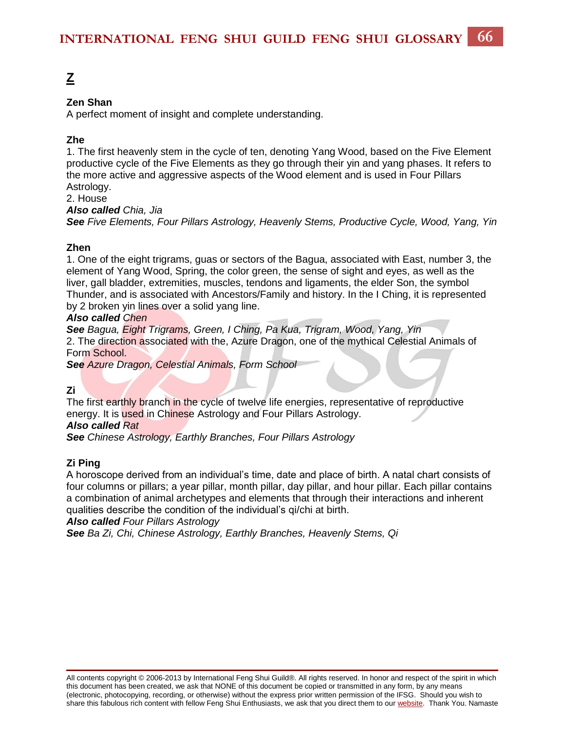## Z

**Zen Shan**
A perfect moment of insight and complete understanding.

**Zhe**
1. The first heavenly stem in the cycle of ten, denoting Yang Wood, based on the Five Element productive cycle of the Five Elements as they go through their yin and yang phases. It refers to the more active and aggressive aspects of the Wood element and is used in Four Pillars Astrology.
2. House
***Also called*** *Chia, Jia*
***See*** *Five Elements, Four Pillars Astrology, Heavenly Stems, Productive Cycle, Wood, Yang, Yin*

**Zhen**
1. One of the eight trigrams, guas or sectors of the Bagua, associated with East, number 3, the element of Yang Wood, Spring, the color green, the sense of sight and eyes, as well as the liver, gall bladder, extremities, muscles, tendons and ligaments, the elder Son, the symbol Thunder, and is associated with Ancestors/Family and history. In the I Ching, it is represented by 2 broken yin lines over a solid yang line.
***Also called*** *Chen*
***See*** *Bagua, Eight Trigrams, Green, I Ching, Pa Kua, Trigram, Wood, Yang, Yin*
2. The direction associated with the, Azure Dragon, one of the mythical Celestial Animals of Form School.
***See*** *Azure Dragon, Celestial Animals, Form School*

**Zi**
The first earthly branch in the cycle of twelve life energies, representative of reproductive energy. It is used in Chinese Astrology and Four Pillars Astrology.
***Also called*** *Rat*
***See*** *Chinese Astrology, Earthly Branches, Four Pillars Astrology*

**Zi Ping**
A horoscope derived from an individual's time, date and place of birth. A natal chart consists of four columns or pillars; a year pillar, month pillar, day pillar, and hour pillar. Each pillar contains a combination of animal archetypes and elements that through their interactions and inherent qualities describe the condition of the individual's qi/chi at birth.
***Also called*** *Four Pillars Astrology*
***See*** *Ba Zi, Chi, Chinese Astrology, Earthly Branches, Heavenly Stems, Qi*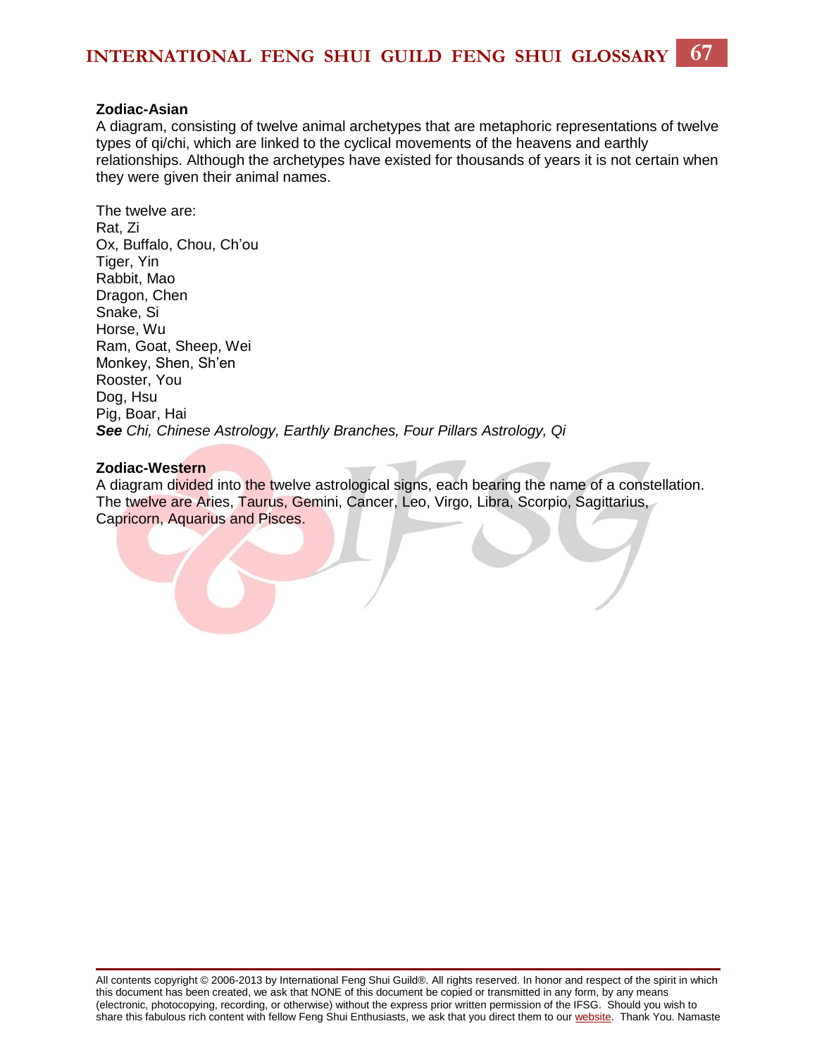**Zodiac-Asian**

A diagram, consisting of twelve animal archetypes that are metaphoric representations of twelve types of qi/chi, which are linked to the cyclical movements of the heavens and earthly relationships. Although the archetypes have existed for thousands of years it is not certain when they were given their animal names.

The twelve are:
Rat, Zi
Ox, Buffalo, Chou, Ch'ou
Tiger, Yin
Rabbit, Mao
Dragon, Chen
Snake, Si
Horse, Wu
Ram, Goat, Sheep, Wei
Monkey, Shen, Sh'en
Rooster, You
Dog, Hsu
Pig, Boar, Hai
***See*** *Chi, Chinese Astrology, Earthly Branches, Four Pillars Astrology, Qi*

**Zodiac-Western**

A diagram divided into the twelve astrological signs, each bearing the name of a constellation. The twelve are Aries, Taurus, Gemini, Cancer, Leo, Virgo, Libra, Scorpio, Sagittarius, Capricorn, Aquarius and Pisces.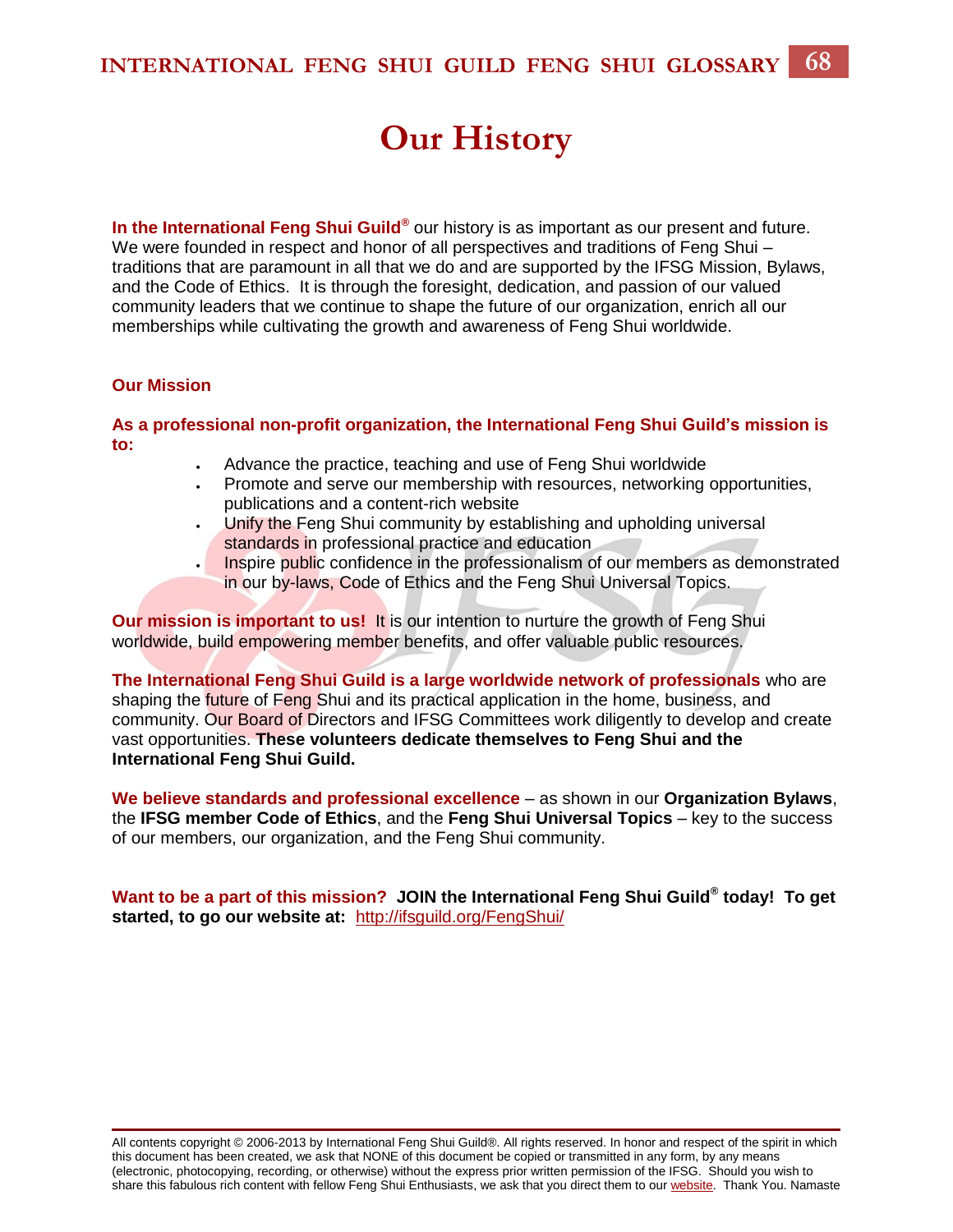# Our History

**In the International Feng Shui Guild®** our history is as important as our present and future. We were founded in respect and honor of all perspectives and traditions of Feng Shui – traditions that are paramount in all that we do and are supported by the IFSG Mission, Bylaws, and the Code of Ethics. It is through the foresight, dedication, and passion of our valued community leaders that we continue to shape the future of our organization, enrich all our memberships while cultivating the growth and awareness of Feng Shui worldwide.

**Our Mission**

**As a professional non-profit organization, the International Feng Shui Guild's mission is to:**

- Advance the practice, teaching and use of Feng Shui worldwide
- Promote and serve our membership with resources, networking opportunities, publications and a content-rich website
- Unify the Feng Shui community by establishing and upholding universal standards in professional practice and education
- Inspire public confidence in the professionalism of our members as demonstrated in our by-laws, Code of Ethics and the Feng Shui Universal Topics.

**Our mission is important to us!** It is our intention to nurture the growth of Feng Shui worldwide, build empowering member benefits, and offer valuable public resources.

**The International Feng Shui Guild is a large worldwide network of professionals** who are shaping the future of Feng Shui and its practical application in the home, business, and community. Our Board of Directors and IFSG Committees work diligently to develop and create vast opportunities. **These volunteers dedicate themselves to Feng Shui and the International Feng Shui Guild.**

**We believe standards and professional excellence** – as shown in our **Organization Bylaws**, the **IFSG member Code of Ethics**, and the **Feng Shui Universal Topics** – key to the success of our members, our organization, and the Feng Shui community.

**Want to be a part of this mission? JOIN the International Feng Shui Guild® today! To get started, to go our website at:** http://ifsguild.org/FengShui/

All contents copyright © 2006-2013 by International Feng Shui Guild®. All rights reserved. In honor and respect of the spirit in which this document has been created, we ask that NONE of this document be copied or transmitted in any form, by any means (electronic, photocopying, recording, or otherwise) without the express prior written permission of the IFSG. Should you wish to share this fabulous rich content with fellow Feng Shui Enthusiasts, we ask that you direct them to our website. Thank You. Namaste